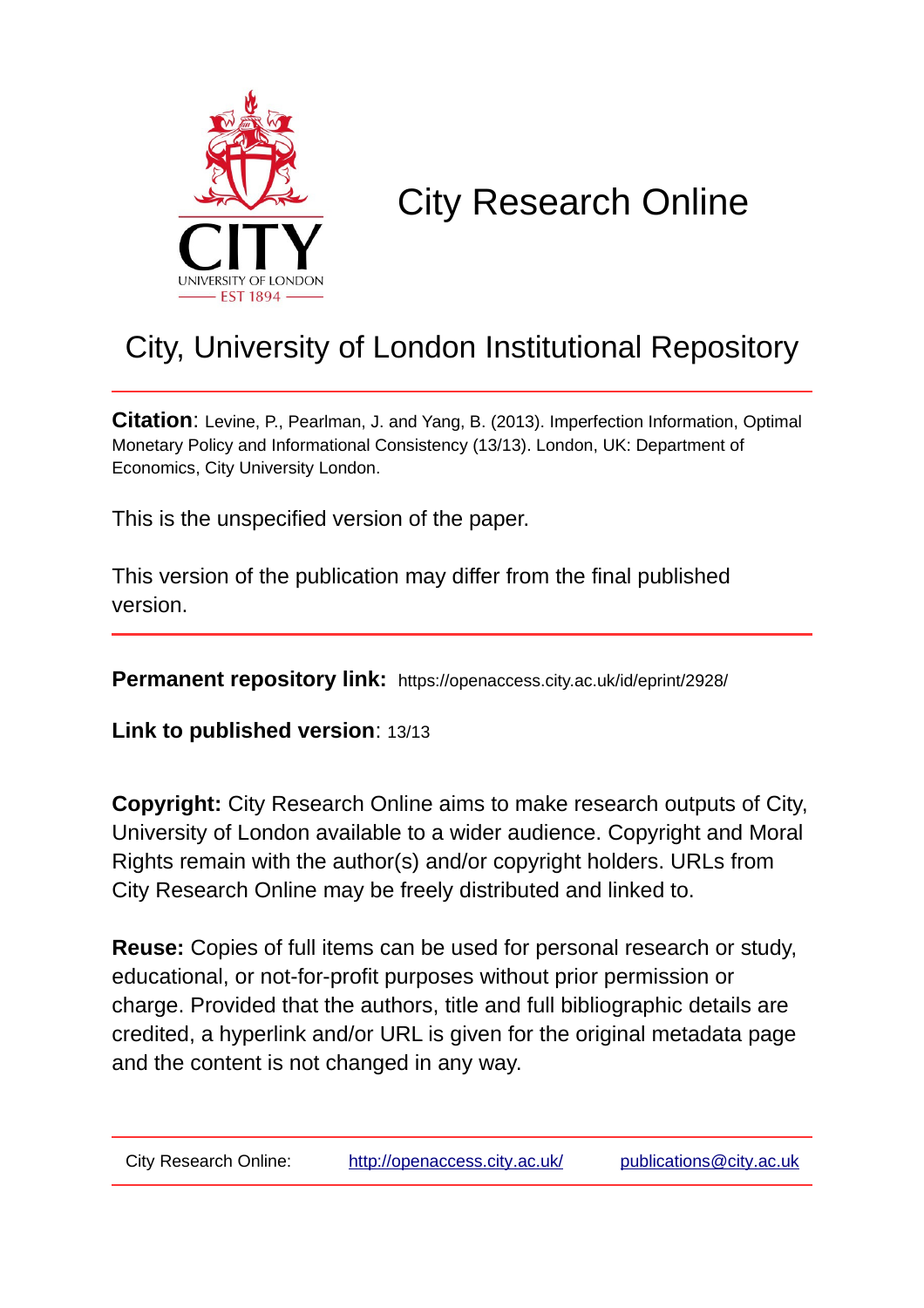# City Research Online

## City, University of London Institutional Repository

**Citation**: Levine, P., Pearlman, J. and Yang, B. (2013). Imperfection Information, Optimal Monetary Policy and Informational Consistency (13/13). London, UK: Department of Economics, City University London.

This is the unspecified version of the paper.

This version of the publication may differ from the final published version.

**Permanent repository link:** https://openaccess.city.ac.uk/id/eprint/2928/

**Link to published version**: 13/13

**Copyright:** City Research Online aims to make research outputs of City, University of London available to a wider audience. Copyright and Moral Rights remain with the author(s) and/or copyright holders. URLs from City Research Online may be freely distributed and linked to.

**Reuse:** Copies of full items can be used for personal research or study, educational, or not-for-profit purposes without prior permission or charge. Provided that the authors, title and full bibliographic details are credited, a hyperlink and/or URL is given for the original metadata page and the content is not changed in any way.

| City Research Online: | http://openaccess.city.ac.uk/ | publications@city.ac.uk |
|---|---|---|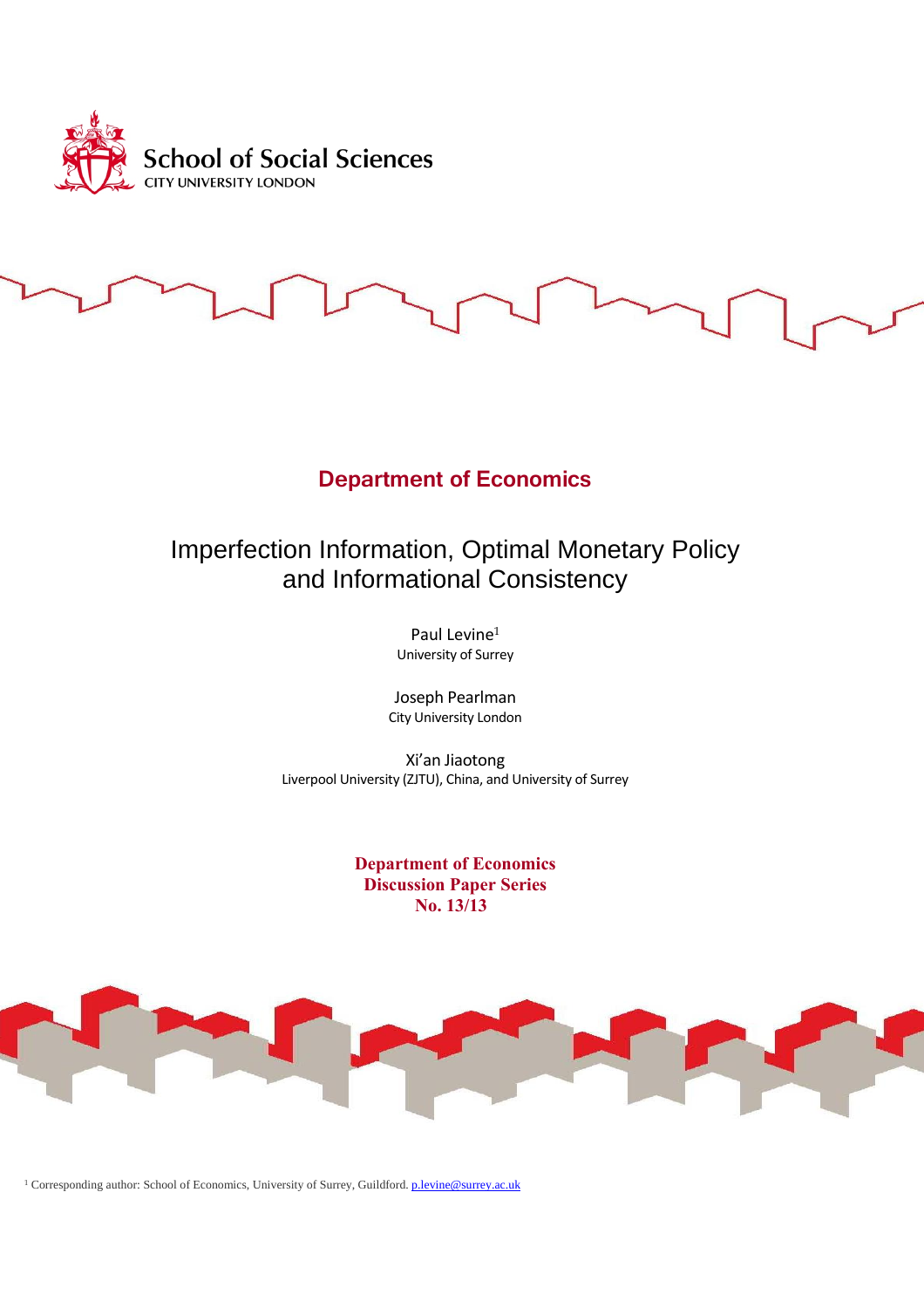School of Social Sciences
CITY UNIVERSITY LONDON

## Department of Economics

# Imperfection Information, Optimal Monetary Policy and Informational Consistency

Paul Levine[1]
University of Surrey

Joseph Pearlman
City University London

Xi'an Jiaotong
Liverpool University (ZJTU), China, and University of Surrey

**Department of Economics**
**Discussion Paper Series**
**No. 13/13**

[1] Corresponding author: School of Economics, University of Surrey, Guildford. p.levine@surrey.ac.uk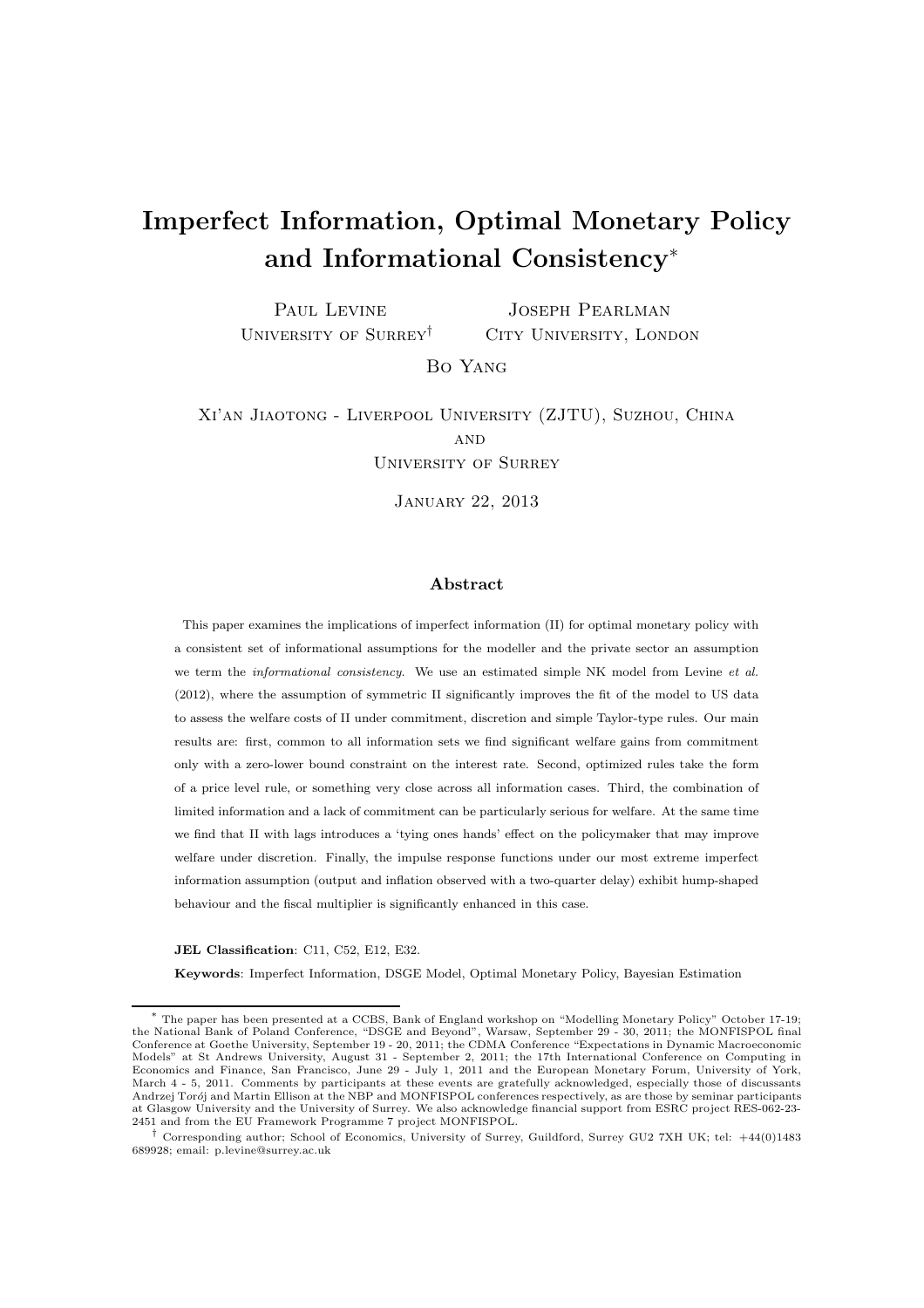# Imperfect Information, Optimal Monetary Policy and Informational Consistency*

Paul Levine
University of Surrey[†]

Joseph Pearlman
City University, London

Bo Yang

Xi'an Jiaotong - Liverpool University (ZJTU), Suzhou, China
and
University of Surrey

January 22, 2013

### Abstract

This paper examines the implications of imperfect information (II) for optimal monetary policy with a consistent set of informational assumptions for the modeller and the private sector an assumption we term the *informational consistency*. We use an estimated simple NK model from Levine *et al.* (2012), where the assumption of symmetric II significantly improves the fit of the model to US data to assess the welfare costs of II under commitment, discretion and simple Taylor-type rules. Our main results are: first, common to all information sets we find significant welfare gains from commitment only with a zero-lower bound constraint on the interest rate. Second, optimized rules take the form of a price level rule, or something very close across all information cases. Third, the combination of limited information and a lack of commitment can be particularly serious for welfare. At the same time we find that II with lags introduces a 'tying ones hands' effect on the policymaker that may improve welfare under discretion. Finally, the impulse response functions under our most extreme imperfect information assumption (output and inflation observed with a two-quarter delay) exhibit hump-shaped behaviour and the fiscal multiplier is significantly enhanced in this case.

**JEL Classification**: C11, C52, E12, E32.

**Keywords**: Imperfect Information, DSGE Model, Optimal Monetary Policy, Bayesian Estimation

---

[*] The paper has been presented at a CCBS, Bank of England workshop on "Modelling Monetary Policy" October 17-19; the National Bank of Poland Conference, "DSGE and Beyond", Warsaw, September 29 - 30, 2011; the MONFISPOL final Conference at Goethe University, September 19 - 20, 2011; the CDMA Conference "Expectations in Dynamic Macroeconomic Models" at St Andrews University, August 31 - September 2, 2011; the 17th International Conference on Computing in Economics and Finance, San Francisco, June 29 - July 1, 2011 and the European Monetary Forum, University of York, March 4 - 5, 2011. Comments by participants at these events are gratefully acknowledged, especially those of discussants Andrzej Torój and Martin Ellison at the NBP and MONFISPOL conferences respectively, as are those by seminar participants at Glasgow University and the University of Surrey. We also acknowledge financial support from ESRC project RES-062-23-2451 and from the EU Framework Programme 7 project MONFISPOL.

[†] Corresponding author; School of Economics, University of Surrey, Guildford, Surrey GU2 7XH UK; tel: +44(0)1483 689928; email: p.levine@surrey.ac.uk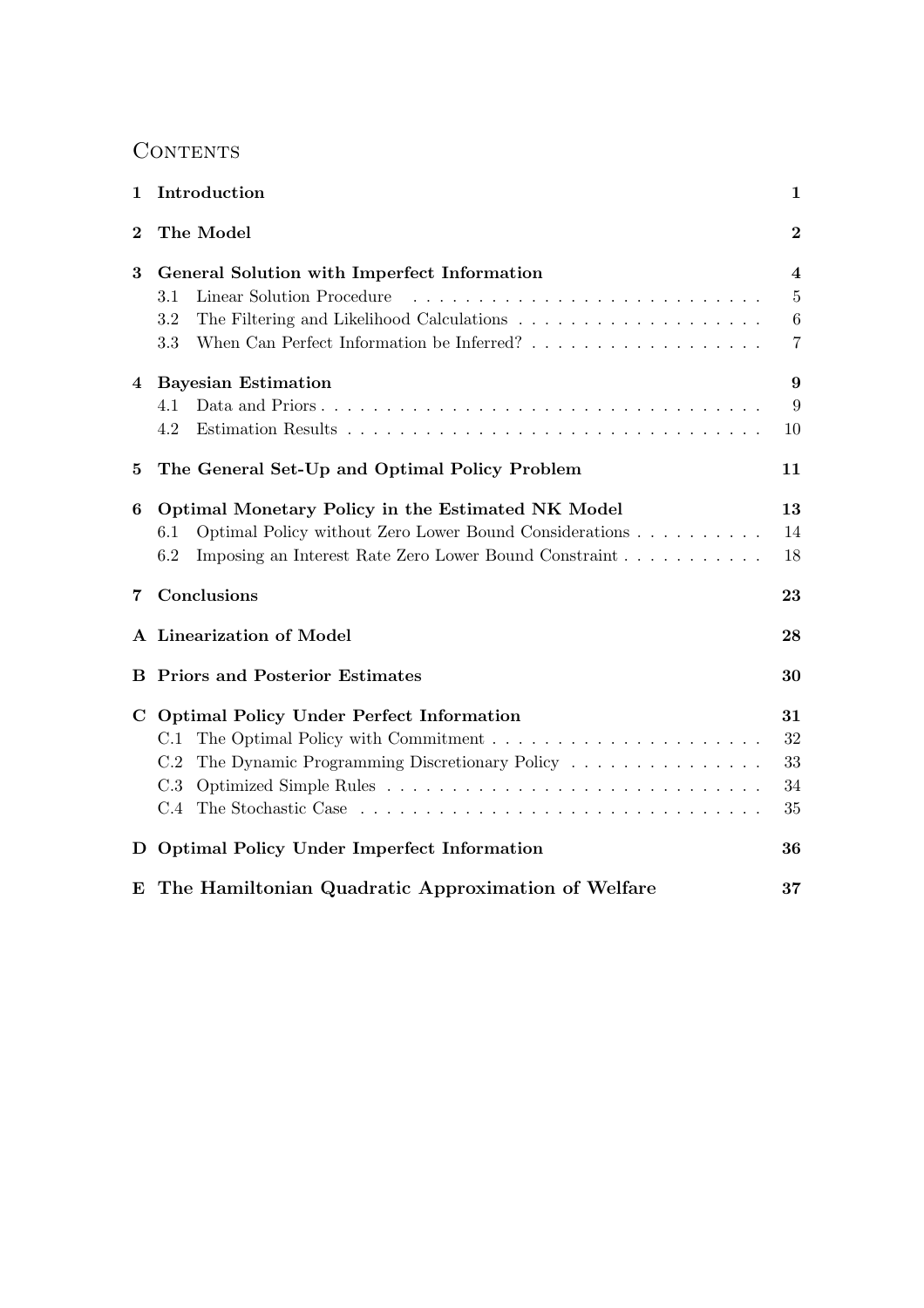# Contents

| | | |
|---|---|---|
| **1** | **Introduction** | **1** |
| **2** | **The Model** | **2** |
| **3** | **General Solution with Imperfect Information** | **4** |
| | 3.1 Linear Solution Procedure | 5 |
| | 3.2 The Filtering and Likelihood Calculations | 6 |
| | 3.3 When Can Perfect Information be Inferred? | 7 |
| **4** | **Bayesian Estimation** | **9** |
| | 4.1 Data and Priors | 9 |
| | 4.2 Estimation Results | 10 |
| **5** | **The General Set-Up and Optimal Policy Problem** | **11** |
| **6** | **Optimal Monetary Policy in the Estimated NK Model** | **13** |
| | 6.1 Optimal Policy without Zero Lower Bound Considerations | 14 |
| | 6.2 Imposing an Interest Rate Zero Lower Bound Constraint | 18 |
| **7** | **Conclusions** | **23** |
| **A** | **Linearization of Model** | **28** |
| **B** | **Priors and Posterior Estimates** | **30** |
| **C** | **Optimal Policy Under Perfect Information** | **31** |
| | C.1 The Optimal Policy with Commitment | 32 |
| | C.2 The Dynamic Programming Discretionary Policy | 33 |
| | C.3 Optimized Simple Rules | 34 |
| | C.4 The Stochastic Case | 35 |
| **D** | **Optimal Policy Under Imperfect Information** | **36** |
| **E** | **The Hamiltonian Quadratic Approximation of Welfare** | **37** |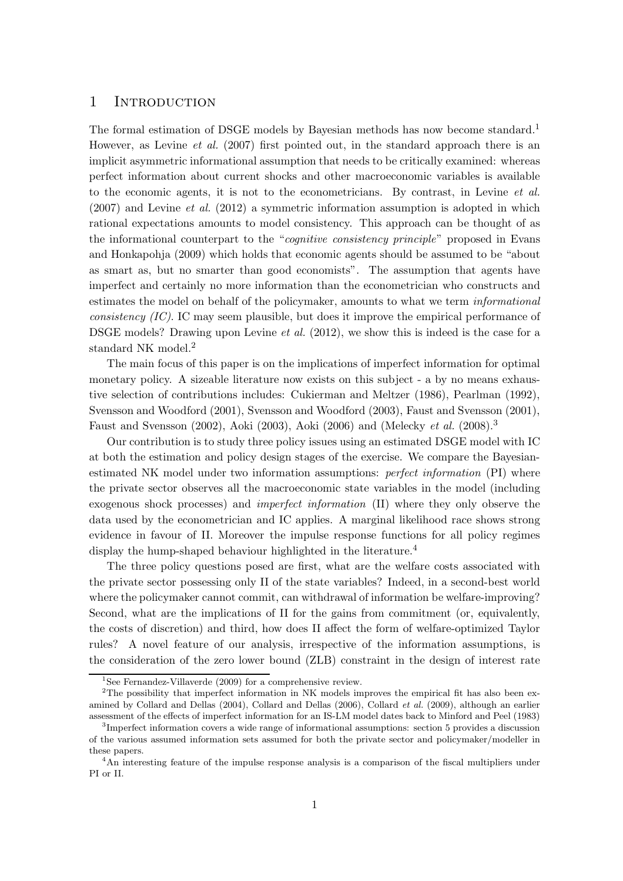# 1 Introduction

The formal estimation of DSGE models by Bayesian methods has now become standard.[1] However, as Levine *et al.* (2007) first pointed out, in the standard approach there is an implicit asymmetric informational assumption that needs to be critically examined: whereas perfect information about current shocks and other macroeconomic variables is available to the economic agents, it is not to the econometricians. By contrast, in Levine *et al.* (2007) and Levine *et al.* (2012) a symmetric information assumption is adopted in which rational expectations amounts to model consistency. This approach can be thought of as the informational counterpart to the "*cognitive consistency principle*" proposed in Evans and Honkapohja (2009) which holds that economic agents should be assumed to be "about as smart as, but no smarter than good economists". The assumption that agents have imperfect and certainly no more information than the econometrician who constructs and estimates the model on behalf of the policymaker, amounts to what we term *informational consistency (IC)*. IC may seem plausible, but does it improve the empirical performance of DSGE models? Drawing upon Levine *et al.* (2012), we show this is indeed is the case for a standard NK model.[2]

The main focus of this paper is on the implications of imperfect information for optimal monetary policy. A sizeable literature now exists on this subject - a by no means exhaustive selection of contributions includes: Cukierman and Meltzer (1986), Pearlman (1992), Svensson and Woodford (2001), Svensson and Woodford (2003), Faust and Svensson (2001), Faust and Svensson (2002), Aoki (2003), Aoki (2006) and (Melecky *et al.* (2008).[3]

Our contribution is to study three policy issues using an estimated DSGE model with IC at both the estimation and policy design stages of the exercise. We compare the Bayesian-estimated NK model under two information assumptions: *perfect information* (PI) where the private sector observes all the macroeconomic state variables in the model (including exogenous shock processes) and *imperfect information* (II) where they only observe the data used by the econometrician and IC applies. A marginal likelihood race shows strong evidence in favour of II. Moreover the impulse response functions for all policy regimes display the hump-shaped behaviour highlighted in the literature.[4]

The three policy questions posed are first, what are the welfare costs associated with the private sector possessing only II of the state variables? Indeed, in a second-best world where the policymaker cannot commit, can withdrawal of information be welfare-improving? Second, what are the implications of II for the gains from commitment (or, equivalently, the costs of discretion) and third, how does II affect the form of welfare-optimized Taylor rules? A novel feature of our analysis, irrespective of the information assumptions, is the consideration of the zero lower bound (ZLB) constraint in the design of interest rate

---

[1] See Fernandez-Villaverde (2009) for a comprehensive review.

[2] The possibility that imperfect information in NK models improves the empirical fit has also been examined by Collard and Dellas (2004), Collard and Dellas (2006), Collard *et al.* (2009), although an earlier assessment of the effects of imperfect information for an IS-LM model dates back to Minford and Peel (1983)

[3] Imperfect information covers a wide range of informational assumptions: section 5 provides a discussion of the various assumed information sets assumed for both the private sector and policymaker/modeller in these papers.

[4] An interesting feature of the impulse response analysis is a comparison of the fiscal multipliers under PI or II.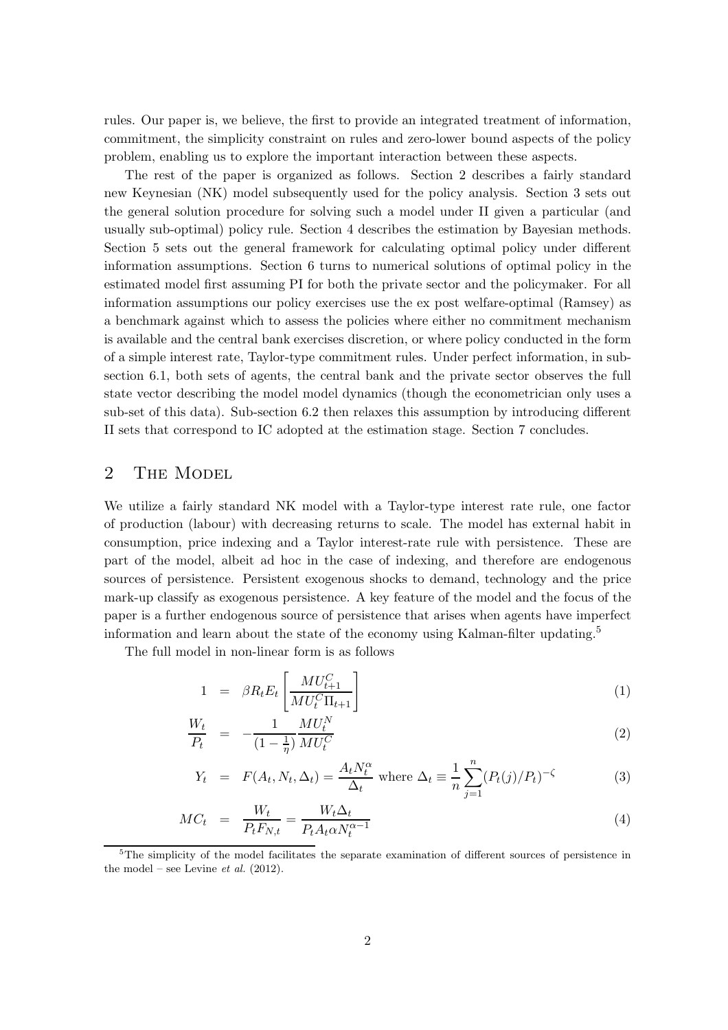rules. Our paper is, we believe, the first to provide an integrated treatment of information, commitment, the simplicity constraint on rules and zero-lower bound aspects of the policy problem, enabling us to explore the important interaction between these aspects.

The rest of the paper is organized as follows. Section 2 describes a fairly standard new Keynesian (NK) model subsequently used for the policy analysis. Section 3 sets out the general solution procedure for solving such a model under II given a particular (and usually sub-optimal) policy rule. Section 4 describes the estimation by Bayesian methods. Section 5 sets out the general framework for calculating optimal policy under different information assumptions. Section 6 turns to numerical solutions of optimal policy in the estimated model first assuming PI for both the private sector and the policymaker. For all information assumptions our policy exercises use the ex post welfare-optimal (Ramsey) as a benchmark against which to assess the policies where either no commitment mechanism is available and the central bank exercises discretion, or where policy conducted in the form of a simple interest rate, Taylor-type commitment rules. Under perfect information, in sub-section 6.1, both sets of agents, the central bank and the private sector observes the full state vector describing the model model dynamics (though the econometrician only uses a sub-set of this data). Sub-section 6.2 then relaxes this assumption by introducing different II sets that correspond to IC adopted at the estimation stage. Section 7 concludes.

## 2 The Model

We utilize a fairly standard NK model with a Taylor-type interest rate rule, one factor of production (labour) with decreasing returns to scale. The model has external habit in consumption, price indexing and a Taylor interest-rate rule with persistence. These are part of the model, albeit ad hoc in the case of indexing, and therefore are endogenous sources of persistence. Persistent exogenous shocks to demand, technology and the price mark-up classify as exogenous persistence. A key feature of the model and the focus of the paper is a further endogenous source of persistence that arises when agents have imperfect information and learn about the state of the economy using Kalman-filter updating.[5]

The full model in non-linear form is as follows

$$1 = \beta R_t E_t \left[ \frac{MU^C_{t+1}}{MU^C_t \Pi_{t+1}} \right] \tag{1}$$

$$\frac{W_t}{P_t} = -\frac{1}{(1-\frac{1}{\eta})} \frac{MU^N_t}{MU^C_t} \tag{2}$$

$$Y_t = F(A_t, N_t, \Delta_t) = \frac{A_t N_t^\alpha}{\Delta_t} \text{ where } \Delta_t \equiv \frac{1}{n} \sum_{j=1}^{n} (P_t(j)/P_t)^{-\zeta} \tag{3}$$

$$MC_t = \frac{W_t}{P_t F_{N,t}} = \frac{W_t \Delta_t}{P_t A_t \alpha N_t^{\alpha-1}} \tag{4}$$

[5]The simplicity of the model facilitates the separate examination of different sources of persistence in the model – see Levine *et al.* (2012).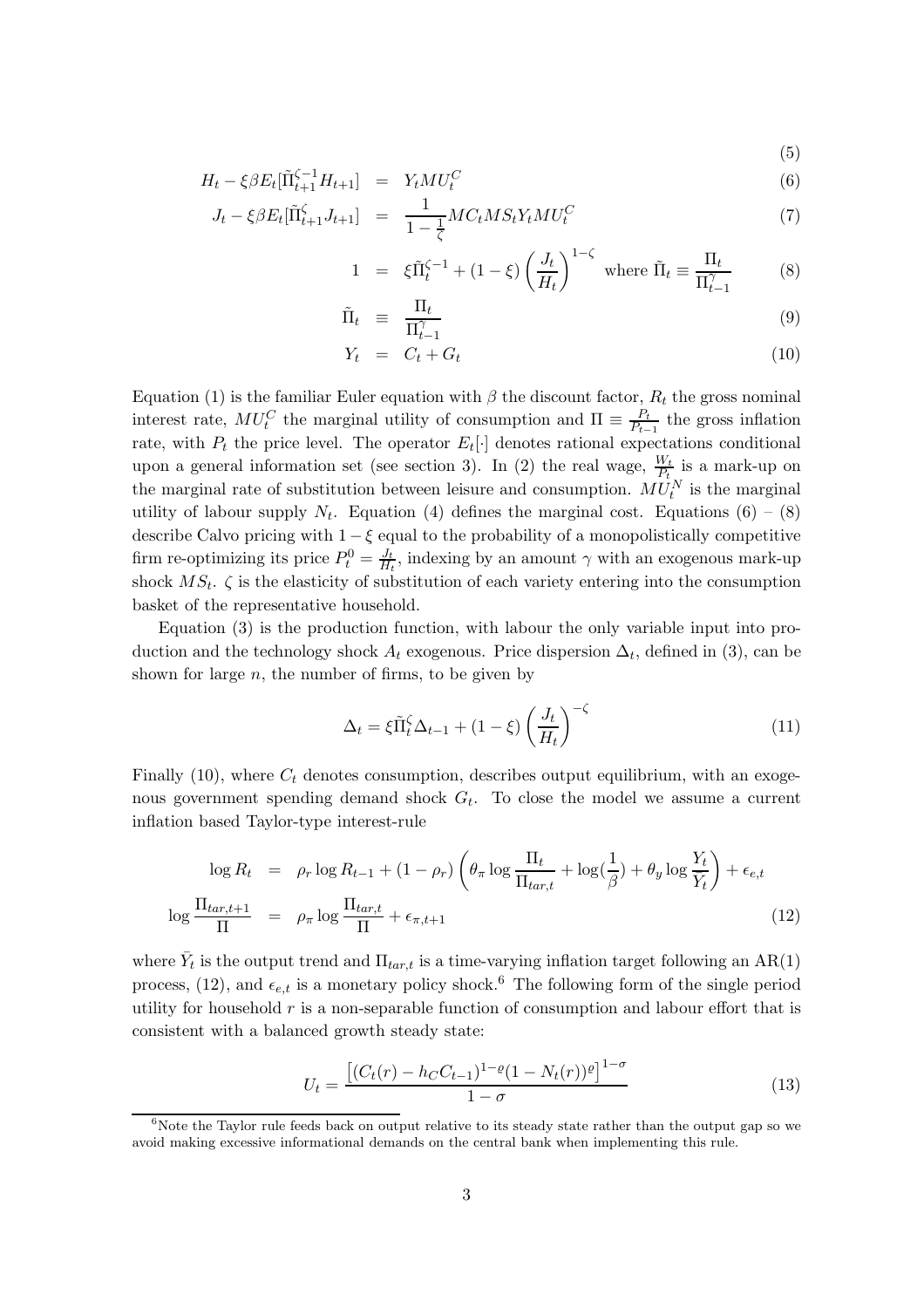$$(5)$$

$$H_t - \xi\beta E_t[\tilde{\Pi}_{t+1}^{\zeta-1} H_{t+1}] = Y_t MU_t^C \tag{6}$$

$$J_t - \xi\beta E_t[\tilde{\Pi}_{t+1}^{\zeta} J_{t+1}] = \frac{1}{1-\frac{1}{\zeta}} MC_t MS_t Y_t MU_t^C \tag{7}$$

$$1 = \xi\tilde{\Pi}_t^{\zeta-1} + (1-\xi)\left(\frac{J_t}{H_t}\right)^{1-\zeta} \text{ where } \tilde{\Pi}_t \equiv \frac{\Pi_t}{\Pi_{t-1}^{\gamma}} \tag{8}$$

$$\tilde{\Pi}_t \equiv \frac{\Pi_t}{\Pi_{t-1}^{\gamma}} \tag{9}$$

$$Y_t = C_t + G_t \tag{10}$$

Equation (1) is the familiar Euler equation with $\beta$ the discount factor, $R_t$ the gross nominal interest rate, $MU_t^C$ the marginal utility of consumption and $\Pi \equiv \frac{P_t}{P_{t-1}}$ the gross inflation rate, with $P_t$ the price level. The operator $E_t[\cdot]$ denotes rational expectations conditional upon a general information set (see section 3). In (2) the real wage, $\frac{W_t}{P_t}$ is a mark-up on the marginal rate of substitution between leisure and consumption. $MU_t^N$ is the marginal utility of labour supply $N_t$. Equation (4) defines the marginal cost. Equations (6) – (8) describe Calvo pricing with $1-\xi$ equal to the probability of a monopolistically competitive firm re-optimizing its price $P_t^0 = \frac{J_t}{H_t}$, indexing by an amount $\gamma$ with an exogenous mark-up shock $MS_t$. $\zeta$ is the elasticity of substitution of each variety entering into the consumption basket of the representative household.

Equation (3) is the production function, with labour the only variable input into production and the technology shock $A_t$ exogenous. Price dispersion $\Delta_t$, defined in (3), can be shown for large $n$, the number of firms, to be given by

$$\Delta_t = \xi\tilde{\Pi}_t^{\zeta}\Delta_{t-1} + (1-\xi)\left(\frac{J_t}{H_t}\right)^{-\zeta} \tag{11}$$

Finally (10), where $C_t$ denotes consumption, describes output equilibrium, with an exogenous government spending demand shock $G_t$. To close the model we assume a current inflation based Taylor-type interest-rule

$$\log R_t = \rho_r \log R_{t-1} + (1-\rho_r)\left(\theta_\pi \log\frac{\Pi_t}{\Pi_{tar,t}} + \log(\frac{1}{\beta}) + \theta_y \log\frac{Y_t}{\bar{Y}_t}\right) + \epsilon_{e,t}$$

$$\log\frac{\Pi_{tar,t+1}}{\Pi} = \rho_\pi \log\frac{\Pi_{tar,t}}{\Pi} + \epsilon_{\pi,t+1} \tag{12}$$

where $\bar{Y}_t$ is the output trend and $\Pi_{tar,t}$ is a time-varying inflation target following an AR(1) process, (12), and $\epsilon_{e,t}$ is a monetary policy shock.[6] The following form of the single period utility for household $r$ is a non-separable function of consumption and labour effort that is consistent with a balanced growth steady state:

$$U_t = \frac{\left[(C_t(r) - h_C C_{t-1})^{1-\varrho}(1-N_t(r))^{\varrho}\right]^{1-\sigma}}{1-\sigma} \tag{13}$$

[6] Note the Taylor rule feeds back on output relative to its steady state rather than the output gap so we avoid making excessive informational demands on the central bank when implementing this rule.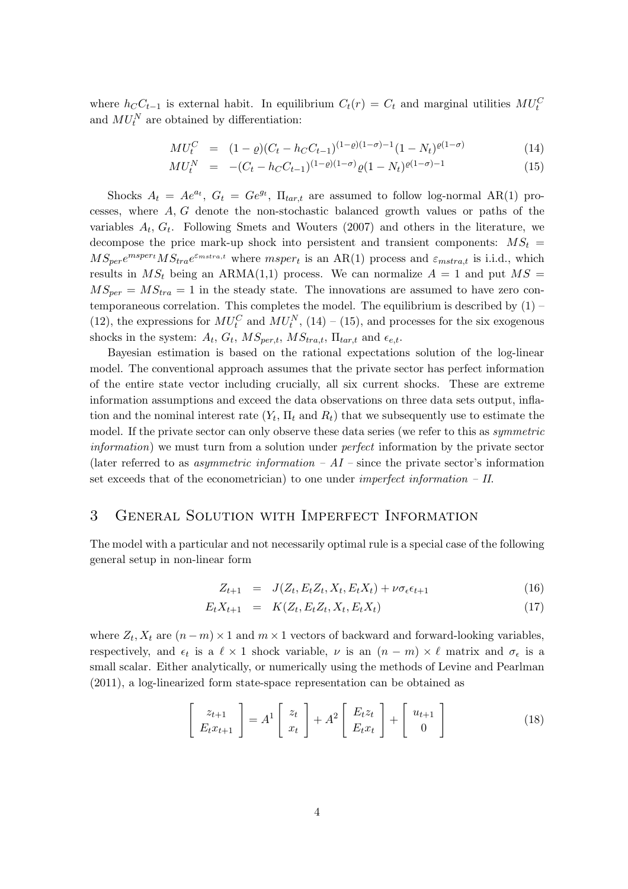where $h_C C_{t-1}$ is external habit. In equilibrium $C_t(r) = C_t$ and marginal utilities $MU_t^C$ and $MU_t^N$ are obtained by differentiation:

$$MU_t^C = (1-\varrho)(C_t - h_C C_{t-1})^{(1-\varrho)(1-\sigma)-1}(1-N_t)^{\varrho(1-\sigma)} \tag{14}$$

$$MU_t^N = -(C_t - h_C C_{t-1})^{(1-\varrho)(1-\sigma)}\varrho(1-N_t)^{\varrho(1-\sigma)-1} \tag{15}$$

Shocks $A_t = Ae^{a_t}$, $G_t = Ge^{g_t}$, $\Pi_{tar,t}$ are assumed to follow log-normal AR(1) processes, where $A, G$ denote the non-stochastic balanced growth values or paths of the variables $A_t, G_t$. Following Smets and Wouters (2007) and others in the literature, we decompose the price mark-up shock into persistent and transient components: $MS_t = MS_{per}e^{msper_t}MS_{tra}e^{\varepsilon_{mstra,t}}$ where $msper_t$ is an AR(1) process and $\varepsilon_{mstra,t}$ is i.i.d., which results in $MS_t$ being an ARMA(1,1) process. We can normalize $A = 1$ and put $MS = MS_{per} = MS_{tra} = 1$ in the steady state. The innovations are assumed to have zero contemporaneous correlation. This completes the model. The equilibrium is described by (1) – (12), the expressions for $MU_t^C$ and $MU_t^N$, (14) – (15), and processes for the six exogenous shocks in the system: $A_t$, $G_t$, $MS_{per,t}$, $MS_{tra,t}$, $\Pi_{tar,t}$ and $\epsilon_{e,t}$.

Bayesian estimation is based on the rational expectations solution of the log-linear model. The conventional approach assumes that the private sector has perfect information of the entire state vector including crucially, all six current shocks. These are extreme information assumptions and exceed the data observations on three data sets output, inflation and the nominal interest rate ($Y_t$, $\Pi_t$ and $R_t$) that we subsequently use to estimate the model. If the private sector can only observe these data series (we refer to this as *symmetric information*) we must turn from a solution under *perfect* information by the private sector (later referred to as *asymmetric information – AI* – since the private sector's information set exceeds that of the econometrician) to one under *imperfect information – II*.

## 3 General Solution with Imperfect Information

The model with a particular and not necessarily optimal rule is a special case of the following general setup in non-linear form

$$Z_{t+1} = J(Z_t, E_t Z_t, X_t, E_t X_t) + \nu\sigma_\epsilon\epsilon_{t+1} \tag{16}$$

$$E_t X_{t+1} = K(Z_t, E_t Z_t, X_t, E_t X_t) \tag{17}$$

where $Z_t, X_t$ are $(n-m)\times 1$ and $m \times 1$ vectors of backward and forward-looking variables, respectively, and $\epsilon_t$ is a $\ell \times 1$ shock variable, $\nu$ is an $(n-m)\times\ell$ matrix and $\sigma_\epsilon$ is a small scalar. Either analytically, or numerically using the methods of Levine and Pearlman (2011), a log-linearized form state-space representation can be obtained as

$$\begin{bmatrix} z_{t+1} \\ E_t x_{t+1} \end{bmatrix} = A^1 \begin{bmatrix} z_t \\ x_t \end{bmatrix} + A^2 \begin{bmatrix} E_t z_t \\ E_t x_t \end{bmatrix} + \begin{bmatrix} u_{t+1} \\ 0 \end{bmatrix} \tag{18}$$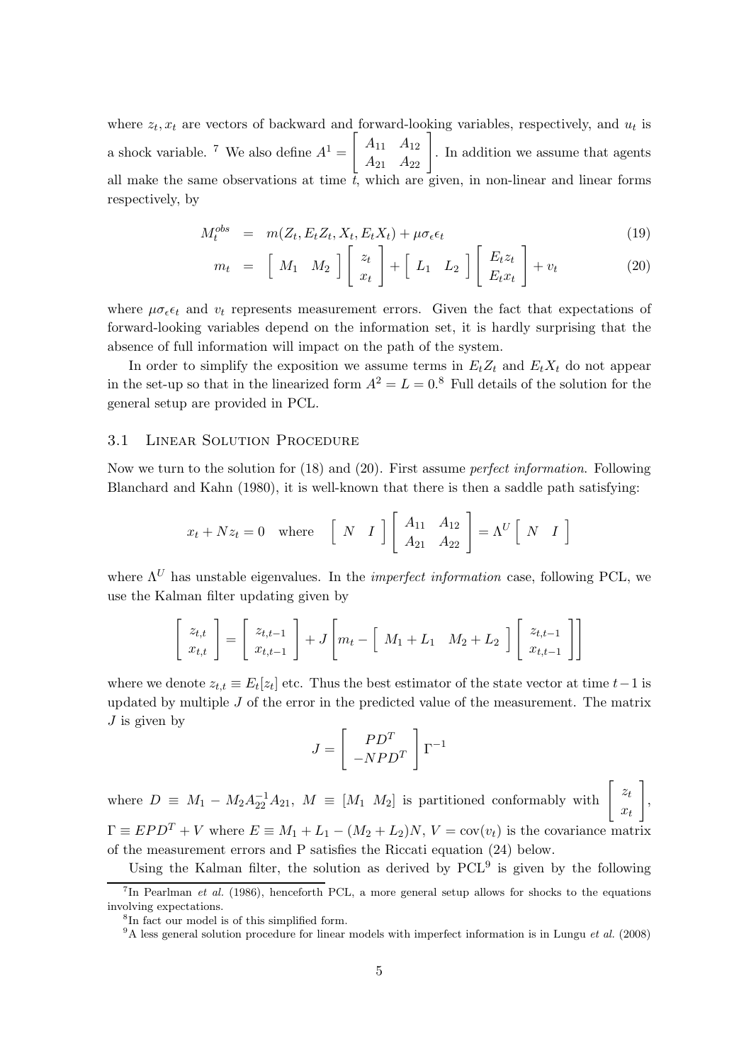where $z_t, x_t$ are vectors of backward and forward-looking variables, respectively, and $u_t$ is a shock variable. [7] We also define $A^1 = \begin{bmatrix} A_{11} & A_{12} \\ A_{21} & A_{22} \end{bmatrix}$. In addition we assume that agents all make the same observations at time $t$, which are given, in non-linear and linear forms respectively, by

$$M_t^{obs} = m(Z_t, E_t Z_t, X_t, E_t X_t) + \mu\sigma_\epsilon \epsilon_t \tag{19}$$

$$m_t = \begin{bmatrix} M_1 & M_2 \end{bmatrix} \begin{bmatrix} z_t \\ x_t \end{bmatrix} + \begin{bmatrix} L_1 & L_2 \end{bmatrix} \begin{bmatrix} E_t z_t \\ E_t x_t \end{bmatrix} + v_t \tag{20}$$

where $\mu\sigma_\epsilon \epsilon_t$ and $v_t$ represents measurement errors. Given the fact that expectations of forward-looking variables depend on the information set, it is hardly surprising that the absence of full information will impact on the path of the system.

In order to simplify the exposition we assume terms in $E_t Z_t$ and $E_t X_t$ do not appear in the set-up so that in the linearized form $A^2 = L = 0$.[8] Full details of the solution for the general setup are provided in PCL.

## 3.1 Linear Solution Procedure

Now we turn to the solution for (18) and (20). First assume *perfect information*. Following Blanchard and Kahn (1980), it is well-known that there is then a saddle path satisfying:

$$x_t + N z_t = 0 \quad \text{where} \quad \begin{bmatrix} N & I \end{bmatrix} \begin{bmatrix} A_{11} & A_{12} \\ A_{21} & A_{22} \end{bmatrix} = \Lambda^U \begin{bmatrix} N & I \end{bmatrix}$$

where $\Lambda^U$ has unstable eigenvalues. In the *imperfect information* case, following PCL, we use the Kalman filter updating given by

$$\begin{bmatrix} z_{t,t} \\ x_{t,t} \end{bmatrix} = \begin{bmatrix} z_{t,t-1} \\ x_{t,t-1} \end{bmatrix} + J \left[ m_t - \begin{bmatrix} M_1 + L_1 & M_2 + L_2 \end{bmatrix} \begin{bmatrix} z_{t,t-1} \\ x_{t,t-1} \end{bmatrix} \right]$$

where we denote $z_{t,t} \equiv E_t[z_t]$ etc. Thus the best estimator of the state vector at time $t-1$ is updated by multiple $J$ of the error in the predicted value of the measurement. The matrix $J$ is given by

$$J = \begin{bmatrix} PD^T \\ -NPD^T \end{bmatrix} \Gamma^{-1}$$

where $D \equiv M_1 - M_2 A_{22}^{-1} A_{21}$, $M \equiv [M_1 \;\; M_2]$ is partitioned conformably with $\begin{bmatrix} z_t \\ x_t \end{bmatrix}$, $\Gamma \equiv EPD^T + V$ where $E \equiv M_1 + L_1 - (M_2 + L_2)N$, $V = \text{cov}(v_t)$ is the covariance matrix of the measurement errors and P satisfies the Riccati equation (24) below.

Using the Kalman filter, the solution as derived by PCL[9] is given by the following

[7] In Pearlman *et al.* (1986), henceforth PCL, a more general setup allows for shocks to the equations involving expectations.

[8] In fact our model is of this simplified form.

[9] A less general solution procedure for linear models with imperfect information is in Lungu *et al.* (2008)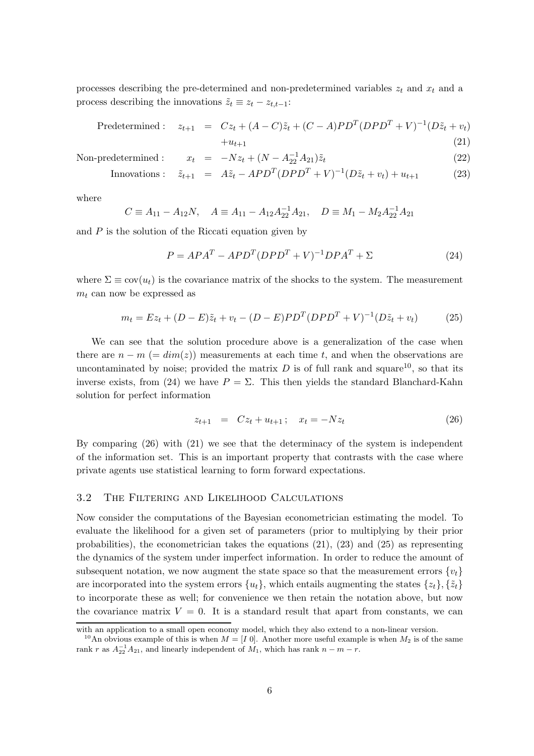processes describing the pre-determined and non-predetermined variables $z_t$ and $x_t$ and a process describing the innovations $\tilde{z}_t \equiv z_t - z_{t,t-1}$:

$$\begin{aligned}
\text{Predetermined :} \quad z_{t+1} &= Cz_t + (A - C)\tilde{z}_t + (C - A)PD^T(DPD^T + V)^{-1}(D\tilde{z}_t + v_t) \\
&\quad + u_{t+1} \qquad (21) \\
\text{Non-predetermined :} \quad x_t &= -Nz_t + (N - A_{22}^{-1}A_{21})\tilde{z}_t \qquad (22) \\
\text{Innovations :} \quad \tilde{z}_{t+1} &= A\tilde{z}_t - APD^T(DPD^T + V)^{-1}(D\tilde{z}_t + v_t) + u_{t+1} \qquad (23)
\end{aligned}$$

where

$$C \equiv A_{11} - A_{12}N, \quad A \equiv A_{11} - A_{12}A_{22}^{-1}A_{21}, \quad D \equiv M_1 - M_2A_{22}^{-1}A_{21}$$

and $P$ is the solution of the Riccati equation given by

$$P = APA^T - APD^T(DPD^T + V)^{-1}DPA^T + \Sigma \tag{24}$$

where $\Sigma \equiv \text{cov}(u_t)$ is the covariance matrix of the shocks to the system. The measurement $m_t$ can now be expressed as

$$m_t = Ez_t + (D - E)\tilde{z}_t + v_t - (D - E)PD^T(DPD^T + V)^{-1}(D\tilde{z}_t + v_t) \tag{25}$$

We can see that the solution procedure above is a generalization of the case when there are $n - m$ $(= dim(z))$ measurements at each time $t$, and when the observations are uncontaminated by noise; provided the matrix $D$ is of full rank and square[10], so that its inverse exists, from (24) we have $P = \Sigma$. This then yields the standard Blanchard-Kahn solution for perfect information

$$z_{t+1} = Cz_t + u_{t+1}; \quad x_t = -Nz_t \tag{26}$$

By comparing (26) with (21) we see that the determinacy of the system is independent of the information set. This is an important property that contrasts with the case where private agents use statistical learning to form forward expectations.

### 3.2 The Filtering and Likelihood Calculations

Now consider the computations of the Bayesian econometrician estimating the model. To evaluate the likelihood for a given set of parameters (prior to multiplying by their prior probabilities), the econometrician takes the equations (21), (23) and (25) as representing the dynamics of the system under imperfect information. In order to reduce the amount of subsequent notation, we now augment the state space so that the measurement errors $\{v_t\}$ are incorporated into the system errors $\{u_t\}$, which entails augmenting the states $\{z_t\}, \{\tilde{z}_t\}$ to incorporate these as well; for convenience we then retain the notation above, but now the covariance matrix $V = 0$. It is a standard result that apart from constants, we can

---

with an application to a small open economy model, which they also extend to a non-linear version.

[10] An obvious example of this is when $M = [I \ 0]$. Another more useful example is when $M_2$ is of the same rank $r$ as $A_{22}^{-1}A_{21}$, and linearly independent of $M_1$, which has rank $n - m - r$.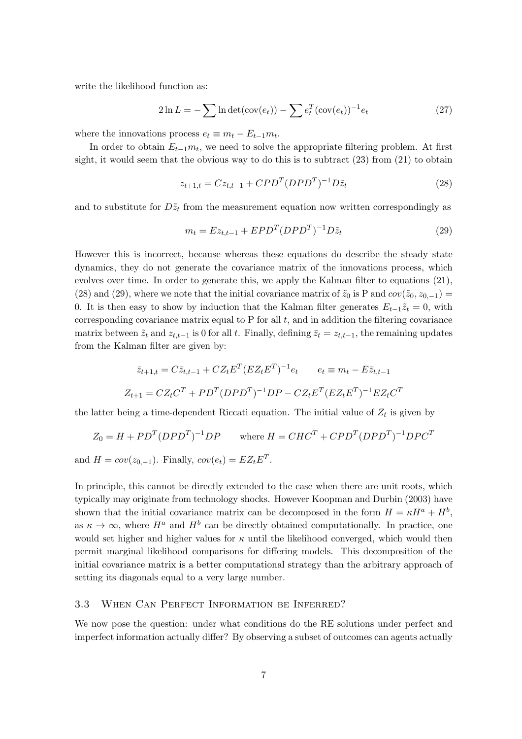write the likelihood function as:

$$2 \ln L = -\sum \ln \det(\text{cov}(e_t)) - \sum e_t^T (\text{cov}(e_t))^{-1} e_t \tag{27}$$

where the innovations process $e_t \equiv m_t - E_{t-1} m_t$.

In order to obtain $E_{t-1} m_t$, we need to solve the appropriate filtering problem. At first sight, it would seem that the obvious way to do this is to subtract (23) from (21) to obtain

$$z_{t+1,t} = C z_{t,t-1} + CPD^T (DPD^T)^{-1} D\tilde{z}_t \tag{28}$$

and to substitute for $D\tilde{z}_t$ from the measurement equation now written correspondingly as

$$m_t = E z_{t,t-1} + EPD^T (DPD^T)^{-1} D\tilde{z}_t \tag{29}$$

However this is incorrect, because whereas these equations do describe the steady state dynamics, they do not generate the covariance matrix of the innovations process, which evolves over time. In order to generate this, we apply the Kalman filter to equations (21), (28) and (29), where we note that the initial covariance matrix of $\tilde{z}_0$ is P and $cov(\tilde{z}_0, z_{0,-1}) = 0$. It is then easy to show by induction that the Kalman filter generates $E_{t-1}\tilde{z}_t = 0$, with corresponding covariance matrix equal to P for all $t$, and in addition the filtering covariance matrix between $\tilde{z}_t$ and $z_{t,t-1}$ is 0 for all $t$. Finally, defining $\bar{z}_t = z_{t,t-1}$, the remaining updates from the Kalman filter are given by:

$$\bar{z}_{t+1,t} = C\bar{z}_{t,t-1} + CZ_t E^T (EZ_t E^T)^{-1} e_t \qquad e_t \equiv m_t - E\bar{z}_{t,t-1}$$

$$Z_{t+1} = CZ_t C^T + PD^T (DPD^T)^{-1} DP - CZ_t E^T (EZ_t E^T)^{-1} EZ_t C^T$$

the latter being a time-dependent Riccati equation. The initial value of $Z_t$ is given by

$$Z_0 = H + PD^T (DPD^T)^{-1} DP \qquad \text{where } H = CHC^T + CPD^T (DPD^T)^{-1} DPC^T$$

and $H = cov(z_{0,-1})$. Finally, $cov(e_t) = EZ_t E^T$.

In principle, this cannot be directly extended to the case when there are unit roots, which typically may originate from technology shocks. However Koopman and Durbin (2003) have shown that the initial covariance matrix can be decomposed in the form $H = \kappa H^a + H^b$, as $\kappa \to \infty$, where $H^a$ and $H^b$ can be directly obtained computationally. In practice, one would set higher and higher values for $\kappa$ until the likelihood converged, which would then permit marginal likelihood comparisons for differing models. This decomposition of the initial covariance matrix is a better computational strategy than the arbitrary approach of setting its diagonals equal to a very large number.

### 3.3 When Can Perfect Information be Inferred?

We now pose the question: under what conditions do the RE solutions under perfect and imperfect information actually differ? By observing a subset of outcomes can agents actually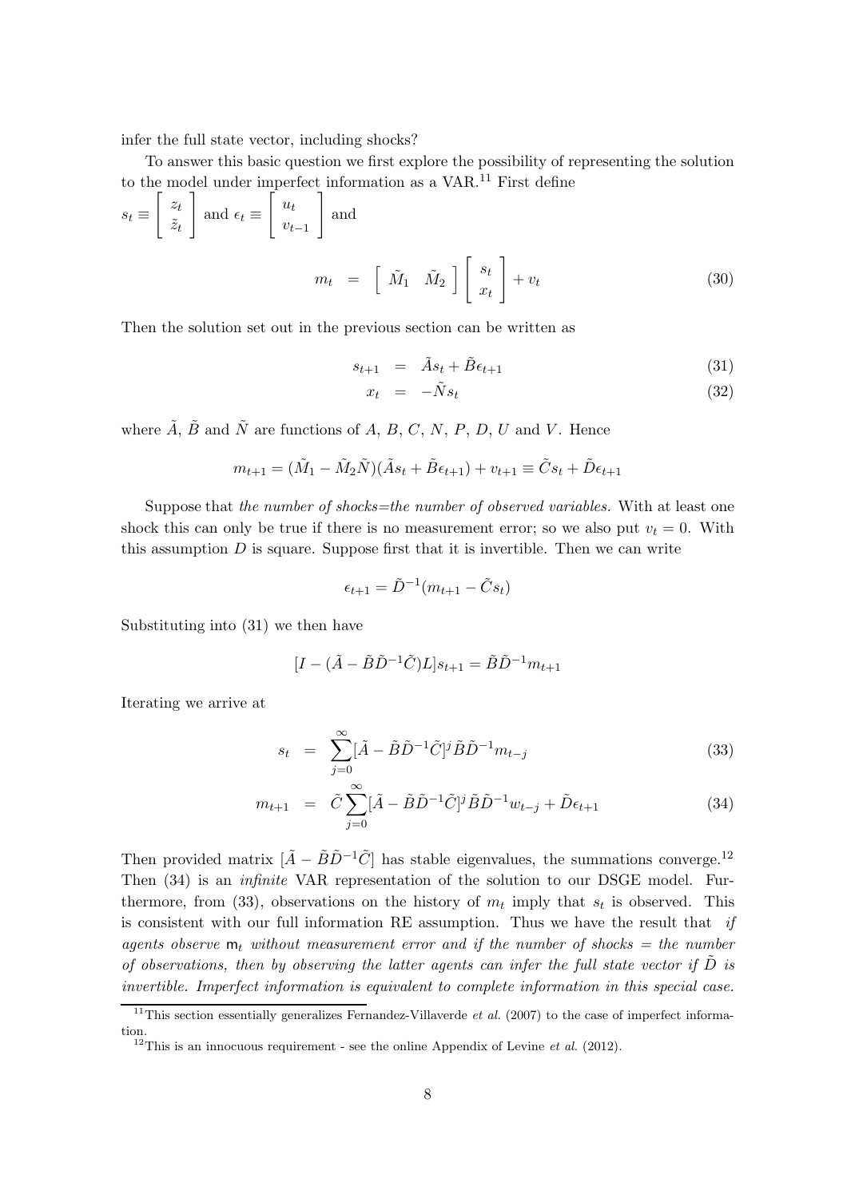infer the full state vector, including shocks?

To answer this basic question we first explore the possibility of representing the solution to the model under imperfect information as a VAR.[11] First define
$s_t \equiv \begin{bmatrix} z_t \\ \tilde{z}_t \end{bmatrix}$ and $\epsilon_t \equiv \begin{bmatrix} u_t \\ v_{t-1} \end{bmatrix}$ and

$$m_t = \begin{bmatrix} \tilde{M}_1 & \tilde{M}_2 \end{bmatrix} \begin{bmatrix} s_t \\ x_t \end{bmatrix} + v_t \tag{30}$$

Then the solution set out in the previous section can be written as

$$s_{t+1} = \tilde{A}s_t + \tilde{B}\epsilon_{t+1} \tag{31}$$

$$x_t = -\tilde{N}s_t \tag{32}$$

where $\tilde{A}$, $\tilde{B}$ and $\tilde{N}$ are functions of $A$, $B$, $C$, $N$, $P$, $D$, $U$ and $V$. Hence

$$m_{t+1} = (\tilde{M}_1 - \tilde{M}_2\tilde{N})(\tilde{A}s_t + \tilde{B}\epsilon_{t+1}) + v_{t+1} \equiv \tilde{C}s_t + \tilde{D}\epsilon_{t+1}$$

Suppose that *the number of shocks=the number of observed variables.* With at least one shock this can only be true if there is no measurement error; so we also put $v_t = 0$. With this assumption $D$ is square. Suppose first that it is invertible. Then we can write

$$\epsilon_{t+1} = \tilde{D}^{-1}(m_{t+1} - \tilde{C}s_t)$$

Substituting into (31) we then have

$$[I - (\tilde{A} - \tilde{B}\tilde{D}^{-1}\tilde{C})L]s_{t+1} = \tilde{B}\tilde{D}^{-1}m_{t+1}$$

Iterating we arrive at

$$s_t = \sum_{j=0}^{\infty}[\tilde{A} - \tilde{B}\tilde{D}^{-1}\tilde{C}]^j\tilde{B}\tilde{D}^{-1}m_{t-j} \tag{33}$$

$$m_{t+1} = \tilde{C}\sum_{j=0}^{\infty}[\tilde{A} - \tilde{B}\tilde{D}^{-1}\tilde{C}]^j\tilde{B}\tilde{D}^{-1}w_{t-j} + \tilde{D}\epsilon_{t+1} \tag{34}$$

Then provided matrix $[\tilde{A} - \tilde{B}\tilde{D}^{-1}\tilde{C}]$ has stable eigenvalues, the summations converge.[12] Then (34) is an *infinite* VAR representation of the solution to our DSGE model. Furthermore, from (33), observations on the history of $m_t$ imply that $s_t$ is observed. This is consistent with our full information RE assumption. Thus we have the result that *if agents observe* $\mathsf{m}_t$ *without measurement error and if the number of shocks = the number of observations, then by observing the latter agents can infer the full state vector if* $\tilde{D}$ *is invertible. Imperfect information is equivalent to complete information in this special case.*

---

[11] This section essentially generalizes Fernandez-Villaverde *et al.* (2007) to the case of imperfect information.

[12] This is an innocuous requirement - see the online Appendix of Levine *et al.* (2012).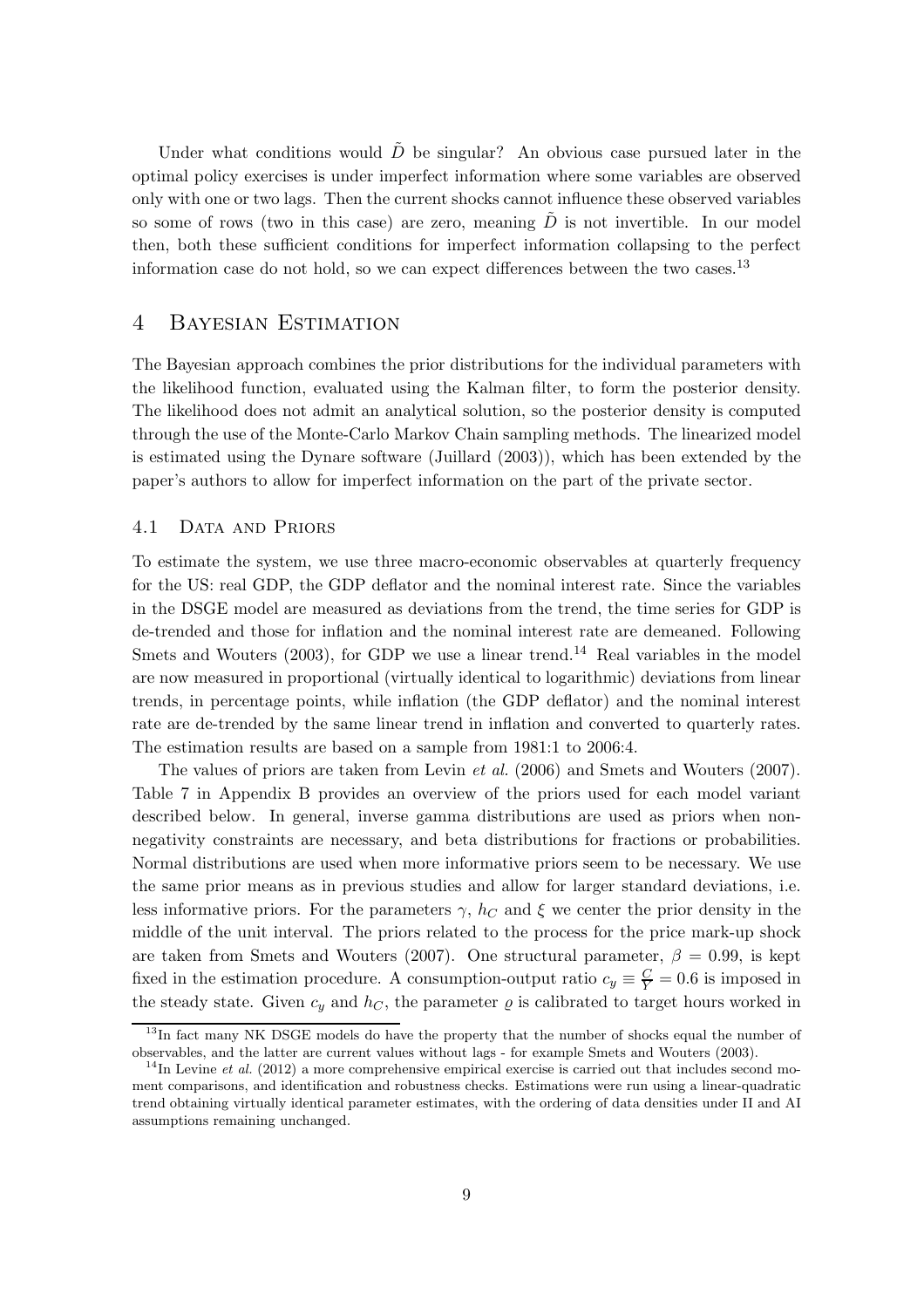Under what conditions would $\tilde{D}$ be singular? An obvious case pursued later in the optimal policy exercises is under imperfect information where some variables are observed only with one or two lags. Then the current shocks cannot influence these observed variables so some of rows (two in this case) are zero, meaning $\tilde{D}$ is not invertible. In our model then, both these sufficient conditions for imperfect information collapsing to the perfect information case do not hold, so we can expect differences between the two cases.[13]

# 4 Bayesian Estimation

The Bayesian approach combines the prior distributions for the individual parameters with the likelihood function, evaluated using the Kalman filter, to form the posterior density. The likelihood does not admit an analytical solution, so the posterior density is computed through the use of the Monte-Carlo Markov Chain sampling methods. The linearized model is estimated using the Dynare software (Juillard (2003)), which has been extended by the paper's authors to allow for imperfect information on the part of the private sector.

## 4.1 Data and Priors

To estimate the system, we use three macro-economic observables at quarterly frequency for the US: real GDP, the GDP deflator and the nominal interest rate. Since the variables in the DSGE model are measured as deviations from the trend, the time series for GDP is de-trended and those for inflation and the nominal interest rate are demeaned. Following Smets and Wouters (2003), for GDP we use a linear trend.[14] Real variables in the model are now measured in proportional (virtually identical to logarithmic) deviations from linear trends, in percentage points, while inflation (the GDP deflator) and the nominal interest rate are de-trended by the same linear trend in inflation and converted to quarterly rates. The estimation results are based on a sample from 1981:1 to 2006:4.

The values of priors are taken from Levin *et al.* (2006) and Smets and Wouters (2007). Table 7 in Appendix B provides an overview of the priors used for each model variant described below. In general, inverse gamma distributions are used as priors when non-negativity constraints are necessary, and beta distributions for fractions or probabilities. Normal distributions are used when more informative priors seem to be necessary. We use the same prior means as in previous studies and allow for larger standard deviations, i.e. less informative priors. For the parameters $\gamma$, $h_C$ and $\xi$ we center the prior density in the middle of the unit interval. The priors related to the process for the price mark-up shock are taken from Smets and Wouters (2007). One structural parameter, $\beta = 0.99$, is kept fixed in the estimation procedure. A consumption-output ratio $c_y \equiv \frac{C}{Y} = 0.6$ is imposed in the steady state. Given $c_y$ and $h_C$, the parameter $\varrho$ is calibrated to target hours worked in

[13] In fact many NK DSGE models do have the property that the number of shocks equal the number of observables, and the latter are current values without lags - for example Smets and Wouters (2003).

[14] In Levine *et al.* (2012) a more comprehensive empirical exercise is carried out that includes second moment comparisons, and identification and robustness checks. Estimations were run using a linear-quadratic trend obtaining virtually identical parameter estimates, with the ordering of data densities under II and AI assumptions remaining unchanged.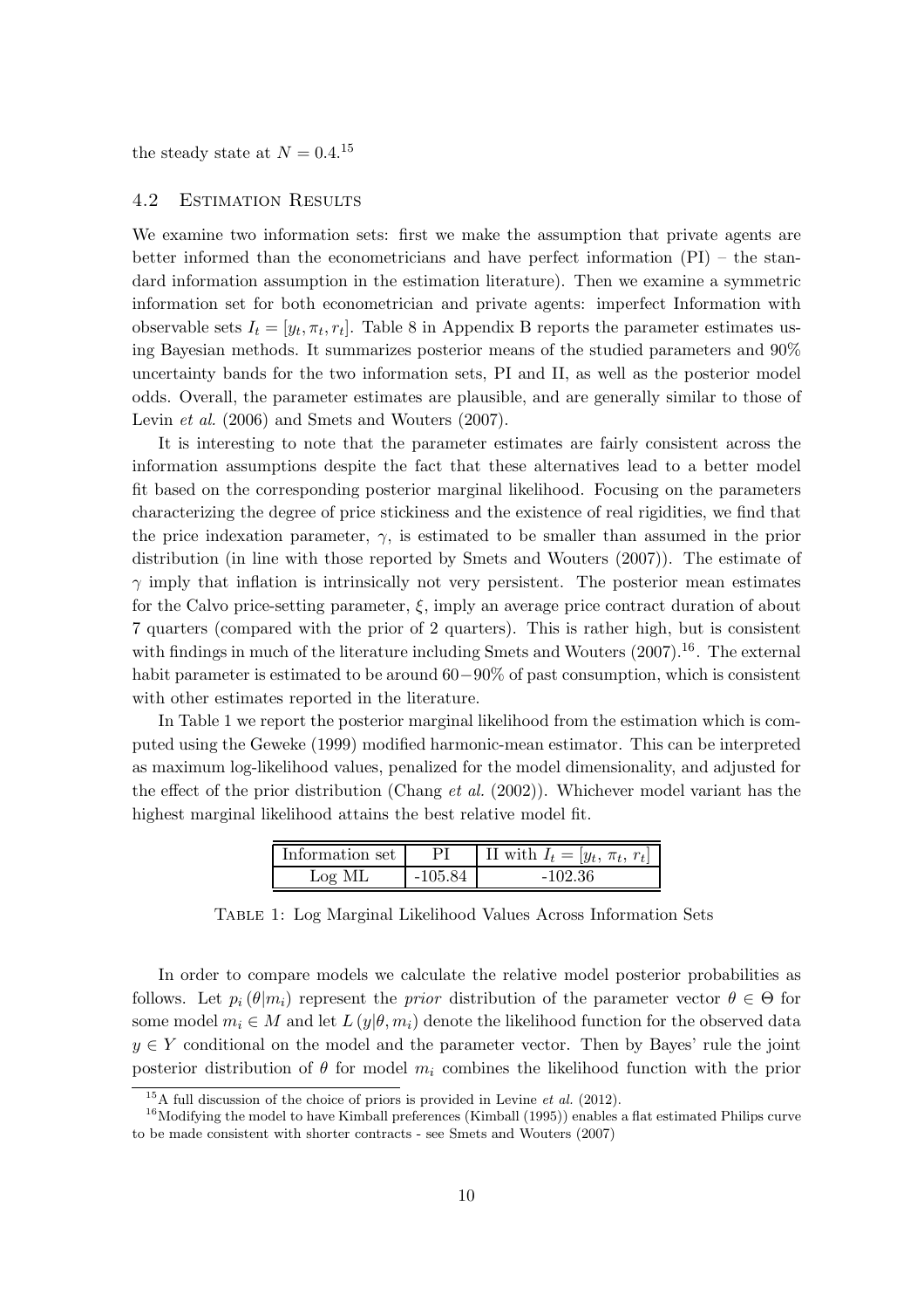the steady state at $N = 0.4$.[15]

### 4.2 Estimation Results

We examine two information sets: first we make the assumption that private agents are better informed than the econometricians and have perfect information (PI) – the standard information assumption in the estimation literature). Then we examine a symmetric information set for both econometrician and private agents: imperfect Information with observable sets $I_t = [y_t, \pi_t, r_t]$. Table 8 in Appendix B reports the parameter estimates using Bayesian methods. It summarizes posterior means of the studied parameters and 90% uncertainty bands for the two information sets, PI and II, as well as the posterior model odds. Overall, the parameter estimates are plausible, and are generally similar to those of Levin *et al.* (2006) and Smets and Wouters (2007).

It is interesting to note that the parameter estimates are fairly consistent across the information assumptions despite the fact that these alternatives lead to a better model fit based on the corresponding posterior marginal likelihood. Focusing on the parameters characterizing the degree of price stickiness and the existence of real rigidities, we find that the price indexation parameter, $\gamma$, is estimated to be smaller than assumed in the prior distribution (in line with those reported by Smets and Wouters (2007)). The estimate of $\gamma$ imply that inflation is intrinsically not very persistent. The posterior mean estimates for the Calvo price-setting parameter, $\xi$, imply an average price contract duration of about 7 quarters (compared with the prior of 2 quarters). This is rather high, but is consistent with findings in much of the literature including Smets and Wouters (2007).[16]. The external habit parameter is estimated to be around $60-90\%$ of past consumption, which is consistent with other estimates reported in the literature.

In Table 1 we report the posterior marginal likelihood from the estimation which is computed using the Geweke (1999) modified harmonic-mean estimator. This can be interpreted as maximum log-likelihood values, penalized for the model dimensionality, and adjusted for the effect of the prior distribution (Chang *et al.* (2002)). Whichever model variant has the highest marginal likelihood attains the best relative model fit.

| Information set | PI | II with $I_t = [y_t,\, \pi_t,\, r_t]$ |
|---|---|---|
| Log ML | -105.84 | -102.36 |

Table 1: Log Marginal Likelihood Values Across Information Sets

In order to compare models we calculate the relative model posterior probabilities as follows. Let $p_i(\theta|m_i)$ represent the *prior* distribution of the parameter vector $\theta \in \Theta$ for some model $m_i \in M$ and let $L(y|\theta, m_i)$ denote the likelihood function for the observed data $y \in Y$ conditional on the model and the parameter vector. Then by Bayes' rule the joint posterior distribution of $\theta$ for model $m_i$ combines the likelihood function with the prior

[15] A full discussion of the choice of priors is provided in Levine *et al.* (2012).

[16] Modifying the model to have Kimball preferences (Kimball (1995)) enables a flat estimated Philips curve to be made consistent with shorter contracts - see Smets and Wouters (2007)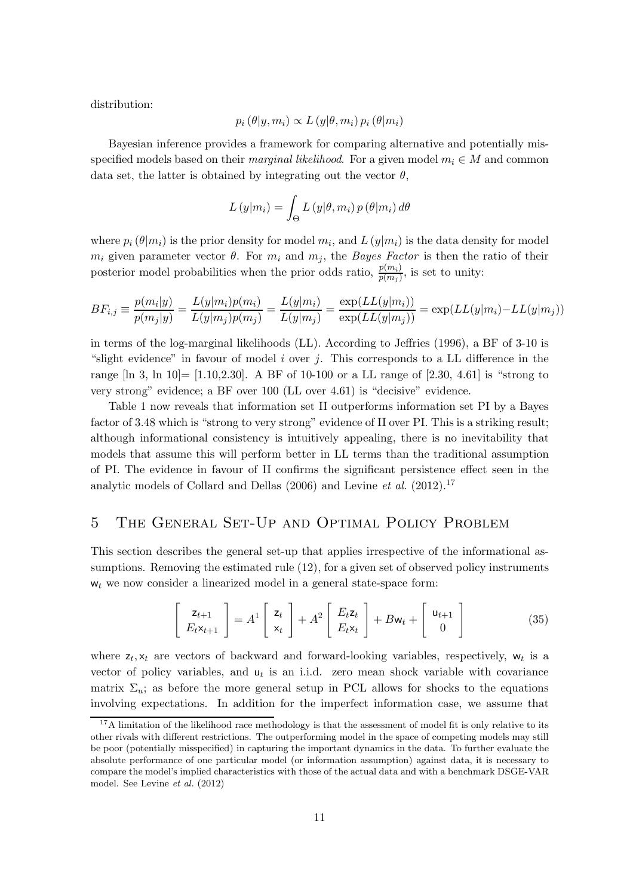distribution:

$$p_i(\theta|y, m_i) \propto L(y|\theta, m_i)\, p_i(\theta|m_i)$$

Bayesian inference provides a framework for comparing alternative and potentially misspecified models based on their *marginal likelihood*. For a given model $m_i \in M$ and common data set, the latter is obtained by integrating out the vector $\theta$,

$$L(y|m_i) = \int_\Theta L(y|\theta, m_i)\, p(\theta|m_i)\, d\theta$$

where $p_i(\theta|m_i)$ is the prior density for model $m_i$, and $L(y|m_i)$ is the data density for model $m_i$ given parameter vector $\theta$. For $m_i$ and $m_j$, the *Bayes Factor* is then the ratio of their posterior model probabilities when the prior odds ratio, $\frac{p(m_i)}{p(m_j)}$, is set to unity:

$$BF_{i,j} \equiv \frac{p(m_i|y)}{p(m_j|y)} = \frac{L(y|m_i)p(m_i)}{L(y|m_j)p(m_j)} = \frac{L(y|m_i)}{L(y|m_j)} = \frac{\exp(LL(y|m_i))}{\exp(LL(y|m_j))} = \exp(LL(y|m_i) - LL(y|m_j))$$

in terms of the log-marginal likelihoods (LL). According to Jeffries (1996), a BF of 3-10 is "slight evidence" in favour of model $i$ over $j$. This corresponds to a LL difference in the range [ln 3, ln 10]= [1.10,2.30]. A BF of 10-100 or a LL range of [2.30, 4.61] is "strong to very strong" evidence; a BF over 100 (LL over 4.61) is "decisive" evidence.

Table 1 now reveals that information set II outperforms information set PI by a Bayes factor of 3.48 which is "strong to very strong" evidence of II over PI. This is a striking result; although informational consistency is intuitively appealing, there is no inevitability that models that assume this will perform better in LL terms than the traditional assumption of PI. The evidence in favour of II confirms the significant persistence effect seen in the analytic models of Collard and Dellas (2006) and Levine *et al.* (2012).[17]

## 5 The General Set-Up and Optimal Policy Problem

This section describes the general set-up that applies irrespective of the informational assumptions. Removing the estimated rule (12), for a given set of observed policy instruments $w_t$ we now consider a linearized model in a general state-space form:

$$\begin{bmatrix} z_{t+1} \\ E_t x_{t+1} \end{bmatrix} = A^1 \begin{bmatrix} z_t \\ x_t \end{bmatrix} + A^2 \begin{bmatrix} E_t z_t \\ E_t x_t \end{bmatrix} + B w_t + \begin{bmatrix} u_{t+1} \\ 0 \end{bmatrix} \tag{35}$$

where $z_t, x_t$ are vectors of backward and forward-looking variables, respectively, $w_t$ is a vector of policy variables, and $u_t$ is an i.i.d. zero mean shock variable with covariance matrix $\Sigma_u$; as before the more general setup in PCL allows for shocks to the equations involving expectations. In addition for the imperfect information case, we assume that

[17] A limitation of the likelihood race methodology is that the assessment of model fit is only relative to its other rivals with different restrictions. The outperforming model in the space of competing models may still be poor (potentially misspecified) in capturing the important dynamics in the data. To further evaluate the absolute performance of one particular model (or information assumption) against data, it is necessary to compare the model's implied characteristics with those of the actual data and with a benchmark DSGE-VAR model. See Levine *et al.* (2012)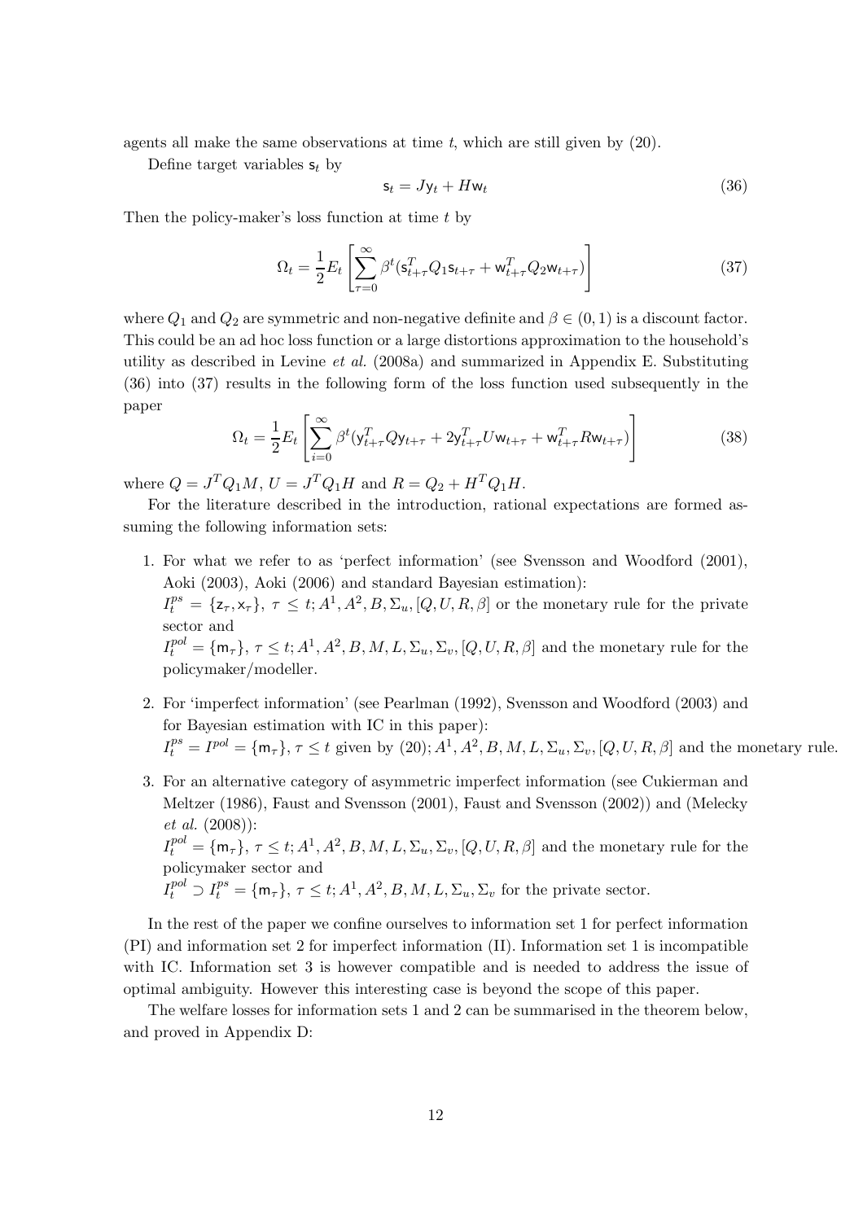agents all make the same observations at time $t$, which are still given by (20).

Define target variables $\mathsf{s}_t$ by

$$\mathsf{s}_t = J\mathsf{y}_t + H\mathsf{w}_t \tag{36}$$

Then the policy-maker's loss function at time $t$ by

$$\Omega_t = \frac{1}{2}E_t\left[\sum_{\tau=0}^{\infty}\beta^t(\mathsf{s}_{t+\tau}^T Q_1 \mathsf{s}_{t+\tau} + \mathsf{w}_{t+\tau}^T Q_2 \mathsf{w}_{t+\tau})\right] \tag{37}$$

where $Q_1$ and $Q_2$ are symmetric and non-negative definite and $\beta \in (0,1)$ is a discount factor. This could be an ad hoc loss function or a large distortions approximation to the household's utility as described in Levine *et al.* (2008a) and summarized in Appendix E. Substituting (36) into (37) results in the following form of the loss function used subsequently in the paper

$$\Omega_t = \frac{1}{2}E_t\left[\sum_{i=0}^{\infty}\beta^t(\mathsf{y}_{t+\tau}^T Q \mathsf{y}_{t+\tau} + 2\mathsf{y}_{t+\tau}^T U \mathsf{w}_{t+\tau} + \mathsf{w}_{t+\tau}^T R \mathsf{w}_{t+\tau})\right] \tag{38}$$

where $Q = J^T Q_1 M$, $U = J^T Q_1 H$ and $R = Q_2 + H^T Q_1 H$.

For the literature described in the introduction, rational expectations are formed assuming the following information sets:

1. For what we refer to as 'perfect information' (see Svensson and Woodford (2001), Aoki (2003), Aoki (2006) and standard Bayesian estimation):
   $I_t^{ps} = \{\mathsf{z}_\tau, \mathsf{x}_\tau\}$, $\tau \leq t; A^1, A^2, B, \Sigma_u, [Q, U, R, \beta]$ or the monetary rule for the private sector and
   $I_t^{pol} = \{\mathsf{m}_\tau\}$, $\tau \leq t; A^1, A^2, B, M, L, \Sigma_u, \Sigma_v, [Q, U, R, \beta]$ and the monetary rule for the policymaker/modeller.

2. For 'imperfect information' (see Pearlman (1992), Svensson and Woodford (2003) and for Bayesian estimation with IC in this paper):
   $I_t^{ps} = I^{pol} = \{\mathsf{m}_\tau\}$, $\tau \leq t$ given by (20); $A^1, A^2, B, M, L, \Sigma_u, \Sigma_v, [Q, U, R, \beta]$ and the monetary rule.

3. For an alternative category of asymmetric imperfect information (see Cukierman and Meltzer (1986), Faust and Svensson (2001), Faust and Svensson (2002)) and (Melecky *et al.* (2008)):
   $I_t^{pol} = \{\mathsf{m}_\tau\}$, $\tau \leq t; A^1, A^2, B, M, L, \Sigma_u, \Sigma_v, [Q, U, R, \beta]$ and the monetary rule for the policymaker sector and
   $I_t^{pol} \supset I_t^{ps} = \{\mathsf{m}_\tau\}$, $\tau \leq t; A^1, A^2, B, M, L, \Sigma_u, \Sigma_v$ for the private sector.

In the rest of the paper we confine ourselves to information set 1 for perfect information (PI) and information set 2 for imperfect information (II). Information set 1 is incompatible with IC. Information set 3 is however compatible and is needed to address the issue of optimal ambiguity. However this interesting case is beyond the scope of this paper.

The welfare losses for information sets 1 and 2 can be summarised in the theorem below, and proved in Appendix D: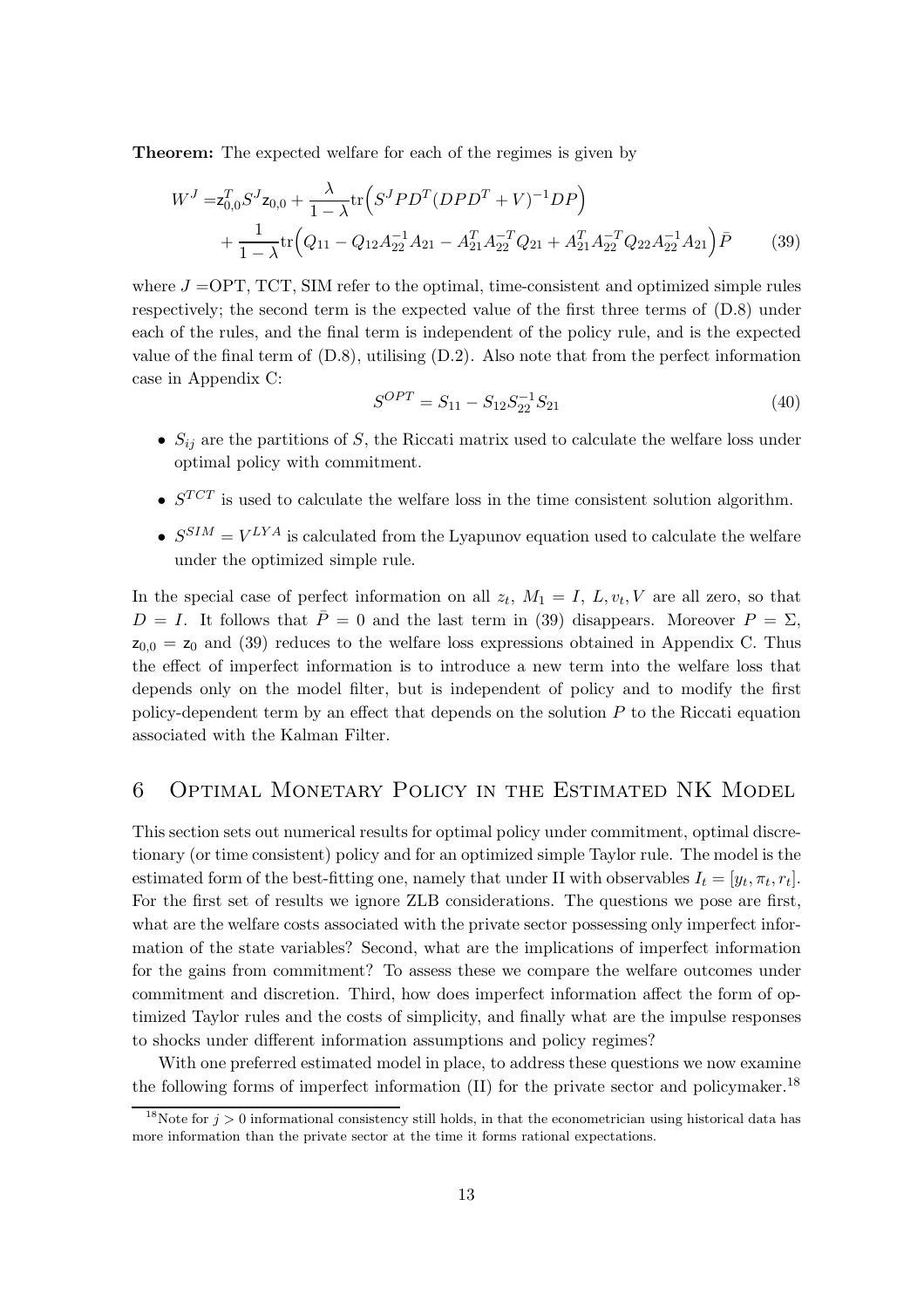**Theorem:** The expected welfare for each of the regimes is given by

$$W^J = \mathsf{z}_{0,0}^T S^J \mathsf{z}_{0,0} + \frac{\lambda}{1-\lambda}\mathrm{tr}\Big(S^J P D^T (DPD^T + V)^{-1} DP\Big) + \frac{1}{1-\lambda}\mathrm{tr}\Big(Q_{11} - Q_{12}A_{22}^{-1}A_{21} - A_{21}^T A_{22}^{-T} Q_{21} + A_{21}^T A_{22}^{-T} Q_{22} A_{22}^{-1} A_{21}\Big)\bar{P} \tag{39}$$

where $J =$OPT, TCT, SIM refer to the optimal, time-consistent and optimized simple rules respectively; the second term is the expected value of the first three terms of (D.8) under each of the rules, and the final term is independent of the policy rule, and is the expected value of the final term of (D.8), utilising (D.2). Also note that from the perfect information case in Appendix C:

$$S^{OPT} = S_{11} - S_{12}S_{22}^{-1}S_{21} \tag{40}$$

- $S_{ij}$ are the partitions of $S$, the Riccati matrix used to calculate the welfare loss under optimal policy with commitment.
- $S^{TCT}$ is used to calculate the welfare loss in the time consistent solution algorithm.
- $S^{SIM} = V^{LYA}$ is calculated from the Lyapunov equation used to calculate the welfare under the optimized simple rule.

In the special case of perfect information on all $z_t$, $M_1 = I$, $L, v_t, V$ are all zero, so that $D = I$. It follows that $\bar{P} = 0$ and the last term in (39) disappears. Moreover $P = \Sigma$, $\mathsf{z}_{0,0} = \mathsf{z}_0$ and (39) reduces to the welfare loss expressions obtained in Appendix C. Thus the effect of imperfect information is to introduce a new term into the welfare loss that depends only on the model filter, but is independent of policy and to modify the first policy-dependent term by an effect that depends on the solution $P$ to the Riccati equation associated with the Kalman Filter.

# 6 Optimal Monetary Policy in the Estimated NK Model

This section sets out numerical results for optimal policy under commitment, optimal discretionary (or time consistent) policy and for an optimized simple Taylor rule. The model is the estimated form of the best-fitting one, namely that under II with observables $I_t = [y_t, \pi_t, r_t]$. For the first set of results we ignore ZLB considerations. The questions we pose are first, what are the welfare costs associated with the private sector possessing only imperfect information of the state variables? Second, what are the implications of imperfect information for the gains from commitment? To assess these we compare the welfare outcomes under commitment and discretion. Third, how does imperfect information affect the form of optimized Taylor rules and the costs of simplicity, and finally what are the impulse responses to shocks under different information assumptions and policy regimes?

With one preferred estimated model in place, to address these questions we now examine the following forms of imperfect information (II) for the private sector and policymaker.[18]

[18] Note for $j > 0$ informational consistency still holds, in that the econometrician using historical data has more information than the private sector at the time it forms rational expectations.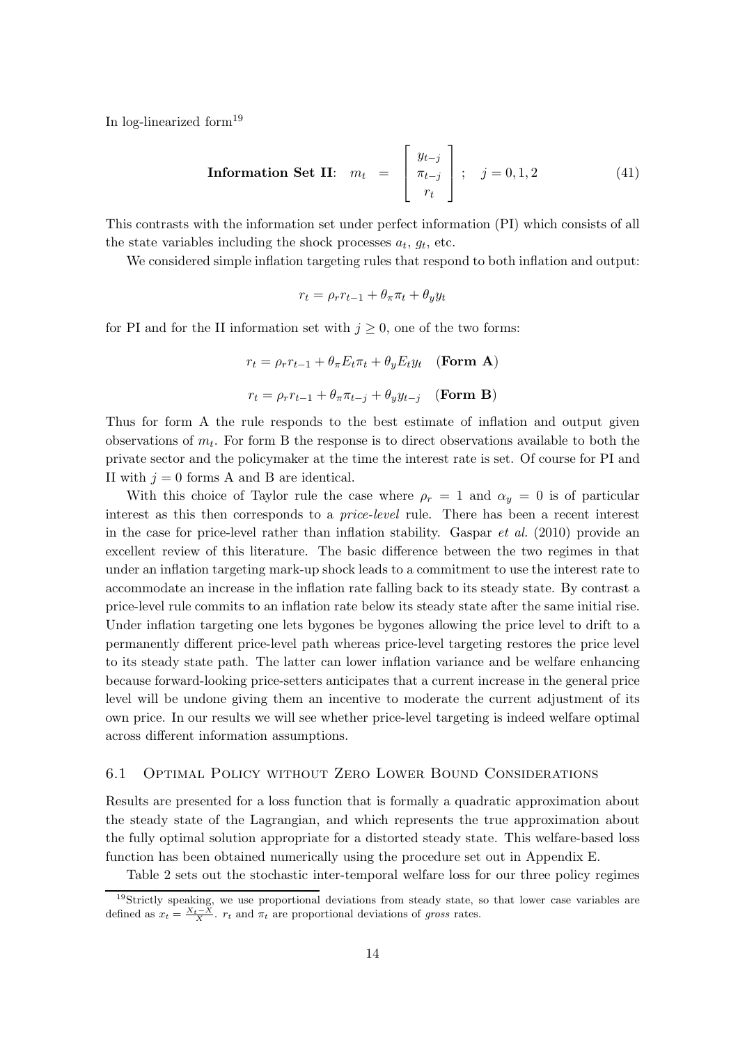In log-linearized form[19]

$$\textbf{Information Set II}: \quad m_t \;=\; \begin{bmatrix} y_{t-j} \\ \pi_{t-j} \\ r_t \end{bmatrix}; \quad j = 0, 1, 2 \tag{41}$$

This contrasts with the information set under perfect information (PI) which consists of all the state variables including the shock processes $a_t$, $g_t$, etc.

We considered simple inflation targeting rules that respond to both inflation and output:

$$r_t = \rho_r r_{t-1} + \theta_\pi \pi_t + \theta_y y_t$$

for PI and for the II information set with $j \geq 0$, one of the two forms:

$$r_t = \rho_r r_{t-1} + \theta_\pi E_t \pi_t + \theta_y E_t y_t \quad (\textbf{Form A})$$

$$r_t = \rho_r r_{t-1} + \theta_\pi \pi_{t-j} + \theta_y y_{t-j} \quad (\textbf{Form B})$$

Thus for form A the rule responds to the best estimate of inflation and output given observations of $m_t$. For form B the response is to direct observations available to both the private sector and the policymaker at the time the interest rate is set. Of course for PI and II with $j = 0$ forms A and B are identical.

With this choice of Taylor rule the case where $\rho_r = 1$ and $\alpha_y = 0$ is of particular interest as this then corresponds to a *price-level* rule. There has been a recent interest in the case for price-level rather than inflation stability. Gaspar *et al.* (2010) provide an excellent review of this literature. The basic difference between the two regimes in that under an inflation targeting mark-up shock leads to a commitment to use the interest rate to accommodate an increase in the inflation rate falling back to its steady state. By contrast a price-level rule commits to an inflation rate below its steady state after the same initial rise. Under inflation targeting one lets bygones be bygones allowing the price level to drift to a permanently different price-level path whereas price-level targeting restores the price level to its steady state path. The latter can lower inflation variance and be welfare enhancing because forward-looking price-setters anticipates that a current increase in the general price level will be undone giving them an incentive to moderate the current adjustment of its own price. In our results we will see whether price-level targeting is indeed welfare optimal across different information assumptions.

### 6.1 Optimal Policy without Zero Lower Bound Considerations

Results are presented for a loss function that is formally a quadratic approximation about the steady state of the Lagrangian, and which represents the true approximation about the fully optimal solution appropriate for a distorted steady state. This welfare-based loss function has been obtained numerically using the procedure set out in Appendix E.

Table 2 sets out the stochastic inter-temporal welfare loss for our three policy regimes

[19] Strictly speaking, we use proportional deviations from steady state, so that lower case variables are defined as $x_t = \frac{X_t - X}{X}$. $r_t$ and $\pi_t$ are proportional deviations of *gross* rates.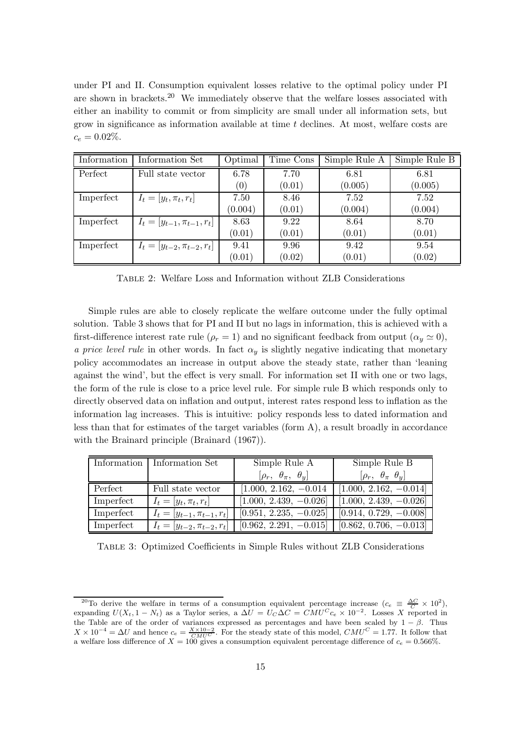under PI and II. Consumption equivalent losses relative to the optimal policy under PI are shown in brackets.[20] We immediately observe that the welfare losses associated with either an inability to commit or from simplicity are small under all information sets, but grow in significance as information available at time $t$ declines. At most, welfare costs are $c_e = 0.02\%$.

| Information | Information Set | Optimal | Time Cons | Simple Rule A | Simple Rule B |
|---|---|---|---|---|---|
| Perfect | Full state vector | 6.78 | 7.70 | 6.81 | 6.81 |
| | | (0) | (0.01) | (0.005) | (0.005) |
| Imperfect | $I_t = [y_t, \pi_t, r_t]$ | 7.50 | 8.46 | 7.52 | 7.52 |
| | | (0.004) | (0.01) | (0.004) | (0.004) |
| Imperfect | $I_t = [y_{t-1}, \pi_{t-1}, r_t]$ | 8.63 | 9.22 | 8.64 | 8.70 |
| | | (0.01) | (0.01) | (0.01) | (0.01) |
| Imperfect | $I_t = [y_{t-2}, \pi_{t-2}, r_t]$ | 9.41 | 9.96 | 9.42 | 9.54 |
| | | (0.01) | (0.02) | (0.01) | (0.02) |

Table 2: Welfare Loss and Information without ZLB Considerations

Simple rules are able to closely replicate the welfare outcome under the fully optimal solution. Table 3 shows that for PI and II but no lags in information, this is achieved with a first-difference interest rate rule ($\rho_r = 1$) and no significant feedback from output ($\alpha_y \simeq 0$), *a price level rule* in other words. In fact $\alpha_y$ is slightly negative indicating that monetary policy accommodates an increase in output above the steady state, rather than 'leaning against the wind', but the effect is very small. For information set II with one or two lags, the form of the rule is close to a price level rule. For simple rule B which responds only to directly observed data on inflation and output, interest rates respond less to inflation as the information lag increases. This is intuitive: policy responds less to dated information and less than that for estimates of the target variables (form A), a result broadly in accordance with the Brainard principle (Brainard (1967)).

| Information | Information Set | Simple Rule A | Simple Rule B |
|---|---|---|---|
| | | $[\rho_r, \ \theta_\pi, \ \theta_y]$ | $[\rho_r, \ \theta_\pi \ \theta_y]$ |
| Perfect | Full state vector | $[1.000, \ 2.162, \ -0.014$ | $[1.000, \ 2.162, \ -0.014]$ |
| Imperfect | $I_t = [y_t, \pi_t, r_t]$ | $[1.000, \ 2.439, \ -0.026]$ | $[1.000, \ 2.439, \ -0.026]$ |
| Imperfect | $I_t = [y_{t-1}, \pi_{t-1}, r_t]$ | $[0.951, \ 2.235, \ -0.025]$ | $[0.914, \ 0.729, \ -0.008]$ |
| Imperfect | $I_t = [y_{t-2}, \pi_{t-2}, r_t]$ | $[0.962, \ 2.291, \ -0.015]$ | $[0.862, \ 0.706, \ -0.013]$ |

Table 3: Optimized Coefficients in Simple Rules without ZLB Considerations

[20] To derive the welfare in terms of a consumption equivalent percentage increase ($c_e \equiv \frac{\Delta C}{C} \times 10^2$), expanding $U(X_t, 1 - N_t)$ as a Taylor series, a $\Delta U = U_C \Delta C = CMU^C c_e \times 10^{-2}$. Losses $X$ reported in the Table are of the order of variances expressed as percentages and have been scaled by $1 - \beta$. Thus $X \times 10^{-4} = \Delta U$ and hence $c_e = \frac{X \times 10{-2}}{CMU^C}$. For the steady state of this model, $CMU^C = 1.77$. It follow that a welfare loss difference of $X = 100$ gives a consumption equivalent percentage difference of $c_e = 0.566\%$.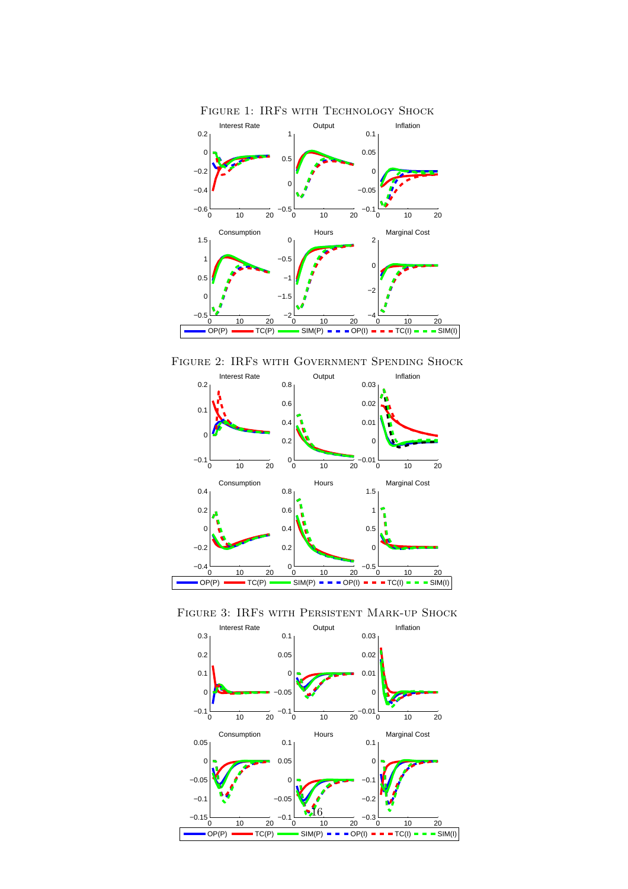Figure 1: IRFs with Technology Shock

Figure 2: IRFs with Government Spending Shock

Figure 3: IRFs with Persistent Mark-up Shock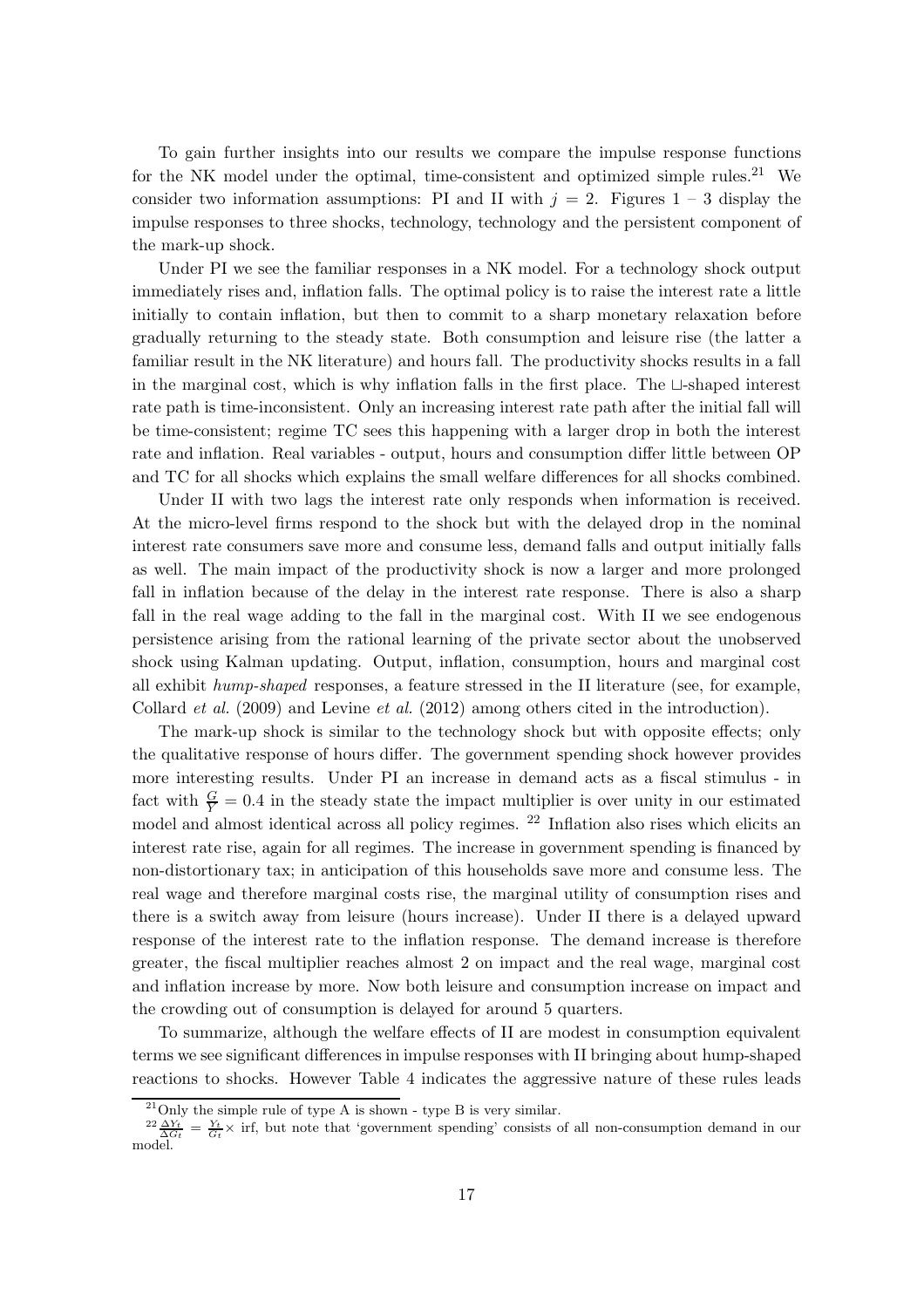To gain further insights into our results we compare the impulse response functions for the NK model under the optimal, time-consistent and optimized simple rules.[21] We consider two information assumptions: PI and II with $j = 2$. Figures 1 – 3 display the impulse responses to three shocks, technology, technology and the persistent component of the mark-up shock.

Under PI we see the familiar responses in a NK model. For a technology shock output immediately rises and, inflation falls. The optimal policy is to raise the interest rate a little initially to contain inflation, but then to commit to a sharp monetary relaxation before gradually returning to the steady state. Both consumption and leisure rise (the latter a familiar result in the NK literature) and hours fall. The productivity shocks results in a fall in the marginal cost, which is why inflation falls in the first place. The ⊔-shaped interest rate path is time-inconsistent. Only an increasing interest rate path after the initial fall will be time-consistent; regime TC sees this happening with a larger drop in both the interest rate and inflation. Real variables - output, hours and consumption differ little between OP and TC for all shocks which explains the small welfare differences for all shocks combined.

Under II with two lags the interest rate only responds when information is received. At the micro-level firms respond to the shock but with the delayed drop in the nominal interest rate consumers save more and consume less, demand falls and output initially falls as well. The main impact of the productivity shock is now a larger and more prolonged fall in inflation because of the delay in the interest rate response. There is also a sharp fall in the real wage adding to the fall in the marginal cost. With II we see endogenous persistence arising from the rational learning of the private sector about the unobserved shock using Kalman updating. Output, inflation, consumption, hours and marginal cost all exhibit *hump-shaped* responses, a feature stressed in the II literature (see, for example, Collard *et al.* (2009) and Levine *et al.* (2012) among others cited in the introduction).

The mark-up shock is similar to the technology shock but with opposite effects; only the qualitative response of hours differ. The government spending shock however provides more interesting results. Under PI an increase in demand acts as a fiscal stimulus - in fact with $\frac{G}{Y} = 0.4$ in the steady state the impact multiplier is over unity in our estimated model and almost identical across all policy regimes. [22] Inflation also rises which elicits an interest rate rise, again for all regimes. The increase in government spending is financed by non-distortionary tax; in anticipation of this households save more and consume less. The real wage and therefore marginal costs rise, the marginal utility of consumption rises and there is a switch away from leisure (hours increase). Under II there is a delayed upward response of the interest rate to the inflation response. The demand increase is therefore greater, the fiscal multiplier reaches almost 2 on impact and the real wage, marginal cost and inflation increase by more. Now both leisure and consumption increase on impact and the crowding out of consumption is delayed for around 5 quarters.

To summarize, although the welfare effects of II are modest in consumption equivalent terms we see significant differences in impulse responses with II bringing about hump-shaped reactions to shocks. However Table 4 indicates the aggressive nature of these rules leads

---

[21] Only the simple rule of type A is shown - type B is very similar.

[22] $\frac{\Delta Y_t}{\Delta G_t} = \frac{Y_t}{G_t} \times$ irf, but note that 'government spending' consists of all non-consumption demand in our model.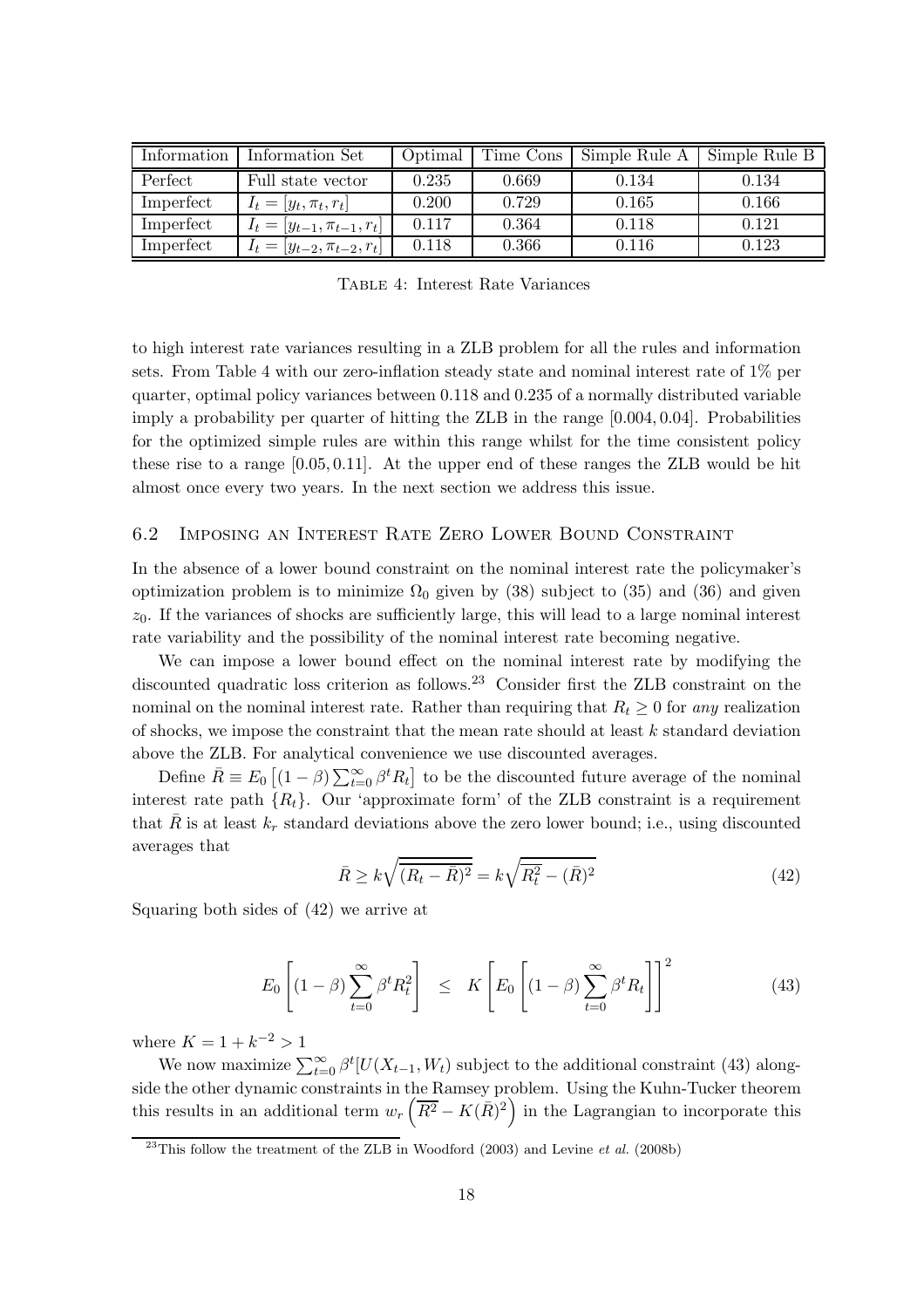| Information | Information Set | Optimal | Time Cons | Simple Rule A | Simple Rule B |
|---|---|---|---|---|---|
| Perfect | Full state vector | 0.235 | 0.669 | 0.134 | 0.134 |
| Imperfect | $I_t = [y_t, \pi_t, r_t]$ | 0.200 | 0.729 | 0.165 | 0.166 |
| Imperfect | $I_t = [y_{t-1}, \pi_{t-1}, r_t]$ | 0.117 | 0.364 | 0.118 | 0.121 |
| Imperfect | $I_t = [y_{t-2}, \pi_{t-2}, r_t]$ | 0.118 | 0.366 | 0.116 | 0.123 |

Table 4: Interest Rate Variances

to high interest rate variances resulting in a ZLB problem for all the rules and information sets. From Table 4 with our zero-inflation steady state and nominal interest rate of 1% per quarter, optimal policy variances between 0.118 and 0.235 of a normally distributed variable imply a probability per quarter of hitting the ZLB in the range $[0.004, 0.04]$. Probabilities for the optimized simple rules are within this range whilst for the time consistent policy these rise to a range $[0.05, 0.11]$. At the upper end of these ranges the ZLB would be hit almost once every two years. In the next section we address this issue.

### 6.2 Imposing an Interest Rate Zero Lower Bound Constraint

In the absence of a lower bound constraint on the nominal interest rate the policymaker's optimization problem is to minimize $\Omega_0$ given by (38) subject to (35) and (36) and given $z_0$. If the variances of shocks are sufficiently large, this will lead to a large nominal interest rate variability and the possibility of the nominal interest rate becoming negative.

We can impose a lower bound effect on the nominal interest rate by modifying the discounted quadratic loss criterion as follows.[23] Consider first the ZLB constraint on the nominal on the nominal interest rate. Rather than requiring that $R_t \geq 0$ for *any* realization of shocks, we impose the constraint that the mean rate should at least $k$ standard deviation above the ZLB. For analytical convenience we use discounted averages.

Define $\bar{R} \equiv E_0\left[(1-\beta)\sum_{t=0}^{\infty}\beta^t R_t\right]$ to be the discounted future average of the nominal interest rate path $\{R_t\}$. Our 'approximate form' of the ZLB constraint is a requirement that $\bar{R}$ is at least $k_r$ standard deviations above the zero lower bound; i.e., using discounted averages that

$$\bar{R} \geq k\sqrt{\overline{(R_t - \bar{R})^2}} = k\sqrt{\overline{R_t^2} - (\bar{R})^2} \tag{42}$$

Squaring both sides of (42) we arrive at

$$E_0\left[(1-\beta)\sum_{t=0}^{\infty}\beta^t R_t^2\right] \leq K\left[E_0\left[(1-\beta)\sum_{t=0}^{\infty}\beta^t R_t\right]\right]^2 \tag{43}$$

where $K = 1 + k^{-2} > 1$

We now maximize $\sum_{t=0}^{\infty}\beta^t[U(X_{t-1}, W_t)$ subject to the additional constraint (43) alongside the other dynamic constraints in the Ramsey problem. Using the Kuhn-Tucker theorem this results in an additional term $w_r\left(\overline{R^2} - K(\bar{R})^2\right)$ in the Lagrangian to incorporate this

[23] This follow the treatment of the ZLB in Woodford (2003) and Levine *et al.* (2008b)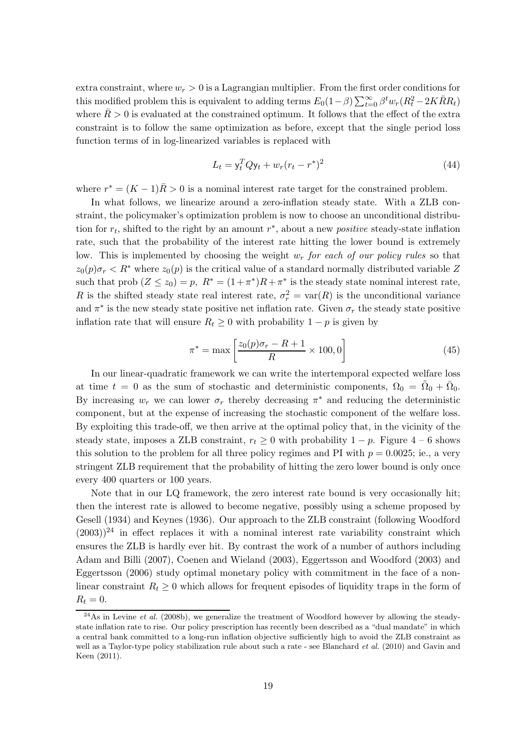extra constraint, where $w_r > 0$ is a Lagrangian multiplier. From the first order conditions for this modified problem this is equivalent to adding terms $E_0(1-\beta)\sum_{t=0}^{\infty}\beta^t w_r(R_t^2 - 2K\bar{R}R_t)$ where $\bar{R} > 0$ is evaluated at the constrained optimum. It follows that the effect of the extra constraint is to follow the same optimization as before, except that the single period loss function terms of in log-linearized variables is replaced with

$$L_t = \mathsf{y}_t^T Q \mathsf{y}_t + w_r(r_t - r^*)^2 \tag{44}$$

where $r^* = (K-1)\bar{R} > 0$ is a nominal interest rate target for the constrained problem.

In what follows, we linearize around a zero-inflation steady state. With a ZLB constraint, the policymaker's optimization problem is now to choose an unconditional distribution for $r_t$, shifted to the right by an amount $r^*$, about a new *positive* steady-state inflation rate, such that the probability of the interest rate hitting the lower bound is extremely low. This is implemented by choosing the weight $w_r$ *for each of our policy rules* so that $z_0(p)\sigma_r < R^*$ where $z_0(p)$ is the critical value of a standard normally distributed variable $Z$ such that prob $(Z \leq z_0) = p$, $R^* = (1+\pi^*)R + \pi^*$ is the steady state nominal interest rate, $R$ is the shifted steady state real interest rate, $\sigma_r^2 = \text{var}(R)$ is the unconditional variance and $\pi^*$ is the new steady state positive net inflation rate. Given $\sigma_r$ the steady state positive inflation rate that will ensure $R_t \geq 0$ with probability $1-p$ is given by

$$\pi^* = \max\left[\frac{z_0(p)\sigma_r - R + 1}{R} \times 100, 0\right] \tag{45}$$

In our linear-quadratic framework we can write the intertemporal expected welfare loss at time $t = 0$ as the sum of stochastic and deterministic components, $\Omega_0 = \tilde{\Omega}_0 + \bar{\Omega}_0$. By increasing $w_r$ we can lower $\sigma_r$ thereby decreasing $\pi^*$ and reducing the deterministic component, but at the expense of increasing the stochastic component of the welfare loss. By exploiting this trade-off, we then arrive at the optimal policy that, in the vicinity of the steady state, imposes a ZLB constraint, $r_t \geq 0$ with probability $1-p$. Figure 4 – 6 shows this solution to the problem for all three policy regimes and PI with $p = 0.0025$; ie., a very stringent ZLB requirement that the probability of hitting the zero lower bound is only once every 400 quarters or 100 years.

Note that in our LQ framework, the zero interest rate bound is very occasionally hit; then the interest rate is allowed to become negative, possibly using a scheme proposed by Gesell (1934) and Keynes (1936). Our approach to the ZLB constraint (following Woodford (2003))[24] in effect replaces it with a nominal interest rate variability constraint which ensures the ZLB is hardly ever hit. By contrast the work of a number of authors including Adam and Billi (2007), Coenen and Wieland (2003), Eggertsson and Woodford (2003) and Eggertsson (2006) study optimal monetary policy with commitment in the face of a non-linear constraint $R_t \geq 0$ which allows for frequent episodes of liquidity traps in the form of $R_t = 0$.

[24] As in Levine *et al.* (2008b), we generalize the treatment of Woodford however by allowing the steady-state inflation rate to rise. Our policy prescription has recently been described as a "dual mandate" in which a central bank committed to a long-run inflation objective sufficiently high to avoid the ZLB constraint as well as a Taylor-type policy stabilization rule about such a rate - see Blanchard *et al.* (2010) and Gavin and Keen (2011).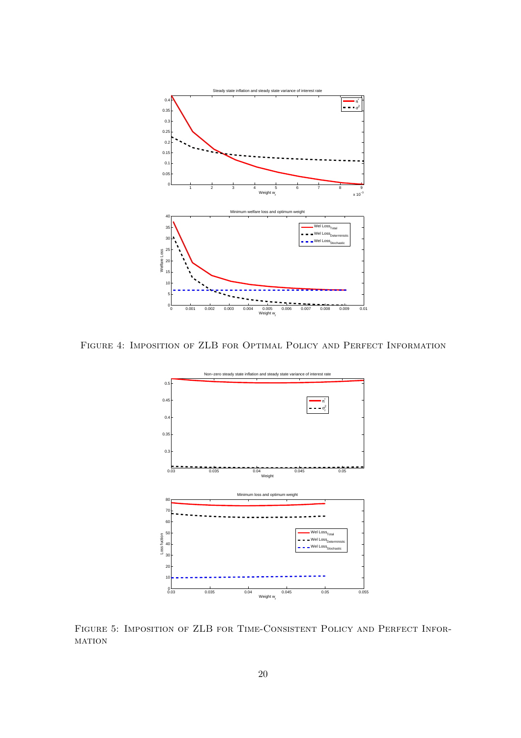Figure 4: Imposition of ZLB for Optimal Policy and Perfect Information

Figure 5: Imposition of ZLB for Time-Consistent Policy and Perfect Information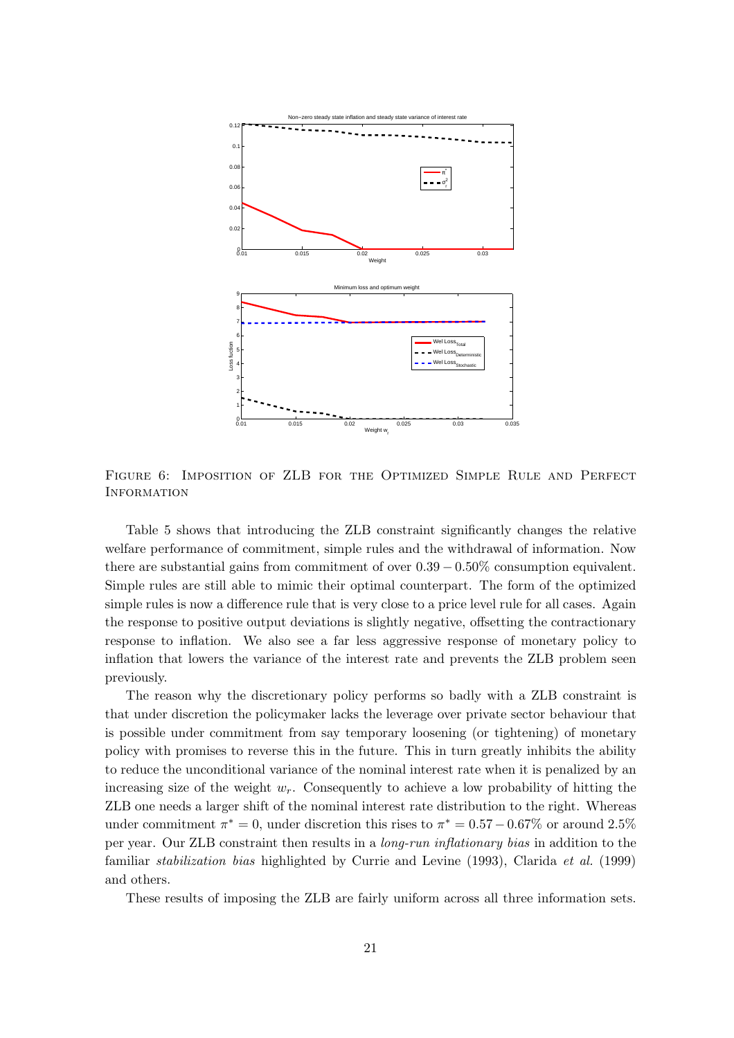Figure 6: Imposition of ZLB for the Optimized Simple Rule and Perfect Information

Table 5 shows that introducing the ZLB constraint significantly changes the relative welfare performance of commitment, simple rules and the withdrawal of information. Now there are substantial gains from commitment of over $0.39 - 0.50\%$ consumption equivalent. Simple rules are still able to mimic their optimal counterpart. The form of the optimized simple rules is now a difference rule that is very close to a price level rule for all cases. Again the response to positive output deviations is slightly negative, offsetting the contractionary response to inflation. We also see a far less aggressive response of monetary policy to inflation that lowers the variance of the interest rate and prevents the ZLB problem seen previously.

The reason why the discretionary policy performs so badly with a ZLB constraint is that under discretion the policymaker lacks the leverage over private sector behaviour that is possible under commitment from say temporary loosening (or tightening) of monetary policy with promises to reverse this in the future. This in turn greatly inhibits the ability to reduce the unconditional variance of the nominal interest rate when it is penalized by an increasing size of the weight $w_r$. Consequently to achieve a low probability of hitting the ZLB one needs a larger shift of the nominal interest rate distribution to the right. Whereas under commitment $\pi^* = 0$, under discretion this rises to $\pi^* = 0.57 - 0.67\%$ or around 2.5% per year. Our ZLB constraint then results in a *long-run inflationary bias* in addition to the familiar *stabilization bias* highlighted by Currie and Levine (1993), Clarida *et al.* (1999) and others.

These results of imposing the ZLB are fairly uniform across all three information sets.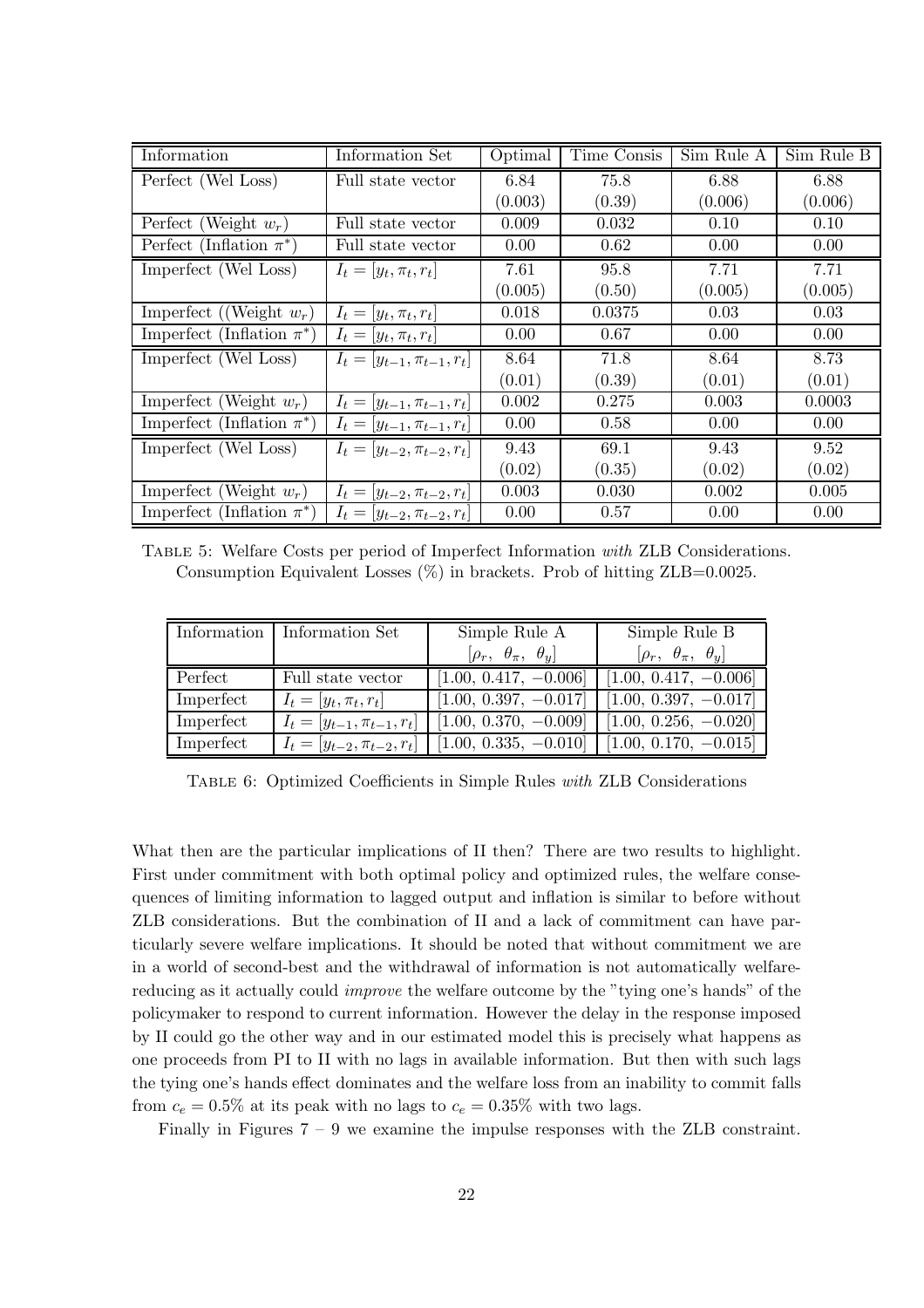| Information | Information Set | Optimal | Time Consis | Sim Rule A | Sim Rule B |
|---|---|---|---|---|---|
| Perfect (Wel Loss) | Full state vector | 6.84 | 75.8 | 6.88 | 6.88 |
| | | (0.003) | (0.39) | (0.006) | (0.006) |
| Perfect (Weight $w_r$) | Full state vector | 0.009 | 0.032 | 0.10 | 0.10 |
| Perfect (Inflation $\pi^*$) | Full state vector | 0.00 | 0.62 | 0.00 | 0.00 |
| Imperfect (Wel Loss) | $I_t = [y_t, \pi_t, r_t]$ | 7.61 | 95.8 | 7.71 | 7.71 |
| | | (0.005) | (0.50) | (0.005) | (0.005) |
| Imperfect ((Weight $w_r$) | $I_t = [y_t, \pi_t, r_t]$ | 0.018 | 0.0375 | 0.03 | 0.03 |
| Imperfect (Inflation $\pi^*$) | $I_t = [y_t, \pi_t, r_t]$ | 0.00 | 0.67 | 0.00 | 0.00 |
| Imperfect (Wel Loss) | $I_t = [y_{t-1}, \pi_{t-1}, r_t]$ | 8.64 | 71.8 | 8.64 | 8.73 |
| | | (0.01) | (0.39) | (0.01) | (0.01) |
| Imperfect (Weight $w_r$) | $I_t = [y_{t-1}, \pi_{t-1}, r_t]$ | 0.002 | 0.275 | 0.003 | 0.0003 |
| Imperfect (Inflation $\pi^*$) | $I_t = [y_{t-1}, \pi_{t-1}, r_t]$ | 0.00 | 0.58 | 0.00 | 0.00 |
| Imperfect (Wel Loss) | $I_t = [y_{t-2}, \pi_{t-2}, r_t]$ | 9.43 | 69.1 | 9.43 | 9.52 |
| | | (0.02) | (0.35) | (0.02) | (0.02) |
| Imperfect (Weight $w_r$) | $I_t = [y_{t-2}, \pi_{t-2}, r_t]$ | 0.003 | 0.030 | 0.002 | 0.005 |
| Imperfect (Inflation $\pi^*$) | $I_t = [y_{t-2}, \pi_{t-2}, r_t]$ | 0.00 | 0.57 | 0.00 | 0.00 |

Table 5: Welfare Costs per period of Imperfect Information *with* ZLB Considerations. Consumption Equivalent Losses (%) in brackets. Prob of hitting ZLB=0.0025.

| Information | Information Set | Simple Rule A $[\rho_r,\ \theta_\pi,\ \theta_y]$ | Simple Rule B $[\rho_r,\ \theta_\pi,\ \theta_y]$ |
|---|---|---|---|
| Perfect | Full state vector | $[1.00,\ 0.417,\ -0.006]$ | $[1.00,\ 0.417,\ -0.006]$ |
| Imperfect | $I_t = [y_t, \pi_t, r_t]$ | $[1.00,\ 0.397,\ -0.017]$ | $[1.00,\ 0.397,\ -0.017]$ |
| Imperfect | $I_t = [y_{t-1}, \pi_{t-1}, r_t]$ | $[1.00,\ 0.370,\ -0.009]$ | $[1.00,\ 0.256,\ -0.020]$ |
| Imperfect | $I_t = [y_{t-2}, \pi_{t-2}, r_t]$ | $[1.00,\ 0.335,\ -0.010]$ | $[1.00,\ 0.170,\ -0.015]$ |

Table 6: Optimized Coefficients in Simple Rules *with* ZLB Considerations

What then are the particular implications of II then? There are two results to highlight. First under commitment with both optimal policy and optimized rules, the welfare consequences of limiting information to lagged output and inflation is similar to before without ZLB considerations. But the combination of II and a lack of commitment can have particularly severe welfare implications. It should be noted that without commitment we are in a world of second-best and the withdrawal of information is not automatically welfare-reducing as it actually could *improve* the welfare outcome by the "tying one's hands" of the policymaker to respond to current information. However the delay in the response imposed by II could go the other way and in our estimated model this is precisely what happens as one proceeds from PI to II with no lags in available information. But then with such lags the tying one's hands effect dominates and the welfare loss from an inability to commit falls from $c_e = 0.5\%$ at its peak with no lags to $c_e = 0.35\%$ with two lags.

Finally in Figures 7 – 9 we examine the impulse responses with the ZLB constraint.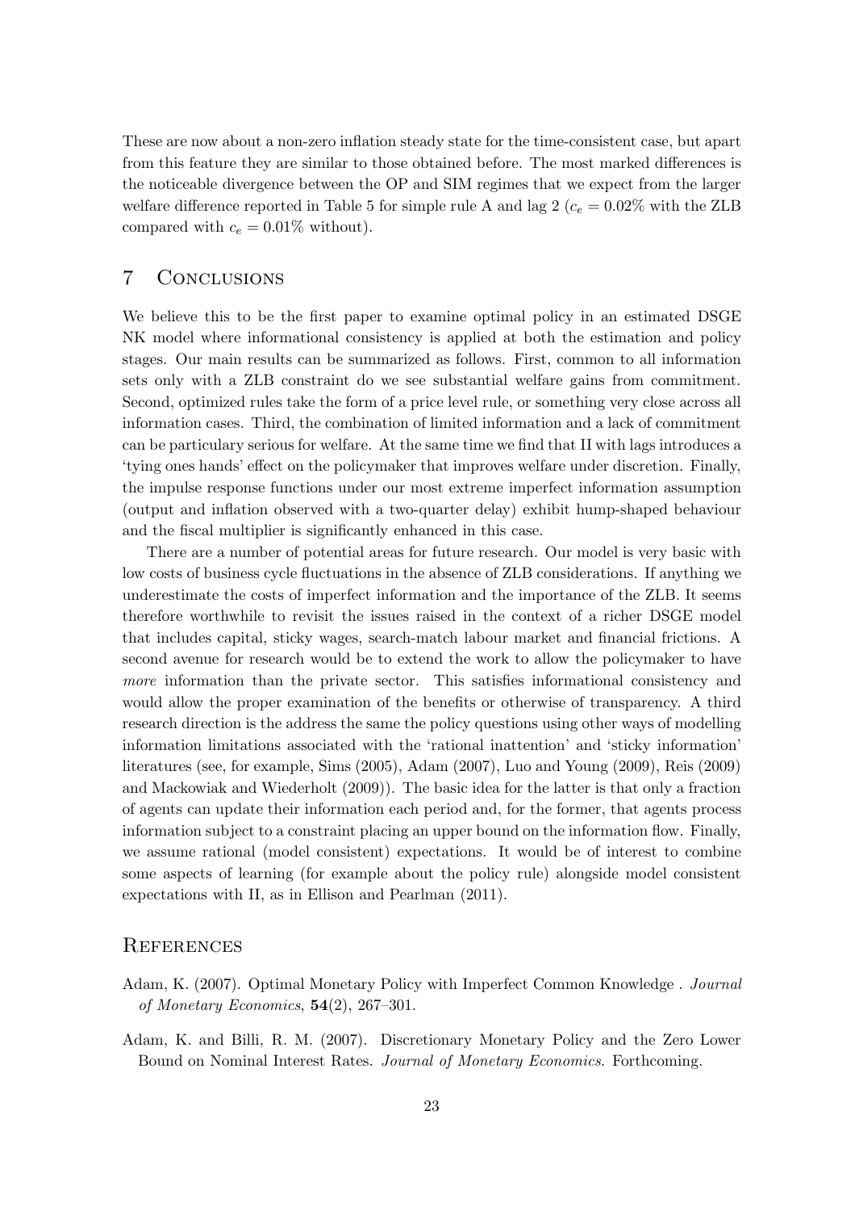These are now about a non-zero inflation steady state for the time-consistent case, but apart from this feature they are similar to those obtained before. The most marked differences is the noticeable divergence between the OP and SIM regimes that we expect from the larger welfare difference reported in Table 5 for simple rule A and lag 2 ($c_e = 0.02\%$ with the ZLB compared with $c_e = 0.01\%$ without).

## 7 Conclusions

We believe this to be the first paper to examine optimal policy in an estimated DSGE NK model where informational consistency is applied at both the estimation and policy stages. Our main results can be summarized as follows. First, common to all information sets only with a ZLB constraint do we see substantial welfare gains from commitment. Second, optimized rules take the form of a price level rule, or something very close across all information cases. Third, the combination of limited information and a lack of commitment can be particulary serious for welfare. At the same time we find that II with lags introduces a 'tying ones hands' effect on the policymaker that improves welfare under discretion. Finally, the impulse response functions under our most extreme imperfect information assumption (output and inflation observed with a two-quarter delay) exhibit hump-shaped behaviour and the fiscal multiplier is significantly enhanced in this case.

There are a number of potential areas for future research. Our model is very basic with low costs of business cycle fluctuations in the absence of ZLB considerations. If anything we underestimate the costs of imperfect information and the importance of the ZLB. It seems therefore worthwhile to revisit the issues raised in the context of a richer DSGE model that includes capital, sticky wages, search-match labour market and financial frictions. A second avenue for research would be to extend the work to allow the policymaker to have *more* information than the private sector. This satisfies informational consistency and would allow the proper examination of the benefits or otherwise of transparency. A third research direction is the address the same the policy questions using other ways of modelling information limitations associated with the 'rational inattention' and 'sticky information' literatures (see, for example, Sims (2005), Adam (2007), Luo and Young (2009), Reis (2009) and Mackowiak and Wiederholt (2009)). The basic idea for the latter is that only a fraction of agents can update their information each period and, for the former, that agents process information subject to a constraint placing an upper bound on the information flow. Finally, we assume rational (model consistent) expectations. It would be of interest to combine some aspects of learning (for example about the policy rule) alongside model consistent expectations with II, as in Ellison and Pearlman (2011).

## References

Adam, K. (2007). Optimal Monetary Policy with Imperfect Common Knowledge . *Journal of Monetary Economics*, **54**(2), 267–301.

Adam, K. and Billi, R. M. (2007). Discretionary Monetary Policy and the Zero Lower Bound on Nominal Interest Rates. *Journal of Monetary Economics*. Forthcoming.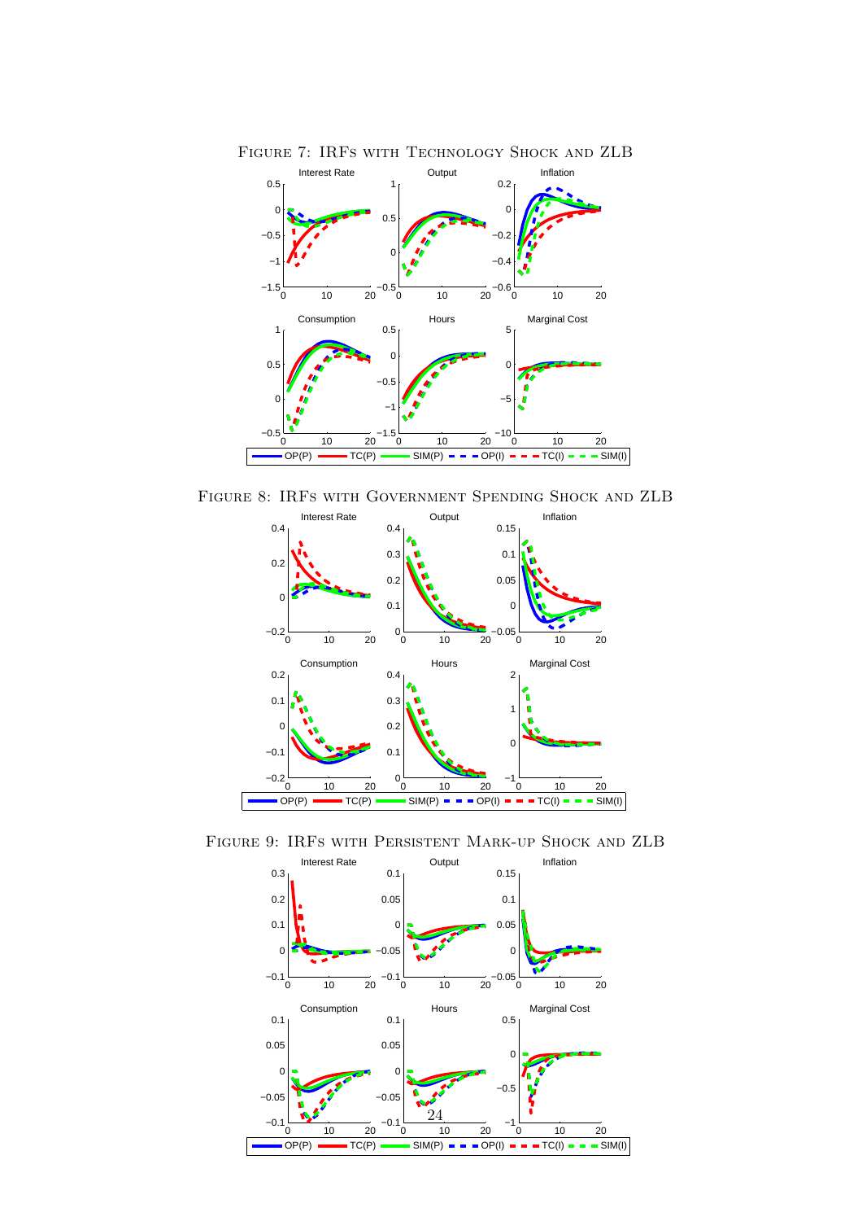Figure 7: IRFs with Technology Shock and ZLB

Figure 8: IRFs with Government Spending Shock and ZLB

Figure 9: IRFs with Persistent Mark-up Shock and ZLB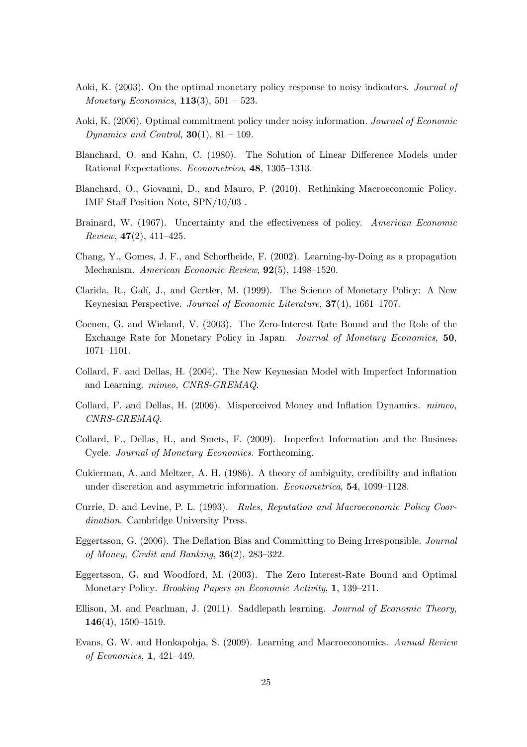Aoki, K. (2003). On the optimal monetary policy response to noisy indicators. *Journal of Monetary Economics*, **113**(3), 501 – 523.

Aoki, K. (2006). Optimal commitment policy under noisy information. *Journal of Economic Dynamics and Control*, **30**(1), 81 – 109.

Blanchard, O. and Kahn, C. (1980). The Solution of Linear Difference Models under Rational Expectations. *Econometrica*, **48**, 1305–1313.

Blanchard, O., Giovanni, D., and Mauro, P. (2010). Rethinking Macroeconomic Policy. IMF Staff Position Note, SPN/10/03 .

Brainard, W. (1967). Uncertainty and the effectiveness of policy. *American Economic Review*, **47**(2), 411–425.

Chang, Y., Gomes, J. F., and Schorfheide, F. (2002). Learning-by-Doing as a propagation Mechanism. *American Economic Review*, **92**(5), 1498–1520.

Clarida, R., Galí, J., and Gertler, M. (1999). The Science of Monetary Policy: A New Keynesian Perspective. *Journal of Economic Literature*, **37**(4), 1661–1707.

Coenen, G. and Wieland, V. (2003). The Zero-Interest Rate Bound and the Role of the Exchange Rate for Monetary Policy in Japan. *Journal of Monetary Economics*, **50**, 1071–1101.

Collard, F. and Dellas, H. (2004). The New Keynesian Model with Imperfect Information and Learning. *mimeo, CNRS-GREMAQ*.

Collard, F. and Dellas, H. (2006). Misperceived Money and Inflation Dynamics. *mimeo, CNRS-GREMAQ*.

Collard, F., Dellas, H., and Smets, F. (2009). Imperfect Information and the Business Cycle. *Journal of Monetary Economics*. Forthcoming.

Cukierman, A. and Meltzer, A. H. (1986). A theory of ambiguity, credibility and inflation under discretion and asymmetric information. *Econometrica*, **54**, 1099–1128.

Currie, D. and Levine, P. L. (1993). *Rules, Reputation and Macroeconomic Policy Coordination*. Cambridge University Press.

Eggertsson, G. (2006). The Deflation Bias and Committing to Being Irresponsible. *Journal of Money, Credit and Banking*, **36**(2), 283–322.

Eggertsson, G. and Woodford, M. (2003). The Zero Interest-Rate Bound and Optimal Monetary Policy. *Brooking Papers on Economic Activity*, **1**, 139–211.

Ellison, M. and Pearlman, J. (2011). Saddlepath learning. *Journal of Economic Theory*, **146**(4), 1500–1519.

Evans, G. W. and Honkapohja, S. (2009). Learning and Macroeconomics. *Annual Review of Economics*, **1**, 421–449.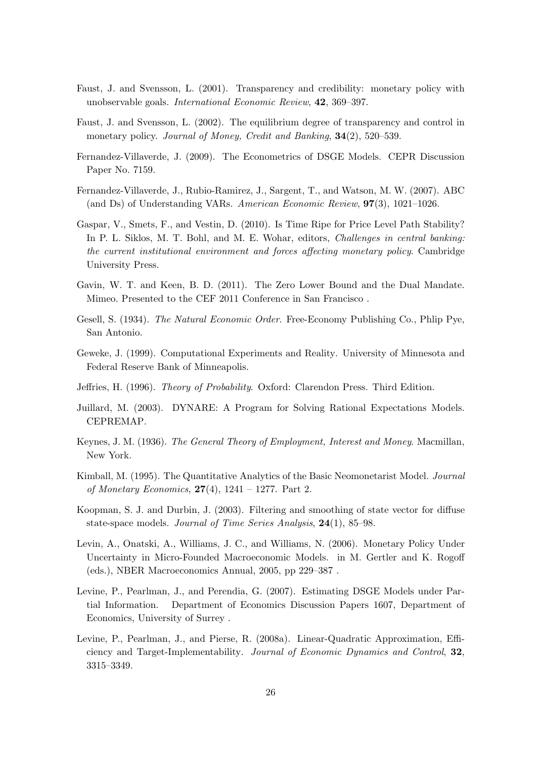Faust, J. and Svensson, L. (2001). Transparency and credibility: monetary policy with unobservable goals. *International Economic Review*, **42**, 369–397.

Faust, J. and Svensson, L. (2002). The equilibrium degree of transparency and control in monetary policy. *Journal of Money, Credit and Banking*, **34**(2), 520–539.

Fernandez-Villaverde, J. (2009). The Econometrics of DSGE Models. CEPR Discussion Paper No. 7159.

Fernandez-Villaverde, J., Rubio-Ramirez, J., Sargent, T., and Watson, M. W. (2007). ABC (and Ds) of Understanding VARs. *American Economic Review*, **97**(3), 1021–1026.

Gaspar, V., Smets, F., and Vestin, D. (2010). Is Time Ripe for Price Level Path Stability? In P. L. Siklos, M. T. Bohl, and M. E. Wohar, editors, *Challenges in central banking: the current institutional environment and forces affecting monetary policy*. Cambridge University Press.

Gavin, W. T. and Keen, B. D. (2011). The Zero Lower Bound and the Dual Mandate. Mimeo. Presented to the CEF 2011 Conference in San Francisco .

Gesell, S. (1934). *The Natural Economic Order*. Free-Economy Publishing Co., Phlip Pye, San Antonio.

Geweke, J. (1999). Computational Experiments and Reality. University of Minnesota and Federal Reserve Bank of Minneapolis.

Jeffries, H. (1996). *Theory of Probability*. Oxford: Clarendon Press. Third Edition.

Juillard, M. (2003). DYNARE: A Program for Solving Rational Expectations Models. CEPREMAP.

Keynes, J. M. (1936). *The General Theory of Employment, Interest and Money*. Macmillan, New York.

Kimball, M. (1995). The Quantitative Analytics of the Basic Neomonetarist Model. *Journal of Monetary Economics*, **27**(4), 1241 – 1277. Part 2.

Koopman, S. J. and Durbin, J. (2003). Filtering and smoothing of state vector for diffuse state-space models. *Journal of Time Series Analysis*, **24**(1), 85–98.

Levin, A., Onatski, A., Williams, J. C., and Williams, N. (2006). Monetary Policy Under Uncertainty in Micro-Founded Macroeconomic Models. in M. Gertler and K. Rogoff (eds.), NBER Macroeconomics Annual, 2005, pp 229–387 .

Levine, P., Pearlman, J., and Perendia, G. (2007). Estimating DSGE Models under Partial Information. Department of Economics Discussion Papers 1607, Department of Economics, University of Surrey .

Levine, P., Pearlman, J., and Pierse, R. (2008a). Linear-Quadratic Approximation, Efficiency and Target-Implementability. *Journal of Economic Dynamics and Control*, **32**, 3315–3349.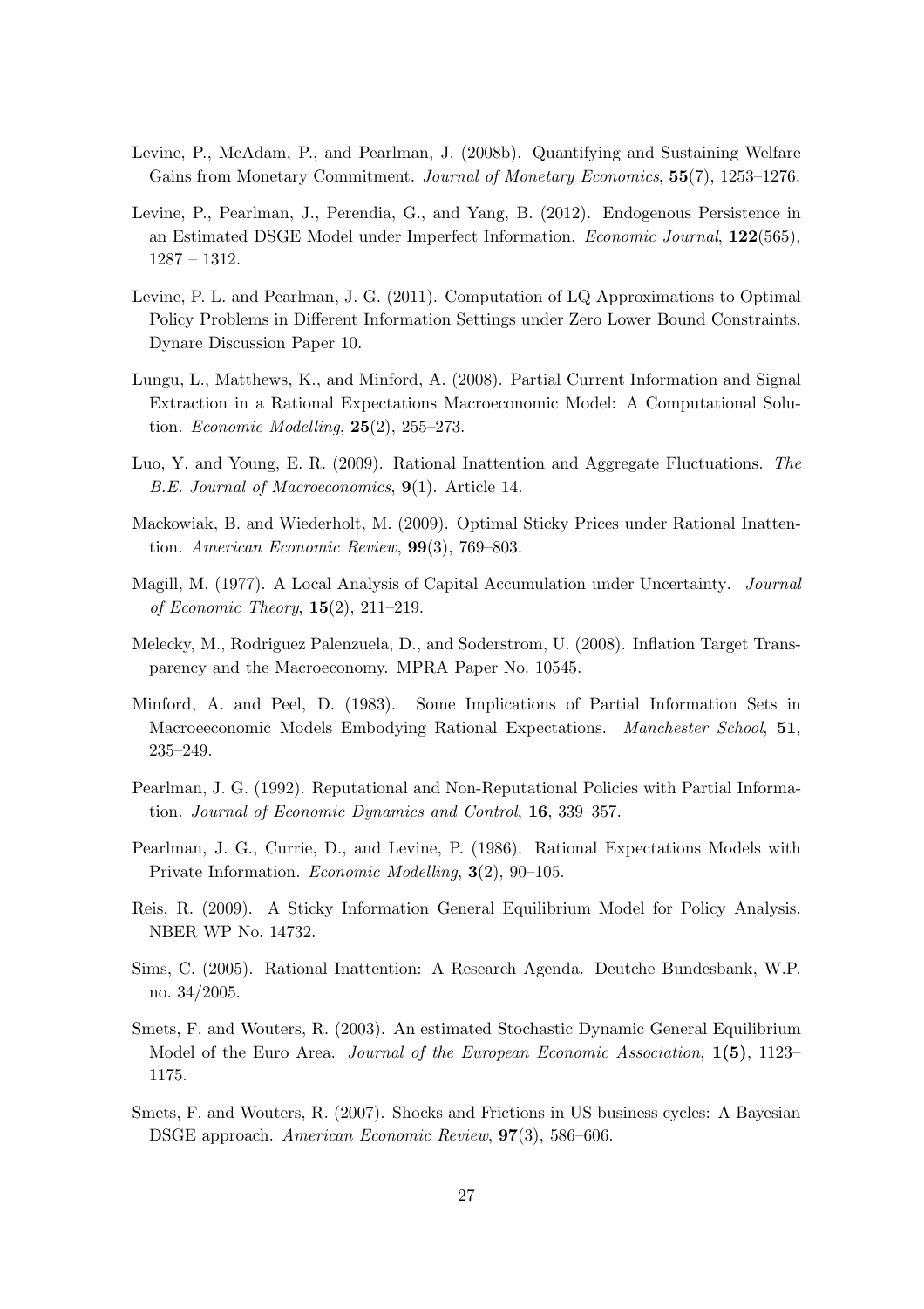Levine, P., McAdam, P., and Pearlman, J. (2008b). Quantifying and Sustaining Welfare Gains from Monetary Commitment. *Journal of Monetary Economics*, **55**(7), 1253–1276.

Levine, P., Pearlman, J., Perendia, G., and Yang, B. (2012). Endogenous Persistence in an Estimated DSGE Model under Imperfect Information. *Economic Journal*, **122**(565), 1287 – 1312.

Levine, P. L. and Pearlman, J. G. (2011). Computation of LQ Approximations to Optimal Policy Problems in Different Information Settings under Zero Lower Bound Constraints. Dynare Discussion Paper 10.

Lungu, L., Matthews, K., and Minford, A. (2008). Partial Current Information and Signal Extraction in a Rational Expectations Macroeconomic Model: A Computational Solution. *Economic Modelling*, **25**(2), 255–273.

Luo, Y. and Young, E. R. (2009). Rational Inattention and Aggregate Fluctuations. *The B.E. Journal of Macroeconomics*, **9**(1). Article 14.

Mackowiak, B. and Wiederholt, M. (2009). Optimal Sticky Prices under Rational Inattention. *American Economic Review*, **99**(3), 769–803.

Magill, M. (1977). A Local Analysis of Capital Accumulation under Uncertainty. *Journal of Economic Theory*, **15**(2), 211–219.

Melecky, M., Rodriguez Palenzuela, D., and Soderstrom, U. (2008). Inflation Target Transparency and the Macroeconomy. MPRA Paper No. 10545.

Minford, A. and Peel, D. (1983). Some Implications of Partial Information Sets in Macroeeconomic Models Embodying Rational Expectations. *Manchester School*, **51**, 235–249.

Pearlman, J. G. (1992). Reputational and Non-Reputational Policies with Partial Information. *Journal of Economic Dynamics and Control*, **16**, 339–357.

Pearlman, J. G., Currie, D., and Levine, P. (1986). Rational Expectations Models with Private Information. *Economic Modelling*, **3**(2), 90–105.

Reis, R. (2009). A Sticky Information General Equilibrium Model for Policy Analysis. NBER WP No. 14732.

Sims, C. (2005). Rational Inattention: A Research Agenda. Deutche Bundesbank, W.P. no. 34/2005.

Smets, F. and Wouters, R. (2003). An estimated Stochastic Dynamic General Equilibrium Model of the Euro Area. *Journal of the European Economic Association*, **1(5)**, 1123–1175.

Smets, F. and Wouters, R. (2007). Shocks and Frictions in US business cycles: A Bayesian DSGE approach. *American Economic Review*, **97**(3), 586–606.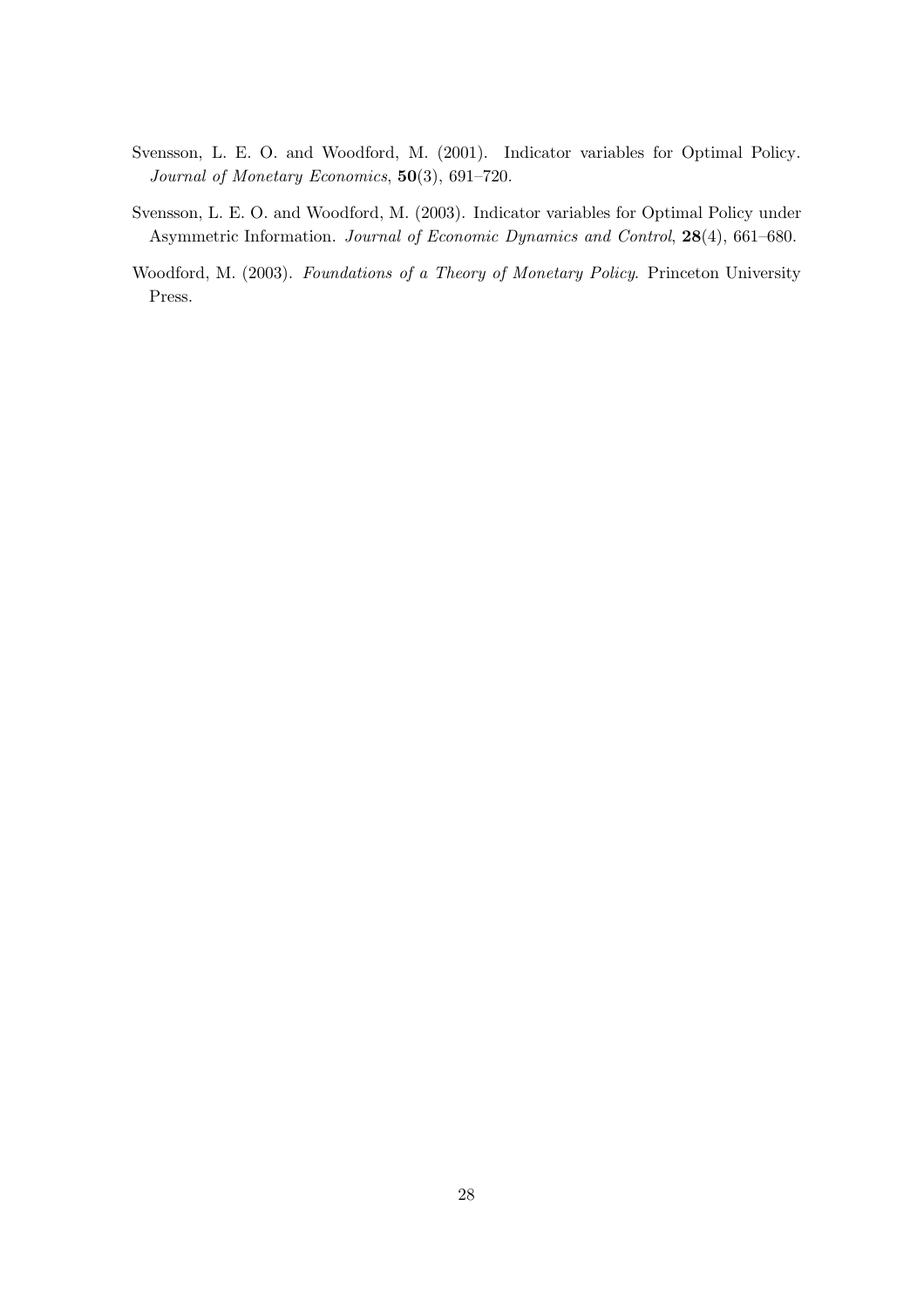Svensson, L. E. O. and Woodford, M. (2001). Indicator variables for Optimal Policy. *Journal of Monetary Economics*, **50**(3), 691–720.

Svensson, L. E. O. and Woodford, M. (2003). Indicator variables for Optimal Policy under Asymmetric Information. *Journal of Economic Dynamics and Control*, **28**(4), 661–680.

Woodford, M. (2003). *Foundations of a Theory of Monetary Policy*. Princeton University Press.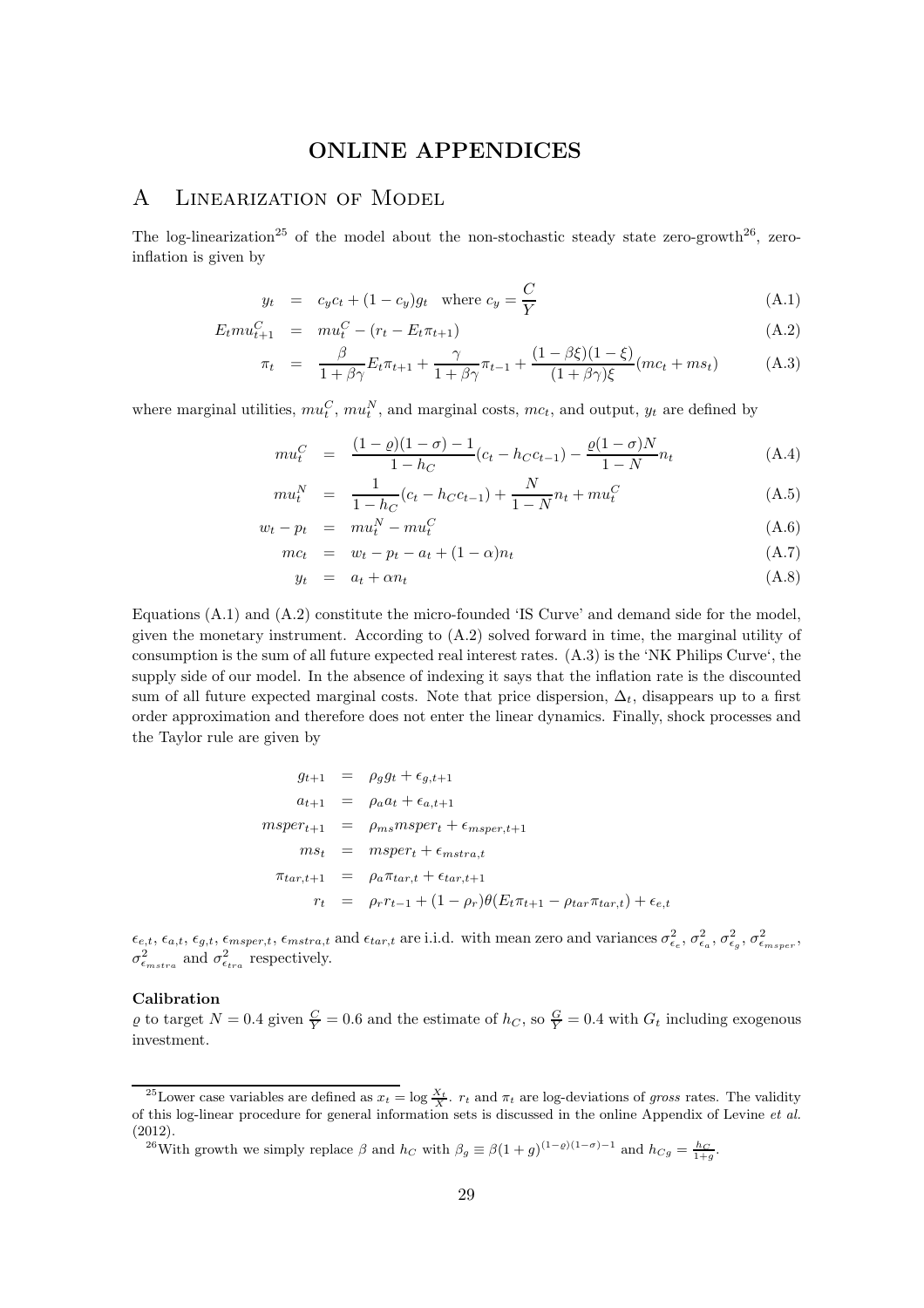# ONLINE APPENDICES

## A Linearization of Model

The log-linearization[25] of the model about the non-stochastic steady state zero-growth[26], zero-inflation is given by

$$y_t = c_y c_t + (1 - c_y) g_t \quad \text{where } c_y = \frac{C}{Y} \tag{A.1}$$

$$E_t mu^C_{t+1} = mu^C_t - (r_t - E_t \pi_{t+1}) \tag{A.2}$$

$$\pi_t = \frac{\beta}{1 + \beta\gamma} E_t \pi_{t+1} + \frac{\gamma}{1 + \beta\gamma} \pi_{t-1} + \frac{(1 - \beta\xi)(1 - \xi)}{(1 + \beta\gamma)\xi} (mc_t + ms_t) \tag{A.3}$$

where marginal utilities, $mu^C_t$, $mu^N_t$, and marginal costs, $mc_t$, and output, $y_t$ are defined by

$$mu^C_t = \frac{(1 - \varrho)(1 - \sigma) - 1}{1 - h_C} (c_t - h_C c_{t-1}) - \frac{\varrho(1 - \sigma)N}{1 - N} n_t \tag{A.4}$$

$$mu^N_t = \frac{1}{1 - h_C} (c_t - h_C c_{t-1}) + \frac{N}{1 - N} n_t + mu^C_t \tag{A.5}$$

$$w_t - p_t = mu^N_t - mu^C_t \tag{A.6}$$

$$mc_t = w_t - p_t - a_t + (1 - \alpha) n_t \tag{A.7}$$

$$y_t = a_t + \alpha n_t \tag{A.8}$$

Equations (A.1) and (A.2) constitute the micro-founded 'IS Curve' and demand side for the model, given the monetary instrument. According to (A.2) solved forward in time, the marginal utility of consumption is the sum of all future expected real interest rates. (A.3) is the 'NK Philips Curve', the supply side of our model. In the absence of indexing it says that the inflation rate is the discounted sum of all future expected marginal costs. Note that price dispersion, $\Delta_t$, disappears up to a first order approximation and therefore does not enter the linear dynamics. Finally, shock processes and the Taylor rule are given by

$$g_{t+1} = \rho_g g_t + \epsilon_{g,t+1}$$

$$a_{t+1} = \rho_a a_t + \epsilon_{a,t+1}$$

$$msper_{t+1} = \rho_{ms} msper_t + \epsilon_{msper,t+1}$$

$$ms_t = msper_t + \epsilon_{mstra,t}$$

$$\pi_{tar,t+1} = \rho_a \pi_{tar,t} + \epsilon_{tar,t+1}$$

$$r_t = \rho_r r_{t-1} + (1 - \rho_r)\theta(E_t \pi_{t+1} - \rho_{tar} \pi_{tar,t}) + \epsilon_{e,t}$$

$\epsilon_{e,t}$, $\epsilon_{a,t}$, $\epsilon_{g,t}$, $\epsilon_{msper,t}$, $\epsilon_{mstra,t}$ and $\epsilon_{tar,t}$ are i.i.d. with mean zero and variances $\sigma^2_{\epsilon_e}$, $\sigma^2_{\epsilon_a}$, $\sigma^2_{\epsilon_g}$, $\sigma^2_{\epsilon_{msper}}$, $\sigma^2_{\epsilon_{mstra}}$ and $\sigma^2_{\epsilon_{tra}}$ respectively.

**Calibration**

$\varrho$ to target $N = 0.4$ given $\frac{C}{Y} = 0.6$ and the estimate of $h_C$, so $\frac{G}{Y} = 0.4$ with $G_t$ including exogenous investment.

[25] Lower case variables are defined as $x_t = \log \frac{X_t}{X}$. $r_t$ and $\pi_t$ are log-deviations of *gross* rates. The validity of this log-linear procedure for general information sets is discussed in the online Appendix of Levine *et al.* (2012).

[26] With growth we simply replace $\beta$ and $h_C$ with $\beta_g \equiv \beta(1 + g)^{(1-\varrho)(1-\sigma)-1}$ and $h_{Cg} = \frac{h_C}{1+g}$.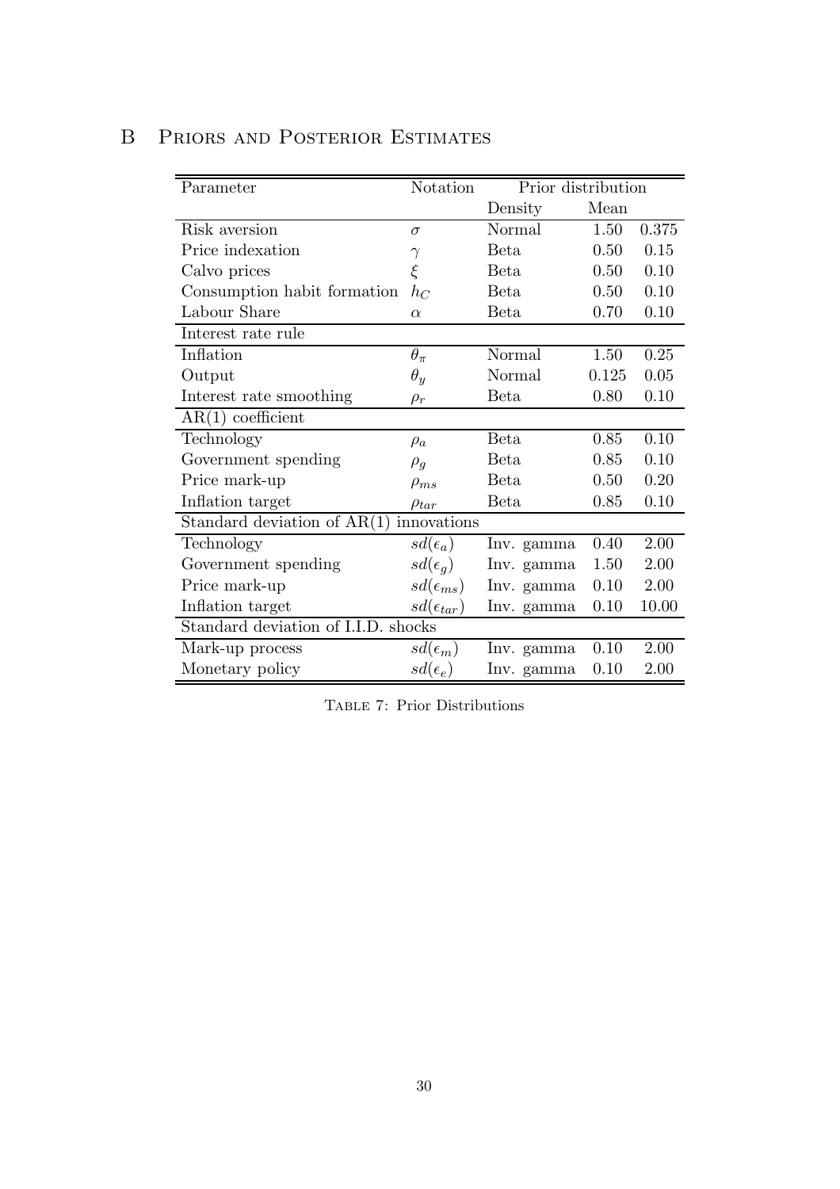# B Priors and Posterior Estimates

| Parameter | Notation | Prior distribution | | |
|---|---|---|---|---|
| | | Density | Mean | |
| Risk aversion | $\sigma$ | Normal | 1.50 | 0.375 |
| Price indexation | $\gamma$ | Beta | 0.50 | 0.15 |
| Calvo prices | $\xi$ | Beta | 0.50 | 0.10 |
| Consumption habit formation | $h_C$ | Beta | 0.50 | 0.10 |
| Labour Share | $\alpha$ | Beta | 0.70 | 0.10 |
| Interest rate rule | | | | |
| Inflation | $\theta_\pi$ | Normal | 1.50 | 0.25 |
| Output | $\theta_y$ | Normal | 0.125 | 0.05 |
| Interest rate smoothing | $\rho_r$ | Beta | 0.80 | 0.10 |
| AR(1) coefficient | | | | |
| Technology | $\rho_a$ | Beta | 0.85 | 0.10 |
| Government spending | $\rho_g$ | Beta | 0.85 | 0.10 |
| Price mark-up | $\rho_{ms}$ | Beta | 0.50 | 0.20 |
| Inflation target | $\rho_{tar}$ | Beta | 0.85 | 0.10 |
| Standard deviation of AR(1) innovations | | | | |
| Technology | $sd(\epsilon_a)$ | Inv. gamma | 0.40 | 2.00 |
| Government spending | $sd(\epsilon_g)$ | Inv. gamma | 1.50 | 2.00 |
| Price mark-up | $sd(\epsilon_{ms})$ | Inv. gamma | 0.10 | 2.00 |
| Inflation target | $sd(\epsilon_{tar})$ | Inv. gamma | 0.10 | 10.00 |
| Standard deviation of I.I.D. shocks | | | | |
| Mark-up process | $sd(\epsilon_m)$ | Inv. gamma | 0.10 | 2.00 |
| Monetary policy | $sd(\epsilon_e)$ | Inv. gamma | 0.10 | 2.00 |

Table 7: Prior Distributions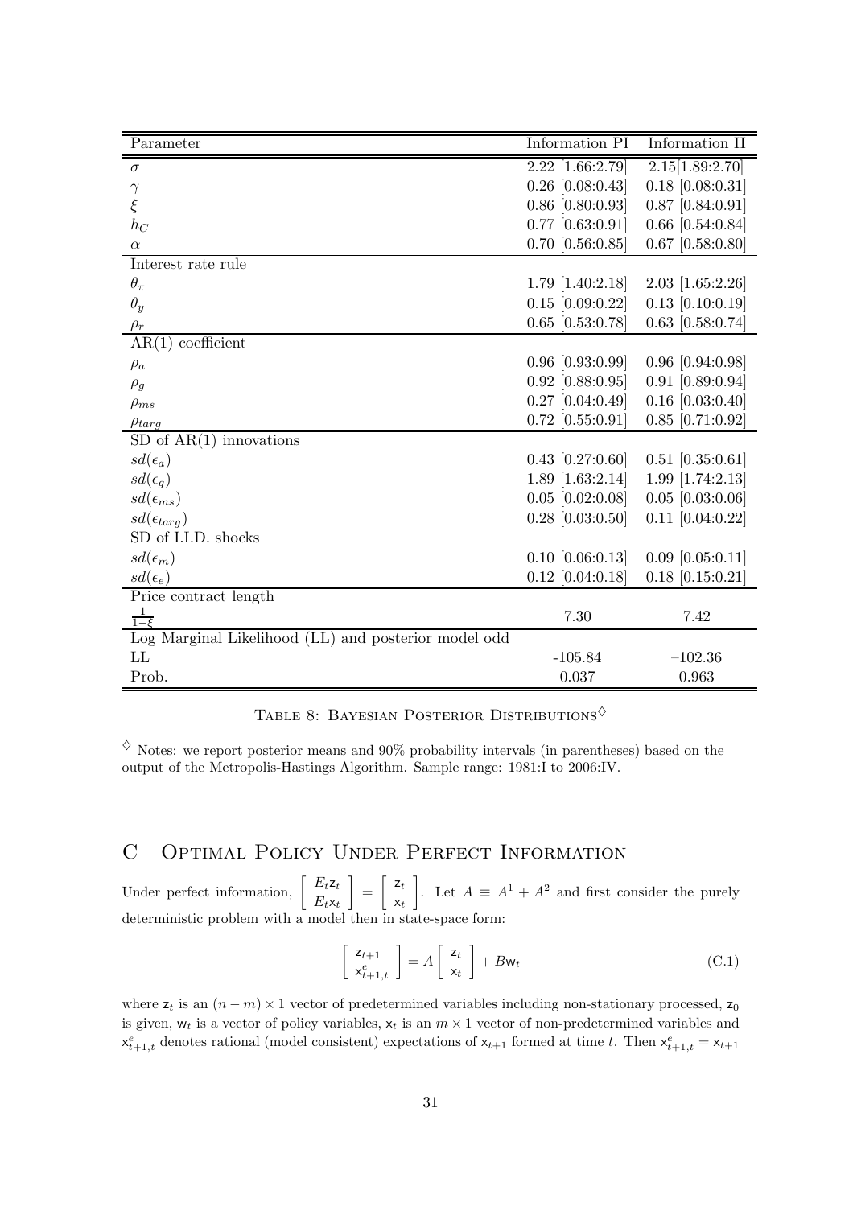| Parameter | Information PI | Information II |
|---|---|---|
| $\sigma$ | 2.22 [1.66:2.79] | 2.15[1.89:2.70] |
| $\gamma$ | 0.26 [0.08:0.43] | 0.18 [0.08:0.31] |
| $\xi$ | 0.86 [0.80:0.93] | 0.87 [0.84:0.91] |
| $h_C$ | 0.77 [0.63:0.91] | 0.66 [0.54:0.84] |
| $\alpha$ | 0.70 [0.56:0.85] | 0.67 [0.58:0.80] |
| Interest rate rule | | |
| $\theta_\pi$ | 1.79 [1.40:2.18] | 2.03 [1.65:2.26] |
| $\theta_y$ | 0.15 [0.09:0.22] | 0.13 [0.10:0.19] |
| $\rho_r$ | 0.65 [0.53:0.78] | 0.63 [0.58:0.74] |
| AR(1) coefficient | | |
| $\rho_a$ | 0.96 [0.93:0.99] | 0.96 [0.94:0.98] |
| $\rho_g$ | 0.92 [0.88:0.95] | 0.91 [0.89:0.94] |
| $\rho_{ms}$ | 0.27 [0.04:0.49] | 0.16 [0.03:0.40] |
| $\rho_{targ}$ | 0.72 [0.55:0.91] | 0.85 [0.71:0.92] |
| SD of AR(1) innovations | | |
| $sd(\epsilon_a)$ | 0.43 [0.27:0.60] | 0.51 [0.35:0.61] |
| $sd(\epsilon_g)$ | 1.89 [1.63:2.14] | 1.99 [1.74:2.13] |
| $sd(\epsilon_{ms})$ | 0.05 [0.02:0.08] | 0.05 [0.03:0.06] |
| $sd(\epsilon_{targ})$ | 0.28 [0.03:0.50] | 0.11 [0.04:0.22] |
| SD of I.I.D. shocks | | |
| $sd(\epsilon_m)$ | 0.10 [0.06:0.13] | 0.09 [0.05:0.11] |
| $sd(\epsilon_e)$ | 0.12 [0.04:0.18] | 0.18 [0.15:0.21] |
| Price contract length | | |
| $\frac{1}{1-\xi}$ | 7.30 | 7.42 |
| Log Marginal Likelihood (LL) and posterior model odd | | |
| LL | -105.84 | −102.36 |
| Prob. | 0.037 | 0.963 |

Table 8: Bayesian Posterior Distributions◇

◇ Notes: we report posterior means and 90% probability intervals (in parentheses) based on the output of the Metropolis-Hastings Algorithm. Sample range: 1981:I to 2006:IV.

# C Optimal Policy Under Perfect Information

Under perfect information, $\begin{bmatrix} E_t \mathsf{z}_t \\ E_t \mathsf{x}_t \end{bmatrix} = \begin{bmatrix} \mathsf{z}_t \\ \mathsf{x}_t \end{bmatrix}$. Let $A \equiv A^1 + A^2$ and first consider the purely deterministic problem with a model then in state-space form:

$$\begin{bmatrix} \mathsf{z}_{t+1} \\ \mathsf{x}^e_{t+1,t} \end{bmatrix} = A \begin{bmatrix} \mathsf{z}_t \\ \mathsf{x}_t \end{bmatrix} + B\mathsf{w}_t \tag{C.1}$$

where $\mathsf{z}_t$ is an $(n-m) \times 1$ vector of predetermined variables including non-stationary processed, $\mathsf{z}_0$ is given, $\mathsf{w}_t$ is a vector of policy variables, $\mathsf{x}_t$ is an $m \times 1$ vector of non-predetermined variables and $\mathsf{x}^e_{t+1,t}$ denotes rational (model consistent) expectations of $\mathsf{x}_{t+1}$ formed at time $t$. Then $\mathsf{x}^e_{t+1,t} = \mathsf{x}_{t+1}$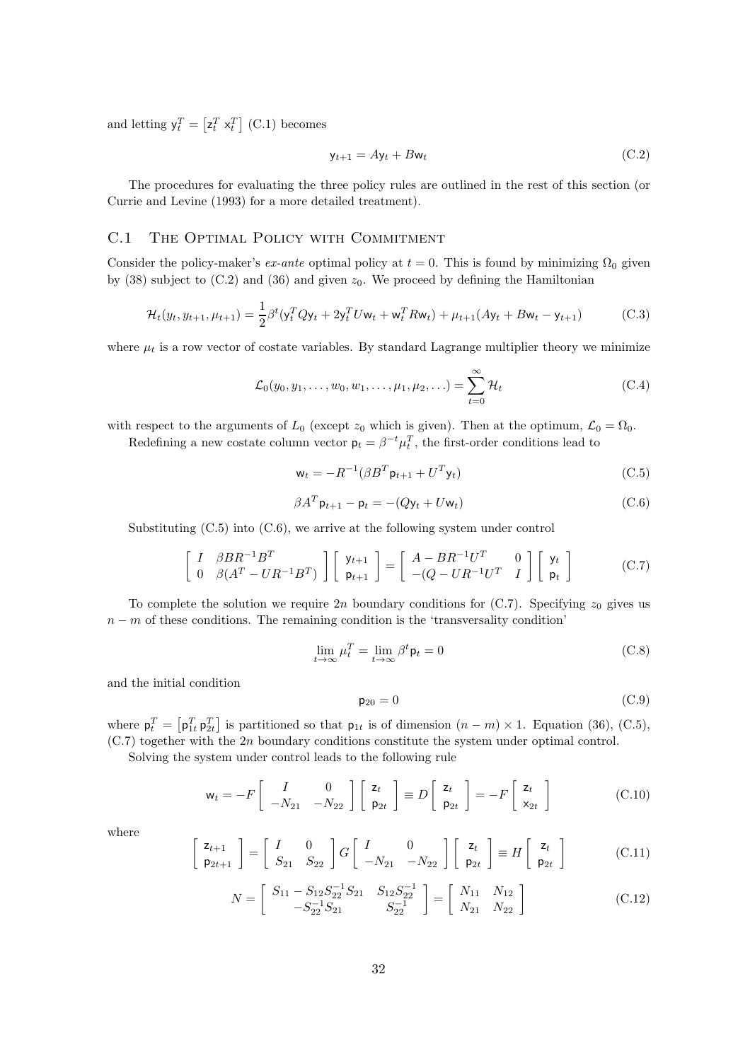and letting $\mathsf{y}_t^T = \begin{bmatrix} \mathsf{z}_t^T \ \mathsf{x}_t^T \end{bmatrix}$ (C.1) becomes

$$\mathsf{y}_{t+1} = A\mathsf{y}_t + B\mathsf{w}_t \tag{C.2}$$

The procedures for evaluating the three policy rules are outlined in the rest of this section (or Currie and Levine (1993) for a more detailed treatment).

## C.1 The Optimal Policy with Commitment

Consider the policy-maker's *ex-ante* optimal policy at $t = 0$. This is found by minimizing $\Omega_0$ given by (38) subject to (C.2) and (36) and given $z_0$. We proceed by defining the Hamiltonian

$$\mathcal{H}_t(y_t, y_{t+1}, \mu_{t+1}) = \frac{1}{2}\beta^t(\mathsf{y}_t^T Q\mathsf{y}_t + 2\mathsf{y}_t^T U\mathsf{w}_t + \mathsf{w}_t^T R\mathsf{w}_t) + \mu_{t+1}(A\mathsf{y}_t + B\mathsf{w}_t - \mathsf{y}_{t+1}) \tag{C.3}$$

where $\mu_t$ is a row vector of costate variables. By standard Lagrange multiplier theory we minimize

$$\mathcal{L}_0(y_0, y_1, \ldots, w_0, w_1, \ldots, \mu_1, \mu_2, \ldots) = \sum_{t=0}^{\infty} \mathcal{H}_t \tag{C.4}$$

with respect to the arguments of $L_0$ (except $z_0$ which is given). Then at the optimum, $\mathcal{L}_0 = \Omega_0$.

Redefining a new costate column vector $\mathsf{p}_t = \beta^{-t}\mu_t^T$, the first-order conditions lead to

$$\mathsf{w}_t = -R^{-1}(\beta B^T \mathsf{p}_{t+1} + U^T \mathsf{y}_t) \tag{C.5}$$

$$\beta A^T \mathsf{p}_{t+1} - \mathsf{p}_t = -(Q\mathsf{y}_t + U\mathsf{w}_t) \tag{C.6}$$

Substituting (C.5) into (C.6), we arrive at the following system under control

$$\begin{bmatrix} I & \beta BR^{-1}B^T \\ 0 & \beta(A^T - UR^{-1}B^T) \end{bmatrix} \begin{bmatrix} \mathsf{y}_{t+1} \\ \mathsf{p}_{t+1} \end{bmatrix} = \begin{bmatrix} A - BR^{-1}U^T & 0 \\ -(Q - UR^{-1}U^T & I \end{bmatrix} \begin{bmatrix} \mathsf{y}_t \\ \mathsf{p}_t \end{bmatrix} \tag{C.7}$$

To complete the solution we require $2n$ boundary conditions for (C.7). Specifying $z_0$ gives us $n - m$ of these conditions. The remaining condition is the 'transversality condition'

$$\lim_{t\to\infty} \mu_t^T = \lim_{t\to\infty} \beta^t \mathsf{p}_t = 0 \tag{C.8}$$

and the initial condition

$$\mathsf{p}_{20} = 0 \tag{C.9}$$

where $\mathsf{p}_t^T = \begin{bmatrix} \mathsf{p}_{1t}^T \ \mathsf{p}_{2t}^T \end{bmatrix}$ is partitioned so that $\mathsf{p}_{1t}$ is of dimension $(n-m) \times 1$. Equation (36), (C.5), (C.7) together with the $2n$ boundary conditions constitute the system under optimal control.

Solving the system under control leads to the following rule

$$\mathsf{w}_t = -F \begin{bmatrix} I & 0 \\ -N_{21} & -N_{22} \end{bmatrix} \begin{bmatrix} \mathsf{z}_t \\ \mathsf{p}_{2t} \end{bmatrix} \equiv D \begin{bmatrix} \mathsf{z}_t \\ \mathsf{p}_{2t} \end{bmatrix} = -F \begin{bmatrix} \mathsf{z}_t \\ \mathsf{x}_{2t} \end{bmatrix} \tag{C.10}$$

where

$$\begin{bmatrix} \mathsf{z}_{t+1} \\ \mathsf{p}_{2t+1} \end{bmatrix} = \begin{bmatrix} I & 0 \\ S_{21} & S_{22} \end{bmatrix} G \begin{bmatrix} I & 0 \\ -N_{21} & -N_{22} \end{bmatrix} \begin{bmatrix} \mathsf{z}_t \\ \mathsf{p}_{2t} \end{bmatrix} \equiv H \begin{bmatrix} \mathsf{z}_t \\ \mathsf{p}_{2t} \end{bmatrix} \tag{C.11}$$

$$N = \begin{bmatrix} S_{11} - S_{12}S_{22}^{-1}S_{21} & S_{12}S_{22}^{-1} \\ -S_{22}^{-1}S_{21} & S_{22}^{-1} \end{bmatrix} = \begin{bmatrix} N_{11} & N_{12} \\ N_{21} & N_{22} \end{bmatrix} \tag{C.12}$$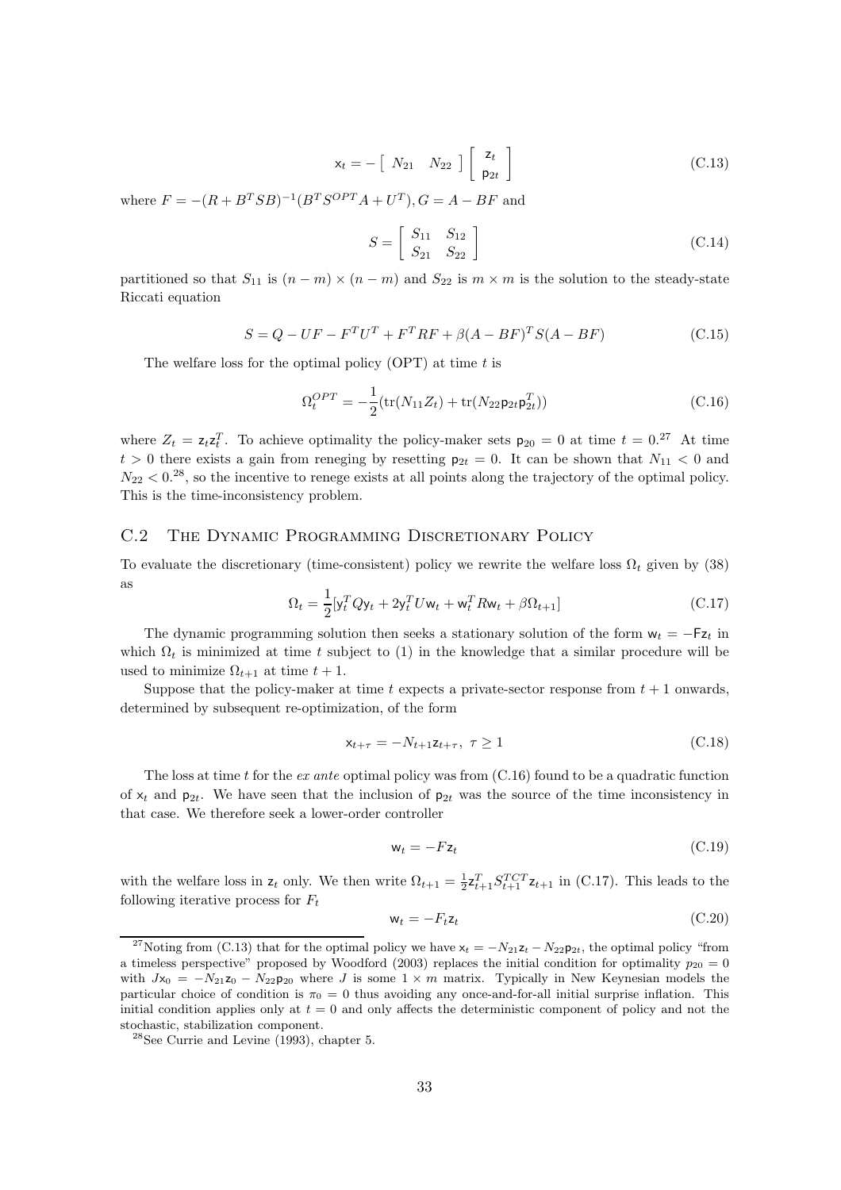$$\mathsf{x}_t = -\left[ \begin{array}{cc} N_{21} & N_{22} \end{array} \right] \left[ \begin{array}{c} \mathsf{z}_t \\ \mathsf{p}_{2t} \end{array} \right] \tag{C.13}$$

where $F = -(R + B^T SB)^{-1}(B^T S^{OPT} A + U^T), G = A - BF$ and

$$S = \left[ \begin{array}{cc} S_{11} & S_{12} \\ S_{21} & S_{22} \end{array} \right] \tag{C.14}$$

partitioned so that $S_{11}$ is $(n-m) \times (n-m)$ and $S_{22}$ is $m \times m$ is the solution to the steady-state Riccati equation

$$S = Q - UF - F^T U^T + F^T RF + \beta(A - BF)^T S(A - BF) \tag{C.15}$$

The welfare loss for the optimal policy (OPT) at time $t$ is

$$\Omega_t^{OPT} = -\frac{1}{2}(\mathrm{tr}(N_{11} Z_t) + \mathrm{tr}(N_{22} \mathsf{p}_{2t} \mathsf{p}_{2t}^T)) \tag{C.16}$$

where $Z_t = \mathsf{z}_t \mathsf{z}_t^T$. To achieve optimality the policy-maker sets $\mathsf{p}_{20} = 0$ at time $t = 0$.[27] At time $t > 0$ there exists a gain from reneging by resetting $\mathsf{p}_{2t} = 0$. It can be shown that $N_{11} < 0$ and $N_{22} < 0$.[28], so the incentive to renege exists at all points along the trajectory of the optimal policy. This is the time-inconsistency problem.

## C.2 The Dynamic Programming Discretionary Policy

To evaluate the discretionary (time-consistent) policy we rewrite the welfare loss $\Omega_t$ given by (38) as

$$\Omega_t = \frac{1}{2}[\mathsf{y}_t^T Q \mathsf{y}_t + 2\mathsf{y}_t^T U \mathsf{w}_t + \mathsf{w}_t^T R \mathsf{w}_t + \beta \Omega_{t+1}] \tag{C.17}$$

The dynamic programming solution then seeks a stationary solution of the form $\mathsf{w}_t = -\mathsf{F}\mathsf{z}_t$ in which $\Omega_t$ is minimized at time $t$ subject to (1) in the knowledge that a similar procedure will be used to minimize $\Omega_{t+1}$ at time $t+1$.

Suppose that the policy-maker at time $t$ expects a private-sector response from $t+1$ onwards, determined by subsequent re-optimization, of the form

$$\mathsf{x}_{t+\tau} = -N_{t+1} \mathsf{z}_{t+\tau}, \ \tau \geq 1 \tag{C.18}$$

The loss at time $t$ for the *ex ante* optimal policy was from (C.16) found to be a quadratic function of $\mathsf{x}_t$ and $\mathsf{p}_{2t}$. We have seen that the inclusion of $\mathsf{p}_{2t}$ was the source of the time inconsistency in that case. We therefore seek a lower-order controller

$$\mathsf{w}_t = -F \mathsf{z}_t \tag{C.19}$$

with the welfare loss in $\mathsf{z}_t$ only. We then write $\Omega_{t+1} = \frac{1}{2} \mathsf{z}_{t+1}^T S_{t+1}^{TCT} \mathsf{z}_{t+1}$ in (C.17). This leads to the following iterative process for $F_t$

$$\mathsf{w}_t = -F_t \mathsf{z}_t \tag{C.20}$$

[27] Noting from (C.13) that for the optimal policy we have $\mathsf{x}_t = -N_{21}\mathsf{z}_t - N_{22}\mathsf{p}_{2t}$, the optimal policy "from a timeless perspective" proposed by Woodford (2003) replaces the initial condition for optimality $p_{20} = 0$ with $J\mathsf{x}_0 = -N_{21}\mathsf{z}_0 - N_{22}\mathsf{p}_{20}$ where $J$ is some $1 \times m$ matrix. Typically in New Keynesian models the particular choice of condition is $\pi_0 = 0$ thus avoiding any once-and-for-all initial surprise inflation. This initial condition applies only at $t = 0$ and only affects the deterministic component of policy and not the stochastic, stabilization component.

[28] See Currie and Levine (1993), chapter 5.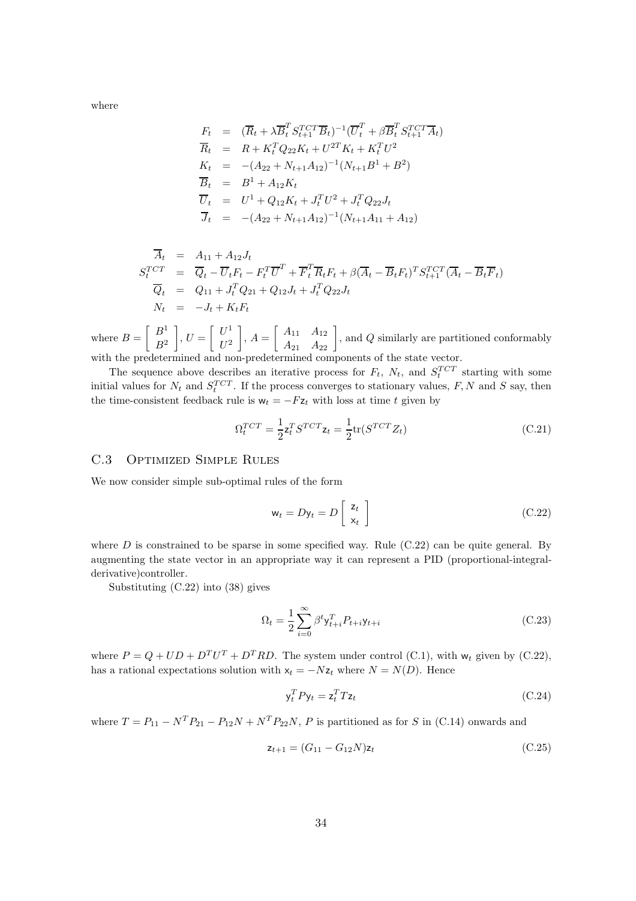where

$$
\begin{aligned}
F_t &= (\overline{R}_t + \lambda \overline{B}_t^T S_{t+1}^{TCT} \overline{B}_t)^{-1} (\overline{U}_t^T + \beta \overline{B}_t^T S_{t+1}^{TCT} \overline{A}_t) \\
\overline{R}_t &= R + K_t^T Q_{22} K_t + U^{2T} K_t + K_t^T U^2 \\
K_t &= -(A_{22} + N_{t+1} A_{12})^{-1} (N_{t+1} B^1 + B^2) \\
\overline{B}_t &= B^1 + A_{12} K_t \\
\overline{U}_t &= U^1 + Q_{12} K_t + J_t^T U^2 + J_t^T Q_{22} J_t \\
\overline{J}_t &= -(A_{22} + N_{t+1} A_{12})^{-1} (N_{t+1} A_{11} + A_{12})
\end{aligned}
$$

$$
\begin{aligned}
\overline{A}_t &= A_{11} + A_{12} J_t \\
S_t^{TCT} &= \overline{Q}_t - \overline{U}_t F_t - F_t^T \overline{U}^T + \overline{F}_t^T \overline{R}_t F_t + \beta (\overline{A}_t - \overline{B}_t F_t)^T S_{t+1}^{TCT} (\overline{A}_t - \overline{B}_t \overline{F}_t) \\
\overline{Q}_t &= Q_{11} + J_t^T Q_{21} + Q_{12} J_t + J_t^T Q_{22} J_t \\
N_t &= -J_t + K_t F_t
\end{aligned}
$$

where $B = \begin{bmatrix} B^1 \\ B^2 \end{bmatrix}$, $U = \begin{bmatrix} U^1 \\ U^2 \end{bmatrix}$, $A = \begin{bmatrix} A_{11} & A_{12} \\ A_{21} & A_{22} \end{bmatrix}$, and $Q$ similarly are partitioned conformably with the predetermined and non-predetermined components of the state vector.

The sequence above describes an iterative process for $F_t$, $N_t$, and $S_t^{TCT}$ starting with some initial values for $N_t$ and $S_t^{TCT}$. If the process converges to stationary values, $F, N$ and $S$ say, then the time-consistent feedback rule is $\mathsf{w}_t = -F\mathsf{z}_t$ with loss at time $t$ given by

$$
\Omega_t^{TCT} = \frac{1}{2} \mathsf{z}_t^T S^{TCT} \mathsf{z}_t = \frac{1}{2} \mathrm{tr}(S^{TCT} Z_t) \tag{C.21}
$$

## C.3 Optimized Simple Rules

We now consider simple sub-optimal rules of the form

$$
\mathsf{w}_t = D\mathsf{y}_t = D \begin{bmatrix} \mathsf{z}_t \\ \mathsf{x}_t \end{bmatrix} \tag{C.22}
$$

where $D$ is constrained to be sparse in some specified way. Rule (C.22) can be quite general. By augmenting the state vector in an appropriate way it can represent a PID (proportional-integral-derivative)controller.

Substituting (C.22) into (38) gives

$$
\Omega_t = \frac{1}{2} \sum_{i=0}^{\infty} \beta^t \mathsf{y}_{t+i}^T P_{t+i} \mathsf{y}_{t+i} \tag{C.23}
$$

where $P = Q + UD + D^T U^T + D^T RD$. The system under control (C.1), with $\mathsf{w}_t$ given by (C.22), has a rational expectations solution with $\mathsf{x}_t = -N\mathsf{z}_t$ where $N = N(D)$. Hence

$$
\mathsf{y}_t^T P \mathsf{y}_t = \mathsf{z}_t^T T \mathsf{z}_t \tag{C.24}
$$

where $T = P_{11} - N^T P_{21} - P_{12} N + N^T P_{22} N$, $P$ is partitioned as for $S$ in (C.14) onwards and

$$
\mathsf{z}_{t+1} = (G_{11} - G_{12} N)\mathsf{z}_t \tag{C.25}
$$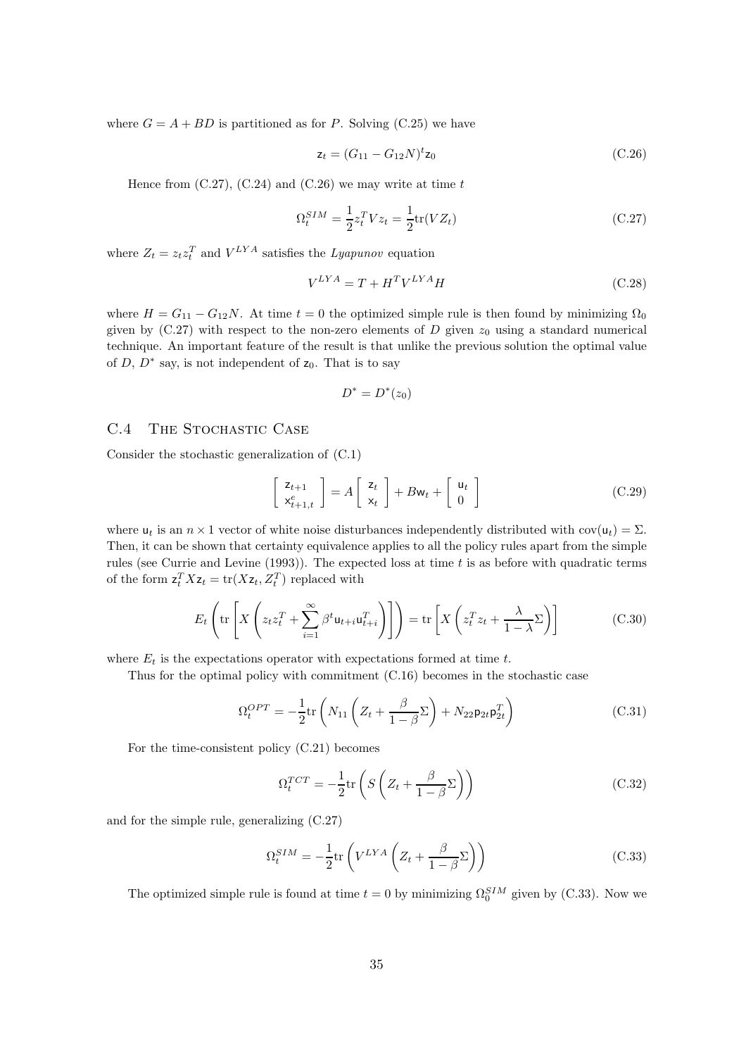where $G = A + BD$ is partitioned as for $P$. Solving (C.25) we have

$$\mathsf{z}_t = (G_{11} - G_{12}N)^t \mathsf{z}_0 \tag{C.26}$$

Hence from (C.27), (C.24) and (C.26) we may write at time $t$

$$\Omega_t^{SIM} = \frac{1}{2} z_t^T V z_t = \frac{1}{2}\mathrm{tr}(V Z_t) \tag{C.27}$$

where $Z_t = z_t z_t^T$ and $V^{LYA}$ satisfies the *Lyapunov* equation

$$V^{LYA} = T + H^T V^{LYA} H \tag{C.28}$$

where $H = G_{11} - G_{12}N$. At time $t = 0$ the optimized simple rule is then found by minimizing $\Omega_0$ given by (C.27) with respect to the non-zero elements of $D$ given $z_0$ using a standard numerical technique. An important feature of the result is that unlike the previous solution the optimal value of $D$, $D^*$ say, is not independent of $\mathsf{z}_0$. That is to say

$$D^* = D^*(z_0)$$

## C.4 The Stochastic Case

Consider the stochastic generalization of (C.1)

$$\begin{bmatrix} \mathsf{z}_{t+1} \\ \mathsf{x}^e_{t+1,t} \end{bmatrix} = A \begin{bmatrix} \mathsf{z}_t \\ \mathsf{x}_t \end{bmatrix} + B\mathsf{w}_t + \begin{bmatrix} \mathsf{u}_t \\ 0 \end{bmatrix} \tag{C.29}$$

where $\mathsf{u}_t$ is an $n \times 1$ vector of white noise disturbances independently distributed with $\mathrm{cov}(\mathsf{u}_t) = \Sigma$. Then, it can be shown that certainty equivalence applies to all the policy rules apart from the simple rules (see Currie and Levine (1993)). The expected loss at time $t$ is as before with quadratic terms of the form $\mathsf{z}_t^T X \mathsf{z}_t = \mathrm{tr}(X\mathsf{z}_t, Z_t^T)$ replaced with

$$E_t\left(\mathrm{tr}\left[X\left(z_t z_t^T + \sum_{i=1}^{\infty}\beta^t \mathsf{u}_{t+i}\mathsf{u}_{t+i}^T\right)\right]\right) = \mathrm{tr}\left[X\left(z_t^T z_t + \frac{\lambda}{1-\lambda}\Sigma\right)\right] \tag{C.30}$$

where $E_t$ is the expectations operator with expectations formed at time $t$.

Thus for the optimal policy with commitment (C.16) becomes in the stochastic case

$$\Omega_t^{OPT} = -\frac{1}{2}\mathrm{tr}\left(N_{11}\left(Z_t + \frac{\beta}{1-\beta}\Sigma\right) + N_{22}\mathsf{p}_{2t}\mathsf{p}_{2t}^T\right) \tag{C.31}$$

For the time-consistent policy (C.21) becomes

$$\Omega_t^{TCT} = -\frac{1}{2}\mathrm{tr}\left(S\left(Z_t + \frac{\beta}{1-\beta}\Sigma\right)\right) \tag{C.32}$$

and for the simple rule, generalizing (C.27)

$$\Omega_t^{SIM} = -\frac{1}{2}\mathrm{tr}\left(V^{LYA}\left(Z_t + \frac{\beta}{1-\beta}\Sigma\right)\right) \tag{C.33}$$

The optimized simple rule is found at time $t = 0$ by minimizing $\Omega_0^{SIM}$ given by (C.33). Now we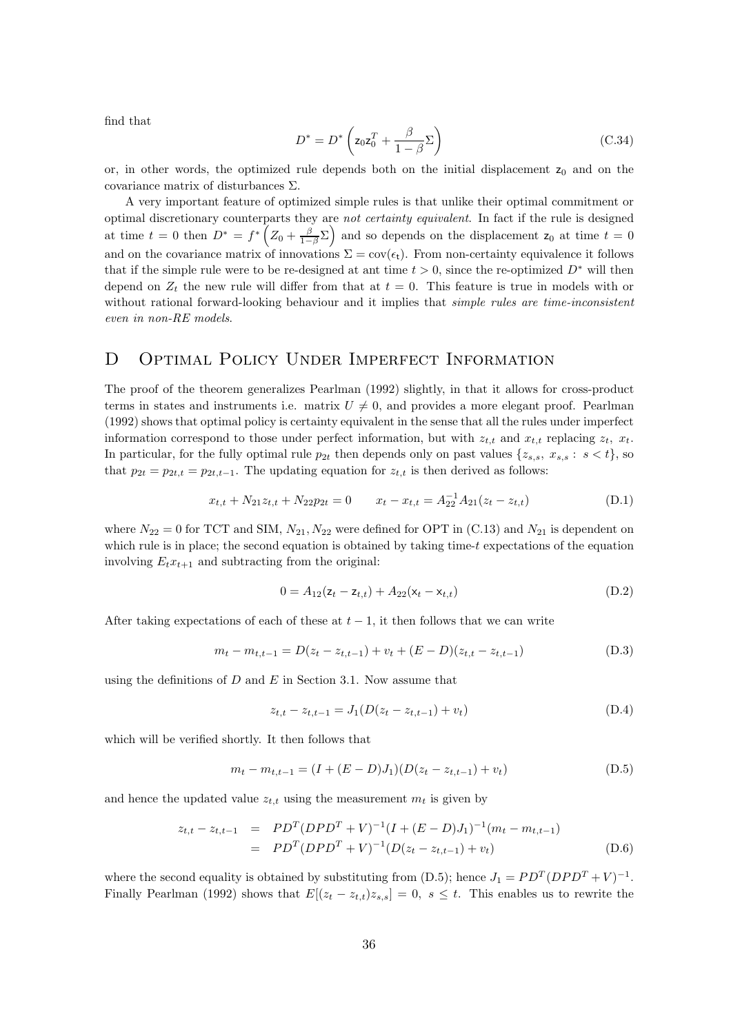find that

$$D^* = D^* \left( \mathsf{z}_0 \mathsf{z}_0^T + \frac{\beta}{1-\beta} \Sigma \right) \tag{C.34}$$

or, in other words, the optimized rule depends both on the initial displacement $\mathsf{z}_0$ and on the covariance matrix of disturbances $\Sigma$.

A very important feature of optimized simple rules is that unlike their optimal commitment or optimal discretionary counterparts they are *not certainty equivalent*. In fact if the rule is designed at time $t = 0$ then $D^* = f^* \left( Z_0 + \frac{\beta}{1-\beta} \Sigma \right)$ and so depends on the displacement $\mathsf{z}_0$ at time $t = 0$ and on the covariance matrix of innovations $\Sigma = \text{cov}(\epsilon_t)$. From non-certainty equivalence it follows that if the simple rule were to be re-designed at ant time $t > 0$, since the re-optimized $D^*$ will then depend on $Z_t$ the new rule will differ from that at $t = 0$. This feature is true in models with or without rational forward-looking behaviour and it implies that *simple rules are time-inconsistent even in non-RE models*.

# D Optimal Policy Under Imperfect Information

The proof of the theorem generalizes Pearlman (1992) slightly, in that it allows for cross-product terms in states and instruments i.e. matrix $U \neq 0$, and provides a more elegant proof. Pearlman (1992) shows that optimal policy is certainty equivalent in the sense that all the rules under imperfect information correspond to those under perfect information, but with $z_{t,t}$ and $x_{t,t}$ replacing $z_t$, $x_t$. In particular, for the fully optimal rule $p_{2t}$ then depends only on past values $\{z_{s,s},\ x_{s,s} :\ s < t\}$, so that $p_{2t} = p_{2t,t} = p_{2t,t-1}$. The updating equation for $z_{t,t}$ is then derived as follows:

$$x_{t,t} + N_{21} z_{t,t} + N_{22} p_{2t} = 0 \qquad x_t - x_{t,t} = A_{22}^{-1} A_{21} (z_t - z_{t,t}) \tag{D.1}$$

where $N_{22} = 0$ for TCT and SIM, $N_{21}, N_{22}$ were defined for OPT in (C.13) and $N_{21}$ is dependent on which rule is in place; the second equation is obtained by taking time-$t$ expectations of the equation involving $E_t x_{t+1}$ and subtracting from the original:

$$0 = A_{12}(\mathsf{z}_t - \mathsf{z}_{t,t}) + A_{22}(\mathsf{x}_t - \mathsf{x}_{t,t}) \tag{D.2}$$

After taking expectations of each of these at $t-1$, it then follows that we can write

$$m_t - m_{t,t-1} = D(z_t - z_{t,t-1}) + v_t + (E - D)(z_{t,t} - z_{t,t-1}) \tag{D.3}$$

using the definitions of $D$ and $E$ in Section 3.1. Now assume that

$$z_{t,t} - z_{t,t-1} = J_1 (D(z_t - z_{t,t-1}) + v_t) \tag{D.4}$$

which will be verified shortly. It then follows that

$$m_t - m_{t,t-1} = (I + (E - D) J_1)(D(z_t - z_{t,t-1}) + v_t) \tag{D.5}$$

and hence the updated value $z_{t,t}$ using the measurement $m_t$ is given by

$$\begin{aligned} z_{t,t} - z_{t,t-1} &= PD^T (DPD^T + V)^{-1} (I + (E - D) J_1)^{-1} (m_t - m_{t,t-1}) \\ &= PD^T (DPD^T + V)^{-1} (D(z_t - z_{t,t-1}) + v_t) \end{aligned} \tag{D.6}$$

where the second equality is obtained by substituting from (D.5); hence $J_1 = PD^T (DPD^T + V)^{-1}$. Finally Pearlman (1992) shows that $E[(z_t - z_{t,t}) z_{s,s}] = 0,\ s \leq t$. This enables us to rewrite the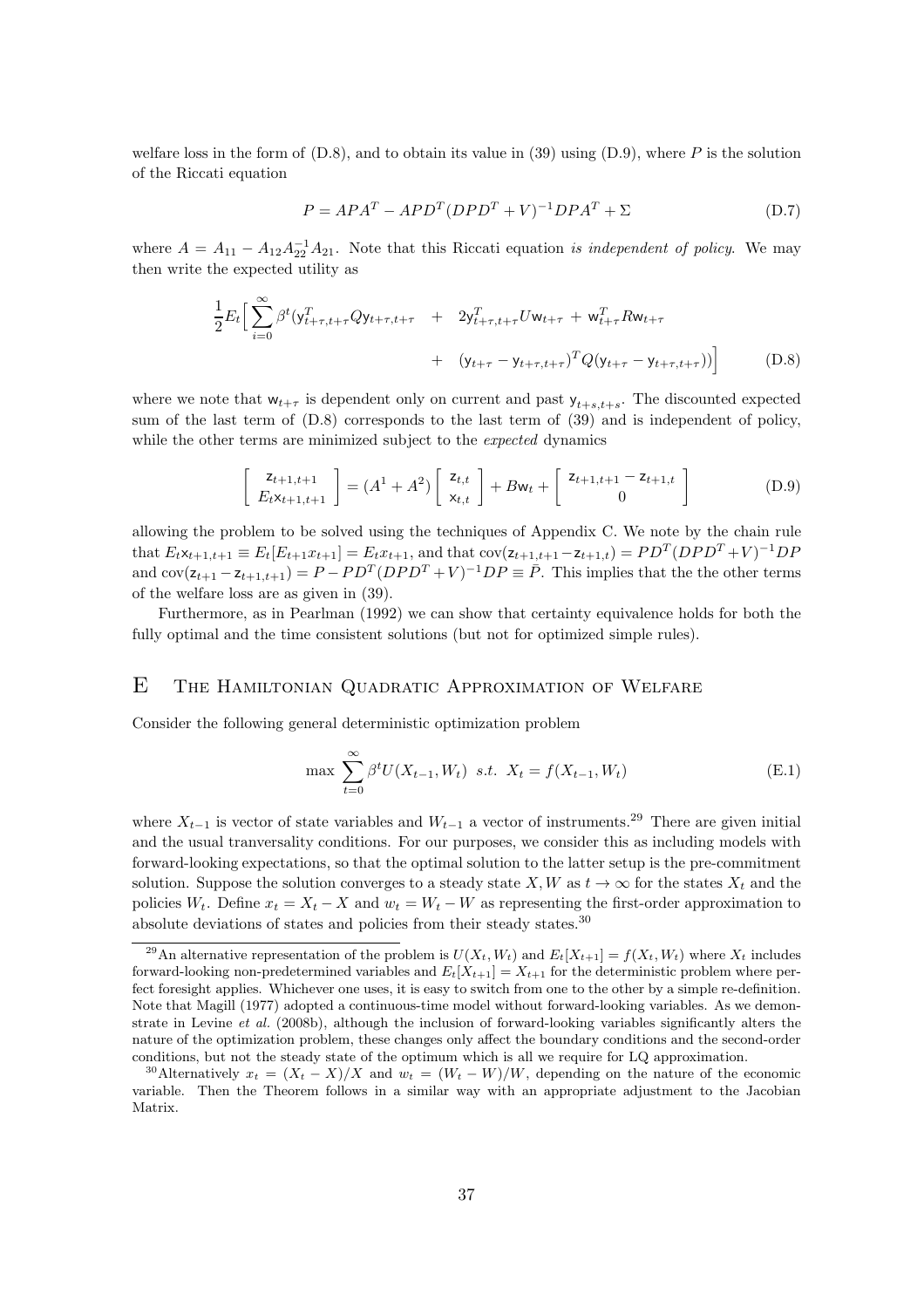welfare loss in the form of (D.8), and to obtain its value in (39) using (D.9), where $P$ is the solution of the Riccati equation

$$
P = APA^T - APD^T(DPD^T + V)^{-1}DPA^T + \Sigma \tag{D.7}
$$

where $A = A_{11} - A_{12}A_{22}^{-1}A_{21}$. Note that this Riccati equation *is independent of policy*. We may then write the expected utility as

$$
\begin{aligned}
\frac{1}{2}E_t\Big[\sum_{i=0}^{\infty}\beta^t(\mathsf{y}_{t+\tau,t+\tau}^T Q\mathsf{y}_{t+\tau,t+\tau} \quad &+ \quad 2\mathsf{y}_{t+\tau,t+\tau}^T U\mathsf{w}_{t+\tau} + \mathsf{w}_{t+\tau}^T R\mathsf{w}_{t+\tau} \\
&+ \quad (\mathsf{y}_{t+\tau} - \mathsf{y}_{t+\tau,t+\tau})^T Q(\mathsf{y}_{t+\tau} - \mathsf{y}_{t+\tau,t+\tau}))\Big]
\end{aligned} \tag{D.8}
$$

where we note that $\mathsf{w}_{t+\tau}$ is dependent only on current and past $\mathsf{y}_{t+s,t+s}$. The discounted expected sum of the last term of (D.8) corresponds to the last term of (39) and is independent of policy, while the other terms are minimized subject to the *expected* dynamics

$$
\begin{bmatrix} \mathsf{z}_{t+1,t+1} \\ E_t\mathsf{x}_{t+1,t+1} \end{bmatrix} = (A^1 + A^2)\begin{bmatrix} \mathsf{z}_{t,t} \\ \mathsf{x}_{t,t} \end{bmatrix} + B\mathsf{w}_t + \begin{bmatrix} \mathsf{z}_{t+1,t+1} - \mathsf{z}_{t+1,t} \\ 0 \end{bmatrix} \tag{D.9}
$$

allowing the problem to be solved using the techniques of Appendix C. We note by the chain rule that $E_t\mathsf{x}_{t+1,t+1} \equiv E_t[E_{t+1}x_{t+1}] = E_t x_{t+1}$, and that $\text{cov}(\mathsf{z}_{t+1,t+1} - \mathsf{z}_{t+1,t}) = PD^T(DPD^T + V)^{-1}DP$ and $\text{cov}(\mathsf{z}_{t+1} - \mathsf{z}_{t+1,t+1}) = P - PD^T(DPD^T + V)^{-1}DP \equiv \bar{P}$. This implies that the the other terms of the welfare loss are as given in (39).

Furthermore, as in Pearlman (1992) we can show that certainty equivalence holds for both the fully optimal and the time consistent solutions (but not for optimized simple rules).

# E The Hamiltonian Quadratic Approximation of Welfare

Consider the following general deterministic optimization problem

$$
\max \sum_{t=0}^{\infty}\beta^t U(X_{t-1}, W_t) \;\; s.t. \;\; X_t = f(X_{t-1}, W_t) \tag{E.1}
$$

where $X_{t-1}$ is vector of state variables and $W_{t-1}$ a vector of instruments.[29] There are given initial and the usual tranversality conditions. For our purposes, we consider this as including models with forward-looking expectations, so that the optimal solution to the latter setup is the pre-commitment solution. Suppose the solution converges to a steady state $X, W$ as $t \to \infty$ for the states $X_t$ and the policies $W_t$. Define $x_t = X_t - X$ and $w_t = W_t - W$ as representing the first-order approximation to absolute deviations of states and policies from their steady states.[30]

[29] An alternative representation of the problem is $U(X_t, W_t)$ and $E_t[X_{t+1}] = f(X_t, W_t)$ where $X_t$ includes forward-looking non-predetermined variables and $E_t[X_{t+1}] = X_{t+1}$ for the deterministic problem where perfect foresight applies. Whichever one uses, it is easy to switch from one to the other by a simple re-definition. Note that Magill (1977) adopted a continuous-time model without forward-looking variables. As we demonstrate in Levine *et al.* (2008b), although the inclusion of forward-looking variables significantly alters the nature of the optimization problem, these changes only affect the boundary conditions and the second-order conditions, but not the steady state of the optimum which is all we require for LQ approximation.

[30] Alternatively $x_t = (X_t - X)/X$ and $w_t = (W_t - W)/W$, depending on the nature of the economic variable. Then the Theorem follows in a similar way with an appropriate adjustment to the Jacobian Matrix.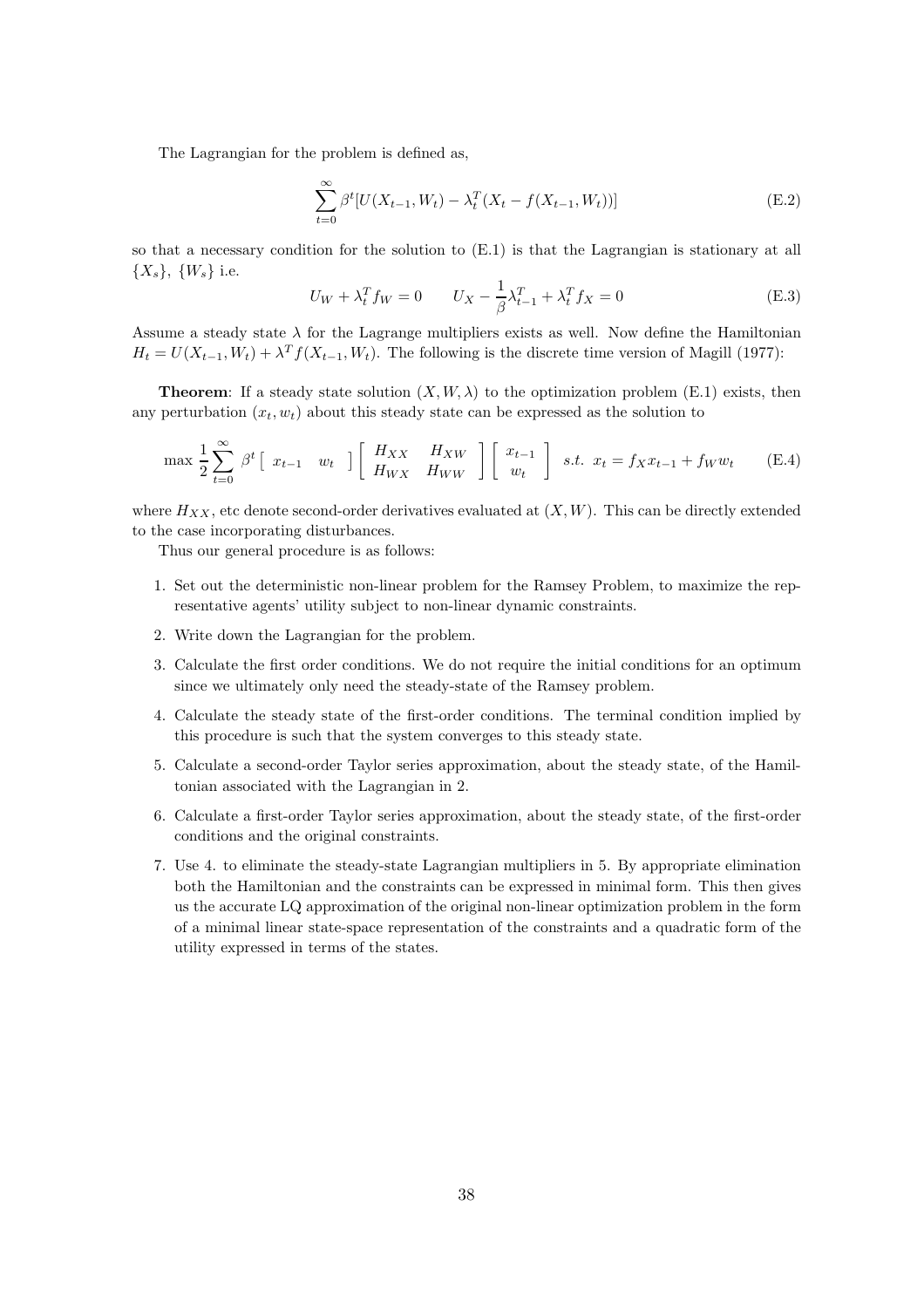The Lagrangian for the problem is defined as,

$$\sum_{t=0}^{\infty} \beta^t [U(X_{t-1}, W_t) - \lambda_t^T (X_t - f(X_{t-1}, W_t))] \tag{E.2}$$

so that a necessary condition for the solution to (E.1) is that the Lagrangian is stationary at all $\{X_s\}$, $\{W_s\}$ i.e.

$$U_W + \lambda_t^T f_W = 0 \qquad U_X - \frac{1}{\beta}\lambda_{t-1}^T + \lambda_t^T f_X = 0 \tag{E.3}$$

Assume a steady state $\lambda$ for the Lagrange multipliers exists as well. Now define the Hamiltonian $H_t = U(X_{t-1}, W_t) + \lambda^T f(X_{t-1}, W_t)$. The following is the discrete time version of Magill (1977):

**Theorem**: If a steady state solution $(X, W, \lambda)$ to the optimization problem (E.1) exists, then any perturbation $(x_t, w_t)$ about this steady state can be expressed as the solution to

$$\max \frac{1}{2} \sum_{t=0}^{\infty} \beta^t \begin{bmatrix} x_{t-1} & w_t \end{bmatrix} \begin{bmatrix} H_{XX} & H_{XW} \\ H_{WX} & H_{WW} \end{bmatrix} \begin{bmatrix} x_{t-1} \\ w_t \end{bmatrix} \; s.t. \; x_t = f_X x_{t-1} + f_W w_t \tag{E.4}$$

where $H_{XX}$, etc denote second-order derivatives evaluated at $(X, W)$. This can be directly extended to the case incorporating disturbances.

Thus our general procedure is as follows:

1. Set out the deterministic non-linear problem for the Ramsey Problem, to maximize the representative agents' utility subject to non-linear dynamic constraints.
2. Write down the Lagrangian for the problem.
3. Calculate the first order conditions. We do not require the initial conditions for an optimum since we ultimately only need the steady-state of the Ramsey problem.
4. Calculate the steady state of the first-order conditions. The terminal condition implied by this procedure is such that the system converges to this steady state.
5. Calculate a second-order Taylor series approximation, about the steady state, of the Hamiltonian associated with the Lagrangian in 2.
6. Calculate a first-order Taylor series approximation, about the steady state, of the first-order conditions and the original constraints.
7. Use 4. to eliminate the steady-state Lagrangian multipliers in 5. By appropriate elimination both the Hamiltonian and the constraints can be expressed in minimal form. This then gives us the accurate LQ approximation of the original non-linear optimization problem in the form of a minimal linear state-space representation of the constraints and a quadratic form of the utility expressed in terms of the states.